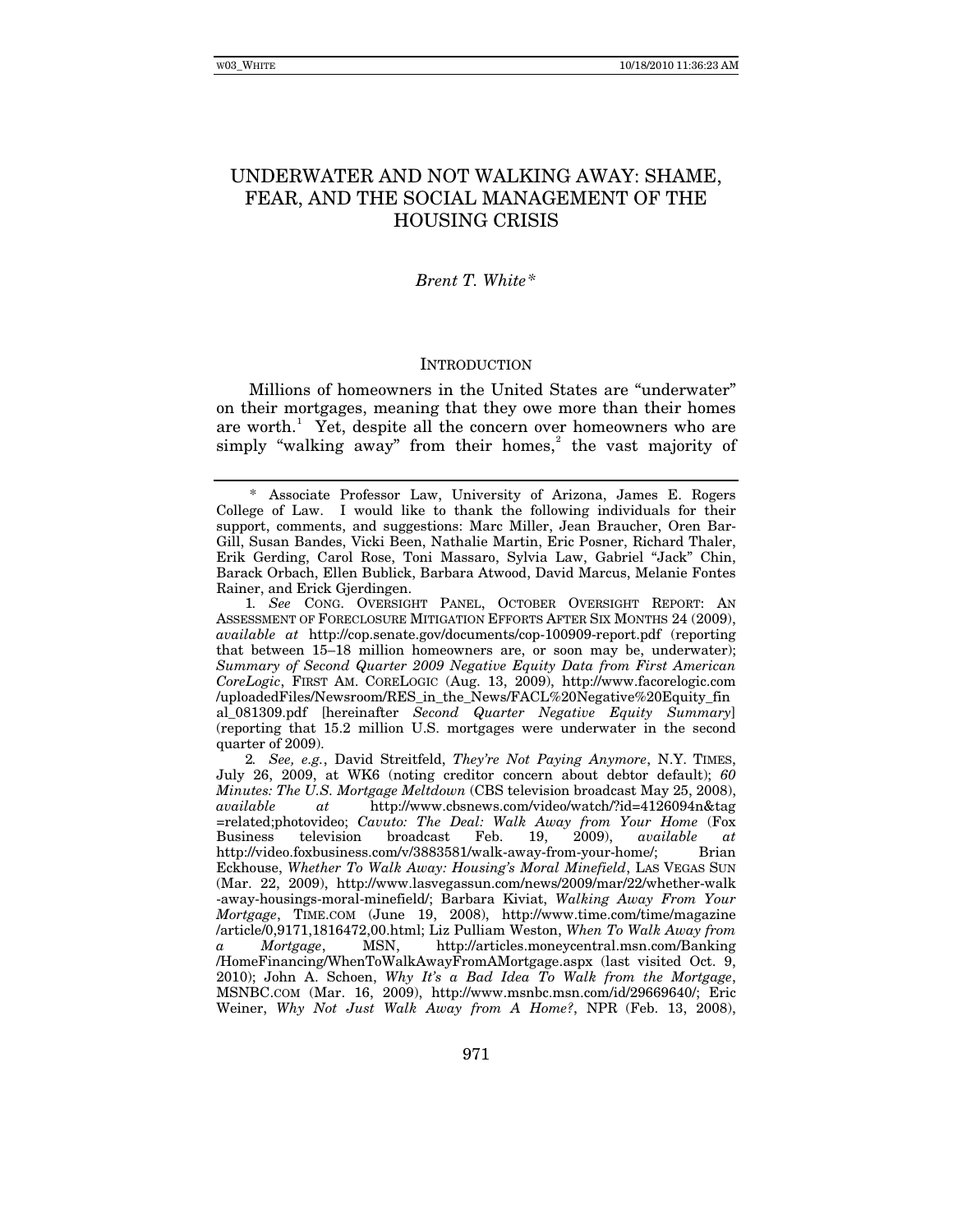# UNDERWATER AND NOT WALKING AWAY: SHAME, FEAR, AND THE SOCIAL MANAGEMENT OF THE HOUSING CRISIS

*Brent T. White\**

## INTRODUCTION

Millions of homeowners in the United States are "underwater" on their mortgages, meaning that they owe more than their homes are worth.[1] Yet, despite all the concern over homeowners who are simply "walking away" from their homes,[2] the vast majority of

---

\* Associate Professor Law, University of Arizona, James E. Rogers College of Law. I would like to thank the following individuals for their support, comments, and suggestions: Marc Miller, Jean Braucher, Oren Bar-Gill, Susan Bandes, Vicki Been, Nathalie Martin, Eric Posner, Richard Thaler, Erik Gerding, Carol Rose, Toni Massaro, Sylvia Law, Gabriel "Jack" Chin, Barack Orbach, Ellen Bublick, Barbara Atwood, David Marcus, Melanie Fontes Rainer, and Erick Gjerdingen.

1. *See* CONG. OVERSIGHT PANEL, OCTOBER OVERSIGHT REPORT: AN ASSESSMENT OF FORECLOSURE MITIGATION EFFORTS AFTER SIX MONTHS 24 (2009), *available at* http://cop.senate.gov/documents/cop-100909-report.pdf (reporting that between 15–18 million homeowners are, or soon may be, underwater); *Summary of Second Quarter 2009 Negative Equity Data from First American CoreLogic*, FIRST AM. CORELOGIC (Aug. 13, 2009), http://www.facorelogic.com/uploadedFiles/Newsroom/RES_in_the_News/FACL%20Negative%20Equity_final_081309.pdf [hereinafter *Second Quarter Negative Equity Summary*] (reporting that 15.2 million U.S. mortgages were underwater in the second quarter of 2009).

2. *See, e.g.*, David Streitfeld, *They're Not Paying Anymore*, N.Y. TIMES, July 26, 2009, at WK6 (noting creditor concern about debtor default); *60 Minutes: The U.S. Mortgage Meltdown* (CBS television broadcast May 25, 2008), *available at* http://www.cbsnews.com/video/watch/?id=4126094n&tag=related;photovideo; *Cavuto: The Deal: Walk Away from Your Home* (Fox Business television broadcast Feb. 19, 2009), *available at* http://video.foxbusiness.com/v/3883581/walk-away-from-your-home/; Brian Eckhouse, *Whether To Walk Away: Housing's Moral Minefield*, LAS VEGAS SUN (Mar. 22, 2009), http://www.lasvegassun.com/news/2009/mar/22/whether-walk-away-housings-moral-minefield/; Barbara Kiviat, *Walking Away From Your Mortgage*, TIME.COM (June 19, 2008), http://www.time.com/time/magazine/article/0,9171,1816472,00.html; Liz Pulliam Weston, *When To Walk Away from a Mortgage*, MSN, http://articles.moneycentral.msn.com/Banking/HomeFinancing/WhenToWalkAwayFromAMortgage.aspx (last visited Oct. 9, 2010); John A. Schoen, *Why It's a Bad Idea To Walk from the Mortgage*, MSNBC.COM (Mar. 16, 2009), http://www.msnbc.msn.com/id/29669640/; Eric Weiner, *Why Not Just Walk Away from A Home?*, NPR (Feb. 13, 2008),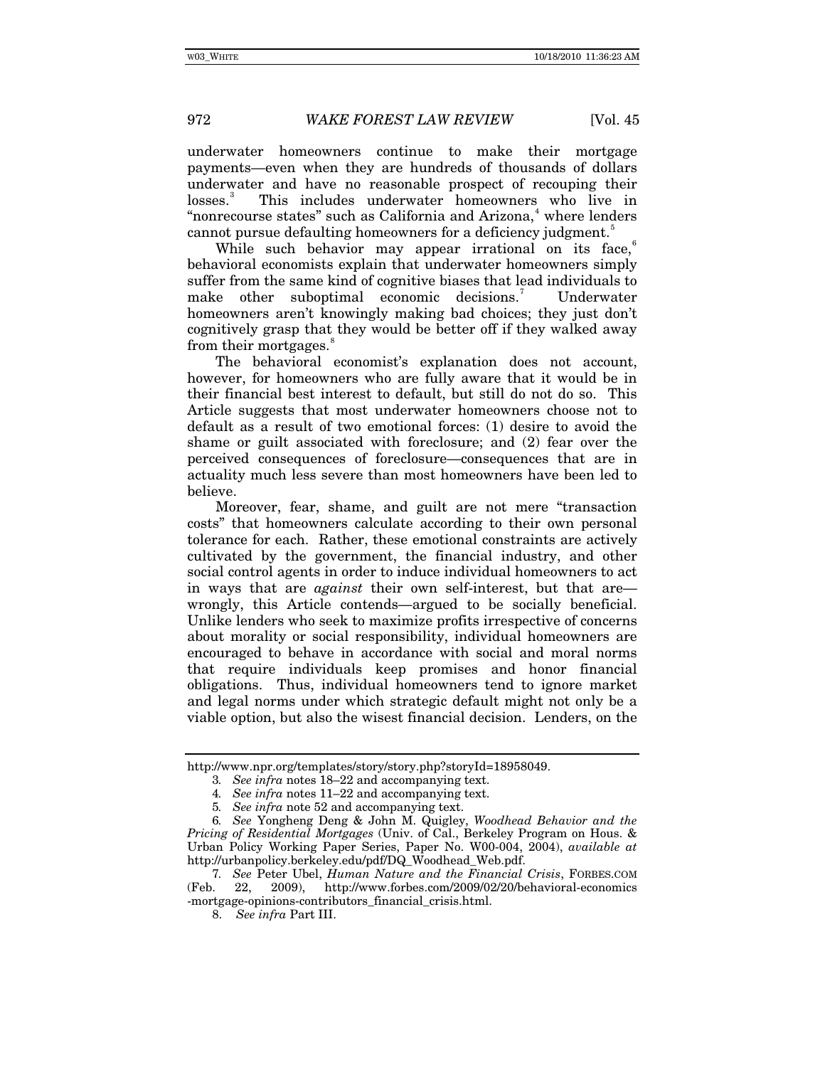underwater homeowners continue to make their mortgage payments—even when they are hundreds of thousands of dollars underwater and have no reasonable prospect of recouping their losses.[3] This includes underwater homeowners who live in "nonrecourse states" such as California and Arizona,[4] where lenders cannot pursue defaulting homeowners for a deficiency judgment.[5]

While such behavior may appear irrational on its face,[6] behavioral economists explain that underwater homeowners simply suffer from the same kind of cognitive biases that lead individuals to make other suboptimal economic decisions.[7] Underwater homeowners aren't knowingly making bad choices; they just don't cognitively grasp that they would be better off if they walked away from their mortgages.[8]

The behavioral economist's explanation does not account, however, for homeowners who are fully aware that it would be in their financial best interest to default, but still do not do so. This Article suggests that most underwater homeowners choose not to default as a result of two emotional forces: (1) desire to avoid the shame or guilt associated with foreclosure; and (2) fear over the perceived consequences of foreclosure—consequences that are in actuality much less severe than most homeowners have been led to believe.

Moreover, fear, shame, and guilt are not mere "transaction costs" that homeowners calculate according to their own personal tolerance for each. Rather, these emotional constraints are actively cultivated by the government, the financial industry, and other social control agents in order to induce individual homeowners to act in ways that are *against* their own self-interest, but that are—wrongly, this Article contends—argued to be socially beneficial. Unlike lenders who seek to maximize profits irrespective of concerns about morality or social responsibility, individual homeowners are encouraged to behave in accordance with social and moral norms that require individuals keep promises and honor financial obligations. Thus, individual homeowners tend to ignore market and legal norms under which strategic default might not only be a viable option, but also the wisest financial decision. Lenders, on the

---

http://www.npr.org/templates/story/story.php?storyId=18958049.

3. *See infra* notes 18–22 and accompanying text.

4. *See infra* notes 11–22 and accompanying text.

5. *See infra* note 52 and accompanying text.

6. *See* Yongheng Deng & John M. Quigley, *Woodhead Behavior and the Pricing of Residential Mortgages* (Univ. of Cal., Berkeley Program on Hous. & Urban Policy Working Paper Series, Paper No. W00-004, 2004), *available at* http://urbanpolicy.berkeley.edu/pdf/DQ_Woodhead_Web.pdf.

7. *See* Peter Ubel, *Human Nature and the Financial Crisis*, FORBES.COM (Feb. 22, 2009), http://www.forbes.com/2009/02/20/behavioral-economics-mortgage-opinions-contributors_financial_crisis.html.

8. *See infra* Part III.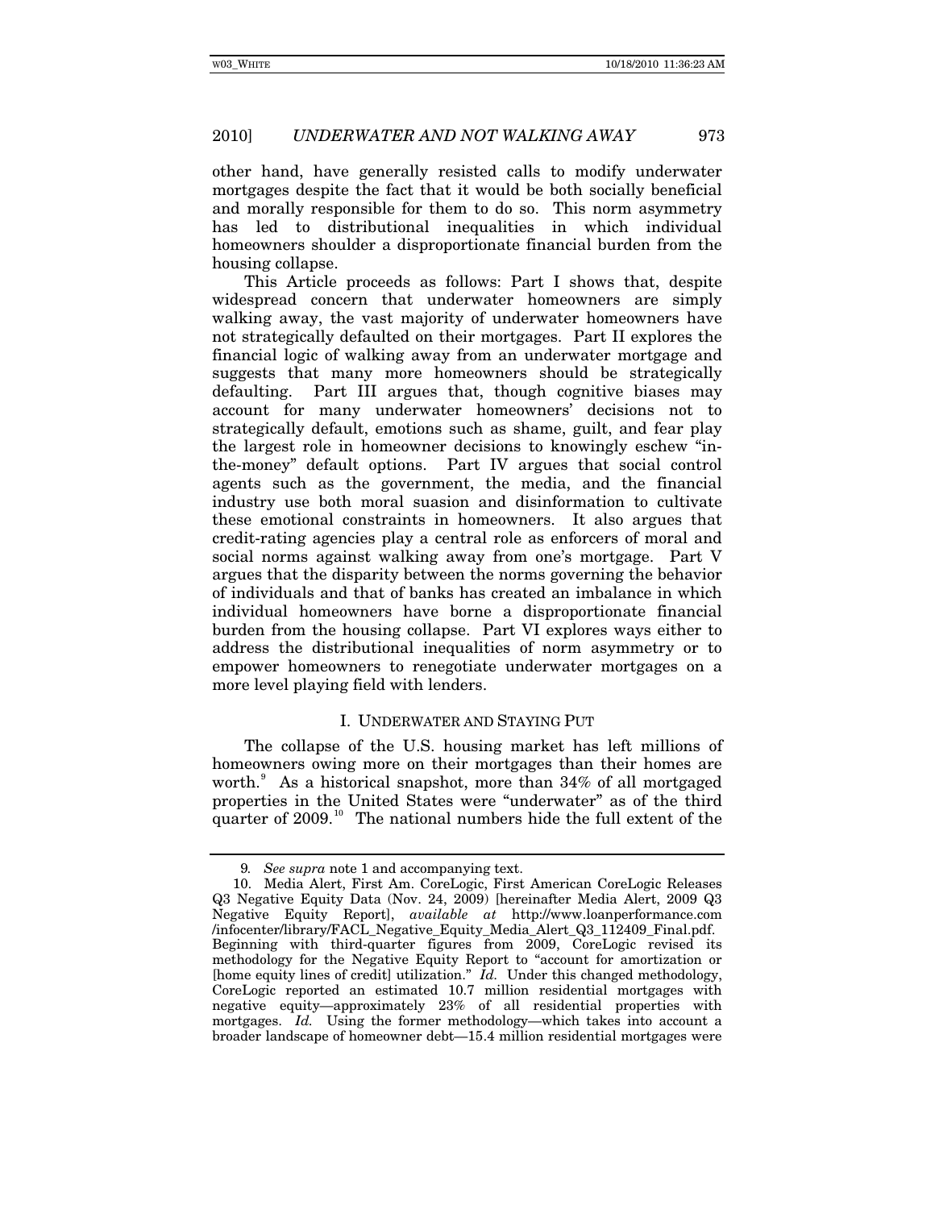other hand, have generally resisted calls to modify underwater mortgages despite the fact that it would be both socially beneficial and morally responsible for them to do so. This norm asymmetry has led to distributional inequalities in which individual homeowners shoulder a disproportionate financial burden from the housing collapse.

This Article proceeds as follows: Part I shows that, despite widespread concern that underwater homeowners are simply walking away, the vast majority of underwater homeowners have not strategically defaulted on their mortgages. Part II explores the financial logic of walking away from an underwater mortgage and suggests that many more homeowners should be strategically defaulting. Part III argues that, though cognitive biases may account for many underwater homeowners' decisions not to strategically default, emotions such as shame, guilt, and fear play the largest role in homeowner decisions to knowingly eschew "in-the-money" default options. Part IV argues that social control agents such as the government, the media, and the financial industry use both moral suasion and disinformation to cultivate these emotional constraints in homeowners. It also argues that credit-rating agencies play a central role as enforcers of moral and social norms against walking away from one's mortgage. Part V argues that the disparity between the norms governing the behavior of individuals and that of banks has created an imbalance in which individual homeowners have borne a disproportionate financial burden from the housing collapse. Part VI explores ways either to address the distributional inequalities of norm asymmetry or to empower homeowners to renegotiate underwater mortgages on a more level playing field with lenders.

## I. UNDERWATER AND STAYING PUT

The collapse of the U.S. housing market has left millions of homeowners owing more on their mortgages than their homes are worth.[9] As a historical snapshot, more than 34% of all mortgaged properties in the United States were "underwater" as of the third quarter of 2009.[10] The national numbers hide the full extent of the

---

9. *See supra* note 1 and accompanying text.

10. Media Alert, First Am. CoreLogic, First American CoreLogic Releases Q3 Negative Equity Data (Nov. 24, 2009) [hereinafter Media Alert, 2009 Q3 Negative Equity Report], *available at* http://www.loanperformance.com/infocenter/library/FACL_Negative_Equity_Media_Alert_Q3_112409_Final.pdf. Beginning with third-quarter figures from 2009, CoreLogic revised its methodology for the Negative Equity Report to "account for amortization or [home equity lines of credit] utilization." *Id.* Under this changed methodology, CoreLogic reported an estimated 10.7 million residential mortgages with negative equity—approximately 23% of all residential properties with mortgages. *Id.* Using the former methodology—which takes into account a broader landscape of homeowner debt—15.4 million residential mortgages were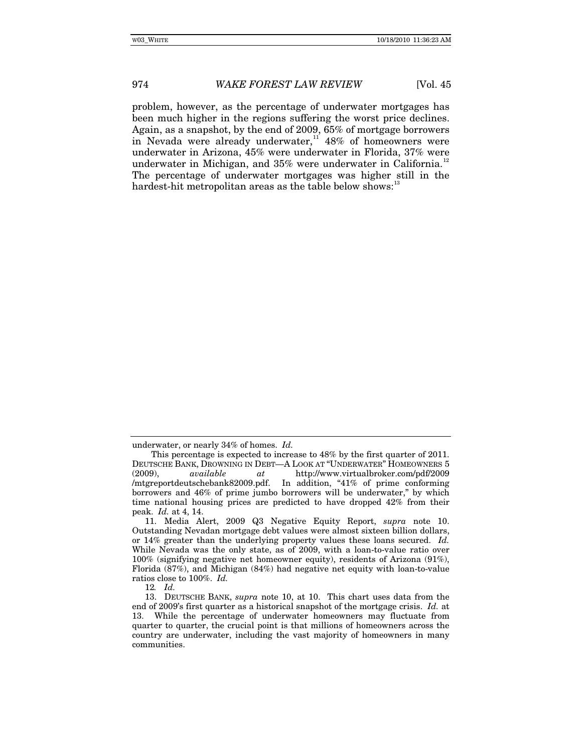problem, however, as the percentage of underwater mortgages has been much higher in the regions suffering the worst price declines. Again, as a snapshot, by the end of 2009, 65% of mortgage borrowers in Nevada were already underwater,[11] 48% of homeowners were underwater in Arizona, 45% were underwater in Florida, 37% were underwater in Michigan, and 35% were underwater in California.[12] The percentage of underwater mortgages was higher still in the hardest-hit metropolitan areas as the table below shows:[13]

---

underwater, or nearly 34% of homes. *Id.*

This percentage is expected to increase to 48% by the first quarter of 2011. DEUTSCHE BANK, DROWNING IN DEBT—A LOOK AT "UNDERWATER" HOMEOWNERS 5 (2009), *available at* http://www.virtualbroker.com/pdf/2009/mtgreportdeutschebank82009.pdf. In addition, "41% of prime conforming borrowers and 46% of prime jumbo borrowers will be underwater," by which time national housing prices are predicted to have dropped 42% from their peak. *Id.* at 4, 14.

11. Media Alert, 2009 Q3 Negative Equity Report, *supra* note 10. Outstanding Nevadan mortgage debt values were almost sixteen billion dollars, or 14% greater than the underlying property values these loans secured. *Id.* While Nevada was the only state, as of 2009, with a loan-to-value ratio over 100% (signifying negative net homeowner equity), residents of Arizona (91%), Florida (87%), and Michigan (84%) had negative net equity with loan-to-value ratios close to 100%. *Id.*

12. *Id.*

13. DEUTSCHE BANK, *supra* note 10, at 10. This chart uses data from the end of 2009's first quarter as a historical snapshot of the mortgage crisis. *Id.* at 13. While the percentage of underwater homeowners may fluctuate from quarter to quarter, the crucial point is that millions of homeowners across the country are underwater, including the vast majority of homeowners in many communities.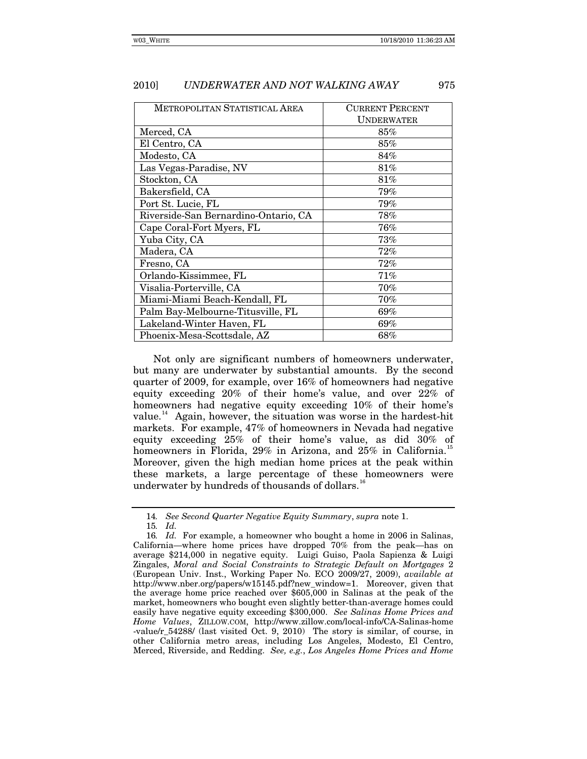| METROPOLITAN STATISTICAL AREA | CURRENT PERCENT UNDERWATER |
|---|---|
| Merced, CA | 85% |
| El Centro, CA | 85% |
| Modesto, CA | 84% |
| Las Vegas-Paradise, NV | 81% |
| Stockton, CA | 81% |
| Bakersfield, CA | 79% |
| Port St. Lucie, FL | 79% |
| Riverside-San Bernardino-Ontario, CA | 78% |
| Cape Coral-Fort Myers, FL | 76% |
| Yuba City, CA | 73% |
| Madera, CA | 72% |
| Fresno, CA | 72% |
| Orlando-Kissimmee, FL | 71% |
| Visalia-Porterville, CA | 70% |
| Miami-Miami Beach-Kendall, FL | 70% |
| Palm Bay-Melbourne-Titusville, FL | 69% |
| Lakeland-Winter Haven, FL | 69% |
| Phoenix-Mesa-Scottsdale, AZ | 68% |

Not only are significant numbers of homeowners underwater, but many are underwater by substantial amounts. By the second quarter of 2009, for example, over 16% of homeowners had negative equity exceeding 20% of their home's value, and over 22% of homeowners had negative equity exceeding 10% of their home's value.[14] Again, however, the situation was worse in the hardest-hit markets. For example, 47% of homeowners in Nevada had negative equity exceeding 25% of their home's value, as did 30% of homeowners in Florida, 29% in Arizona, and 25% in California.[15] Moreover, given the high median home prices at the peak within these markets, a large percentage of these homeowners were underwater by hundreds of thousands of dollars.[16]

---

14. *See Second Quarter Negative Equity Summary*, *supra* note 1.

15. *Id.*

16. *Id.* For example, a homeowner who bought a home in 2006 in Salinas, California—where home prices have dropped 70% from the peak—has on average $214,000 in negative equity. Luigi Guiso, Paola Sapienza & Luigi Zingales, *Moral and Social Constraints to Strategic Default on Mortgages* 2 (European Univ. Inst., Working Paper No. ECO 2009/27, 2009), *available at* http://www.nber.org/papers/w15145.pdf?new_window=1. Moreover, given that the average home price reached over $605,000 in Salinas at the peak of the market, homeowners who bought even slightly better-than-average homes could easily have negative equity exceeding $300,000. *See Salinas Home Prices and Home Values*, ZILLOW.COM, http://www.zillow.com/local-info/CA-Salinas-home-value/r_54288/ (last visited Oct. 9, 2010) The story is similar, of course, in other California metro areas, including Los Angeles, Modesto, El Centro, Merced, Riverside, and Redding. *See, e.g.*, *Los Angeles Home Prices and Home*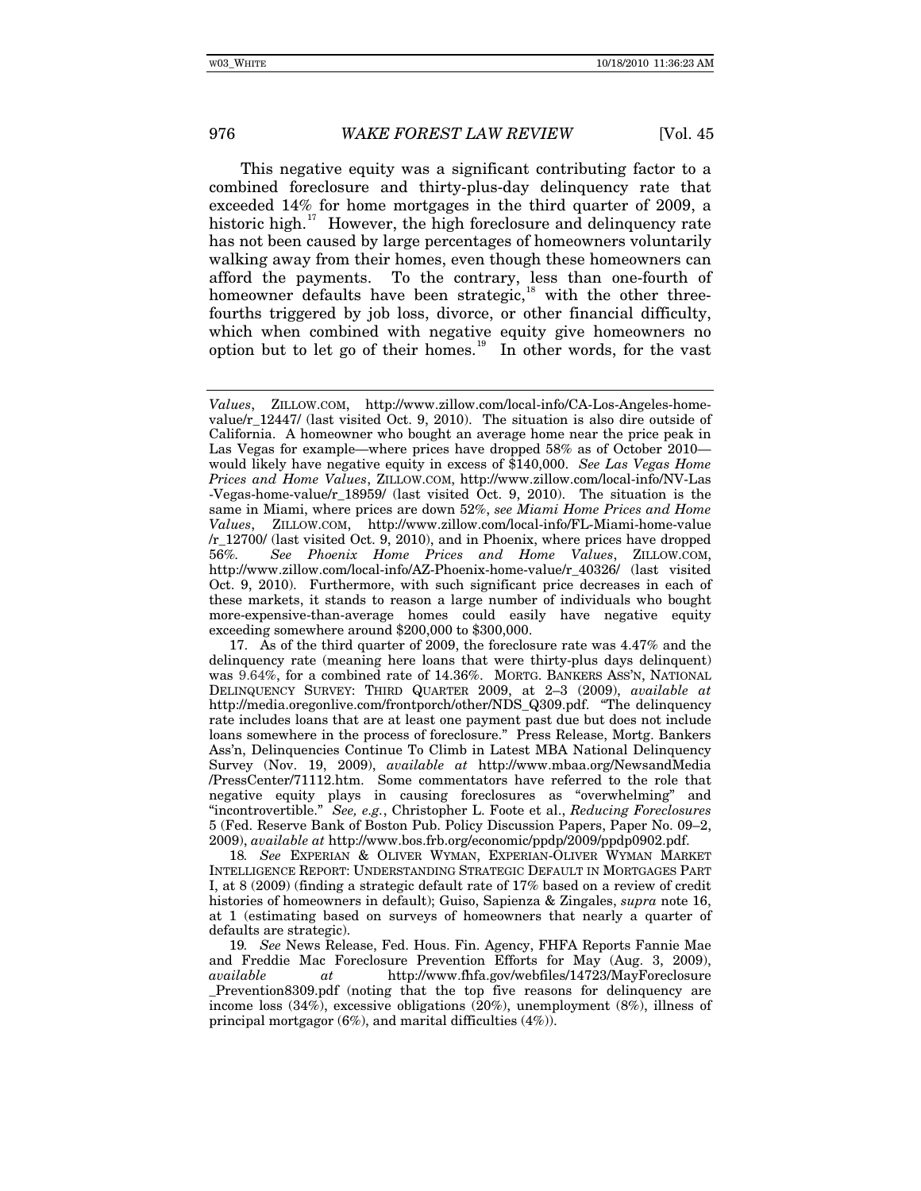This negative equity was a significant contributing factor to a combined foreclosure and thirty-plus-day delinquency rate that exceeded 14% for home mortgages in the third quarter of 2009, a historic high.[17] However, the high foreclosure and delinquency rate has not been caused by large percentages of homeowners voluntarily walking away from their homes, even though these homeowners can afford the payments. To the contrary, less than one-fourth of homeowner defaults have been strategic,[18] with the other three-fourths triggered by job loss, divorce, or other financial difficulty, which when combined with negative equity give homeowners no option but to let go of their homes.[19] In other words, for the vast

---

*Values*, ZILLOW.COM, http://www.zillow.com/local-info/CA-Los-Angeles-home-value/r_12447/ (last visited Oct. 9, 2010). The situation is also dire outside of California. A homeowner who bought an average home near the price peak in Las Vegas for example—where prices have dropped 58% as of October 2010—would likely have negative equity in excess of $140,000. *See Las Vegas Home Prices and Home Values*, ZILLOW.COM, http://www.zillow.com/local-info/NV-Las-Vegas-home-value/r_18959/ (last visited Oct. 9, 2010). The situation is the same in Miami, where prices are down 52%, *see Miami Home Prices and Home Values*, ZILLOW.COM, http://www.zillow.com/local-info/FL-Miami-home-value/r_12700/ (last visited Oct. 9, 2010), and in Phoenix, where prices have dropped 56%. *See Phoenix Home Prices and Home Values*, ZILLOW.COM, http://www.zillow.com/local-info/AZ-Phoenix-home-value/r_40326/ (last visited Oct. 9, 2010). Furthermore, with such significant price decreases in each of these markets, it stands to reason a large number of individuals who bought more-expensive-than-average homes could easily have negative equity exceeding somewhere around $200,000 to $300,000.

17. As of the third quarter of 2009, the foreclosure rate was 4.47% and the delinquency rate (meaning here loans that were thirty-plus days delinquent) was 9.64%, for a combined rate of 14.36%. MORTG. BANKERS ASS'N, NATIONAL DELINQUENCY SURVEY: THIRD QUARTER 2009, at 2–3 (2009), *available at* http://media.oregonlive.com/frontporch/other/NDS_Q309.pdf. "The delinquency rate includes loans that are at least one payment past due but does not include loans somewhere in the process of foreclosure." Press Release, Mortg. Bankers Ass'n, Delinquencies Continue To Climb in Latest MBA National Delinquency Survey (Nov. 19, 2009), *available at* http://www.mbaa.org/NewsandMedia/PressCenter/71112.htm. Some commentators have referred to the role that negative equity plays in causing foreclosures as "overwhelming" and "incontrovertible." *See, e.g.*, Christopher L. Foote et al., *Reducing Foreclosures* 5 (Fed. Reserve Bank of Boston Pub. Policy Discussion Papers, Paper No. 09–2, 2009), *available at* http://www.bos.frb.org/economic/ppdp/2009/ppdp0902.pdf.

18. *See* EXPERIAN & OLIVER WYMAN, EXPERIAN-OLIVER WYMAN MARKET INTELLIGENCE REPORT: UNDERSTANDING STRATEGIC DEFAULT IN MORTGAGES PART I, at 8 (2009) (finding a strategic default rate of 17% based on a review of credit histories of homeowners in default); Guiso, Sapienza & Zingales, *supra* note 16, at 1 (estimating based on surveys of homeowners that nearly a quarter of defaults are strategic).

19. *See* News Release, Fed. Hous. Fin. Agency, FHFA Reports Fannie Mae and Freddie Mac Foreclosure Prevention Efforts for May (Aug. 3, 2009), *available at* http://www.fhfa.gov/webfiles/14723/MayForeclosure_Prevention8309.pdf (noting that the top five reasons for delinquency are income loss (34%), excessive obligations (20%), unemployment (8%), illness of principal mortgagor (6%), and marital difficulties (4%)).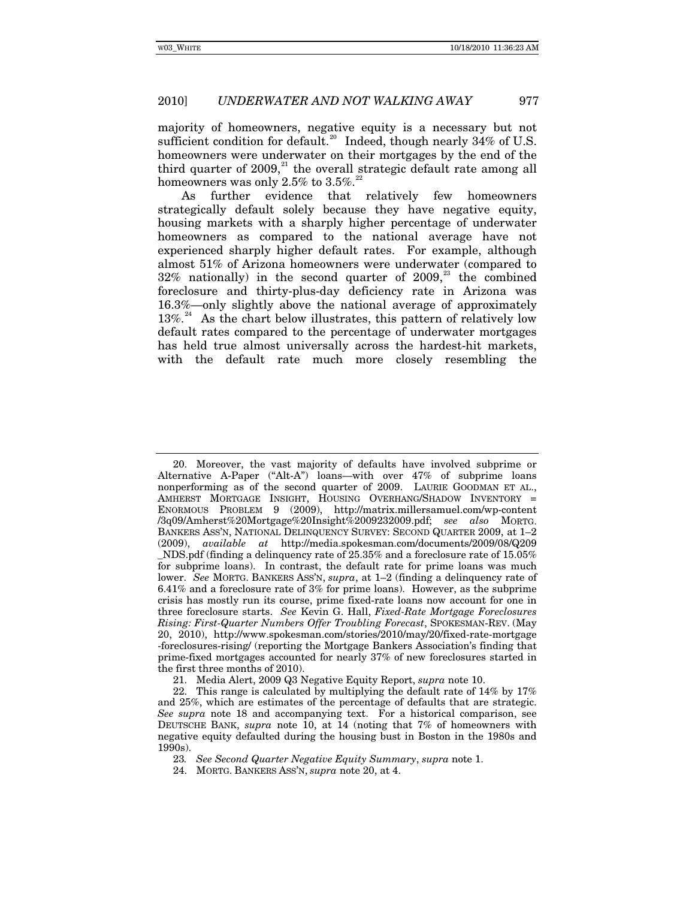majority of homeowners, negative equity is a necessary but not sufficient condition for default.[20] Indeed, though nearly 34% of U.S. homeowners were underwater on their mortgages by the end of the third quarter of 2009,[21] the overall strategic default rate among all homeowners was only 2.5% to 3.5%.[22]

As further evidence that relatively few homeowners strategically default solely because they have negative equity, housing markets with a sharply higher percentage of underwater homeowners as compared to the national average have not experienced sharply higher default rates. For example, although almost 51% of Arizona homeowners were underwater (compared to 32% nationally) in the second quarter of 2009,[23] the combined foreclosure and thirty-plus-day deficiency rate in Arizona was 16.3%—only slightly above the national average of approximately 13%.[24] As the chart below illustrates, this pattern of relatively low default rates compared to the percentage of underwater mortgages has held true almost universally across the hardest-hit markets, with the default rate much more closely resembling the

---

20. Moreover, the vast majority of defaults have involved subprime or Alternative A-Paper ("Alt-A") loans—with over 47% of subprime loans nonperforming as of the second quarter of 2009. LAURIE GOODMAN ET AL., AMHERST MORTGAGE INSIGHT, HOUSING OVERHANG/SHADOW INVENTORY = ENORMOUS PROBLEM 9 (2009), http://matrix.millersamuel.com/wp-content/3q09/Amherst%20Mortgage%20Insight%2009232009.pdf; *see also* MORTG. BANKERS ASS'N, NATIONAL DELINQUENCY SURVEY: SECOND QUARTER 2009, at 1–2 (2009), *available at* http://media.spokesman.com/documents/2009/08/Q209_NDS.pdf (finding a delinquency rate of 25.35% and a foreclosure rate of 15.05% for subprime loans). In contrast, the default rate for prime loans was much lower. *See* MORTG. BANKERS ASS'N, *supra*, at 1–2 (finding a delinquency rate of 6.41% and a foreclosure rate of 3% for prime loans). However, as the subprime crisis has mostly run its course, prime fixed-rate loans now account for one in three foreclosure starts. *See* Kevin G. Hall, *Fixed-Rate Mortgage Foreclosures Rising: First-Quarter Numbers Offer Troubling Forecast*, SPOKESMAN-REV. (May 20, 2010), http://www.spokesman.com/stories/2010/may/20/fixed-rate-mortgage-foreclosures-rising/ (reporting the Mortgage Bankers Association's finding that prime-fixed mortgages accounted for nearly 37% of new foreclosures started in the first three months of 2010).

21. Media Alert, 2009 Q3 Negative Equity Report, *supra* note 10.

22. This range is calculated by multiplying the default rate of 14% by 17% and 25%, which are estimates of the percentage of defaults that are strategic. *See supra* note 18 and accompanying text. For a historical comparison, see DEUTSCHE BANK, *supra* note 10, at 14 (noting that 7% of homeowners with negative equity defaulted during the housing bust in Boston in the 1980s and 1990s).

23. *See Second Quarter Negative Equity Summary*, *supra* note 1.

24. MORTG. BANKERS ASS'N, *supra* note 20, at 4.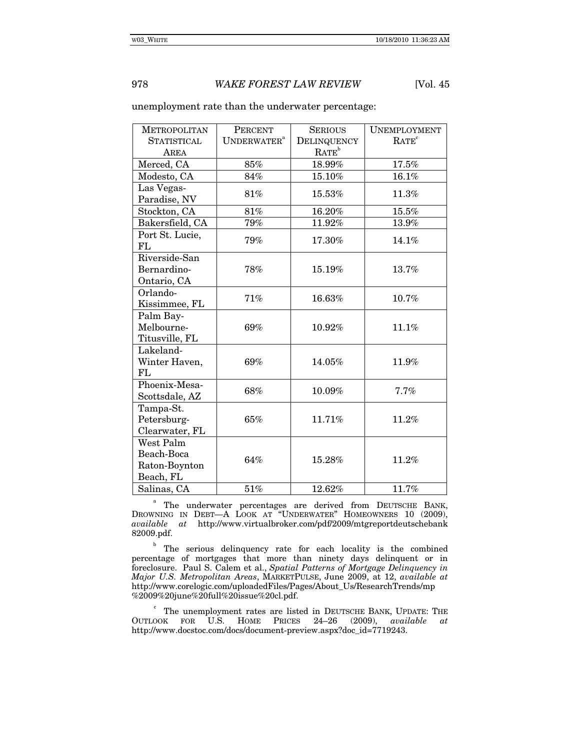unemployment rate than the underwater percentage:

| METROPOLITAN STATISTICAL AREA | PERCENT UNDERWATER[a] | SERIOUS DELINQUENCY RATE[b] | UNEMPLOYMENT RATE[c] |
|---|---|---|---|
| Merced, CA | 85% | 18.99% | 17.5% |
| Modesto, CA | 84% | 15.10% | 16.1% |
| Las Vegas-Paradise, NV | 81% | 15.53% | 11.3% |
| Stockton, CA | 81% | 16.20% | 15.5% |
| Bakersfield, CA | 79% | 11.92% | 13.9% |
| Port St. Lucie, FL | 79% | 17.30% | 14.1% |
| Riverside-San Bernardino-Ontario, CA | 78% | 15.19% | 13.7% |
| Orlando-Kissimmee, FL | 71% | 16.63% | 10.7% |
| Palm Bay-Melbourne-Titusville, FL | 69% | 10.92% | 11.1% |
| Lakeland-Winter Haven, FL | 69% | 14.05% | 11.9% |
| Phoenix-Mesa-Scottsdale, AZ | 68% | 10.09% | 7.7% |
| Tampa-St. Petersburg-Clearwater, FL | 65% | 11.71% | 11.2% |
| West Palm Beach-Boca Raton-Boynton Beach, FL | 64% | 15.28% | 11.2% |
| Salinas, CA | 51% | 12.62% | 11.7% |

[a] The underwater percentages are derived from DEUTSCHE BANK, DROWNING IN DEBT—A LOOK AT "UNDERWATER" HOMEOWNERS 10 (2009), *available at* http://www.virtualbroker.com/pdf/2009/mtgreportdeutschebank82009.pdf.

[b] The serious delinquency rate for each locality is the combined percentage of mortgages that more than ninety days delinquent or in foreclosure. Paul S. Calem et al., *Spatial Patterns of Mortgage Delinquency in Major U.S. Metropolitan Areas*, MARKETPULSE, June 2009, at 12, *available at* http://www.corelogic.com/uploadedFiles/Pages/About_Us/ResearchTrends/mp%2009%20june%20full%20issue%20cl.pdf.

[c] The unemployment rates are listed in DEUTSCHE BANK, UPDATE: THE OUTLOOK FOR U.S. HOME PRICES 24–26 (2009), *available at* http://www.docstoc.com/docs/document-preview.aspx?doc_id=7719243.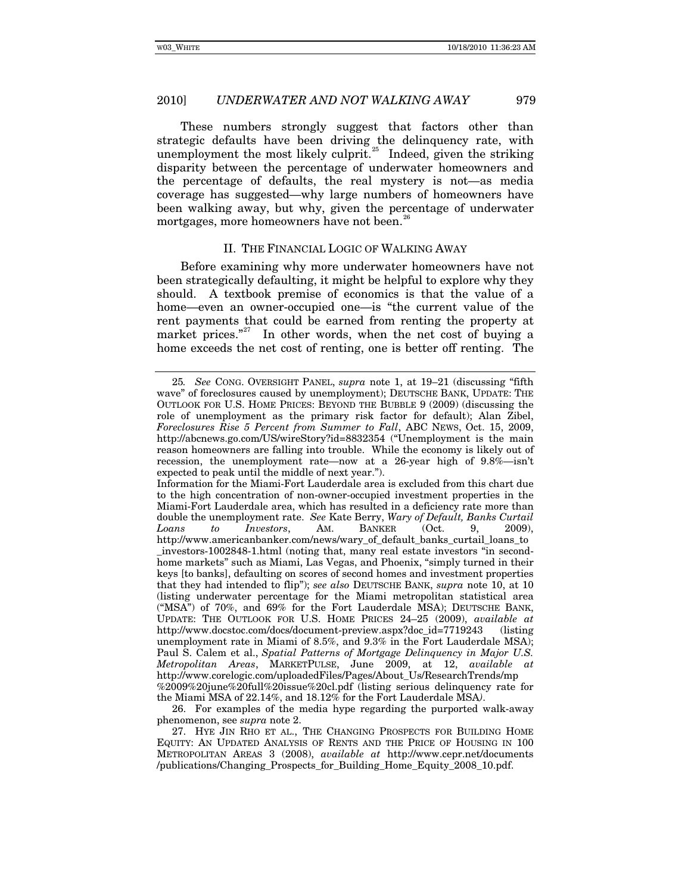These numbers strongly suggest that factors other than strategic defaults have been driving the delinquency rate, with unemployment the most likely culprit.[25] Indeed, given the striking disparity between the percentage of underwater homeowners and the percentage of defaults, the real mystery is not—as media coverage has suggested—why large numbers of homeowners have been walking away, but why, given the percentage of underwater mortgages, more homeowners have not been.[26]

## II. THE FINANCIAL LOGIC OF WALKING AWAY

Before examining why more underwater homeowners have not been strategically defaulting, it might be helpful to explore why they should. A textbook premise of economics is that the value of a home—even an owner-occupied one—is "the current value of the rent payments that could be earned from renting the property at market prices."[27] In other words, when the net cost of buying a home exceeds the net cost of renting, one is better off renting. The

---

25. *See* CONG. OVERSIGHT PANEL, *supra* note 1, at 19–21 (discussing "fifth wave" of foreclosures caused by unemployment); DEUTSCHE BANK, UPDATE: THE OUTLOOK FOR U.S. HOME PRICES: BEYOND THE BUBBLE 9 (2009) (discussing the role of unemployment as the primary risk factor for default); Alan Zibel, *Foreclosures Rise 5 Percent from Summer to Fall*, ABC NEWS, Oct. 15, 2009, http://abcnews.go.com/US/wireStory?id=8832354 ("Unemployment is the main reason homeowners are falling into trouble. While the economy is likely out of recession, the unemployment rate—now at a 26-year high of 9.8%—isn't expected to peak until the middle of next year.").
Information for the Miami-Fort Lauderdale area is excluded from this chart due to the high concentration of non-owner-occupied investment properties in the Miami-Fort Lauderdale area, which has resulted in a deficiency rate more than double the unemployment rate. *See* Kate Berry, *Wary of Default, Banks Curtail Loans to Investors*, AM. BANKER (Oct. 9, 2009), http://www.americanbanker.com/news/wary_of_default_banks_curtail_loans_to_investors-1002848-1.html (noting that, many real estate investors "in second-home markets" such as Miami, Las Vegas, and Phoenix, "simply turned in their keys [to banks], defaulting on scores of second homes and investment properties that they had intended to flip"); *see also* DEUTSCHE BANK, *supra* note 10, at 10 (listing underwater percentage for the Miami metropolitan statistical area ("MSA") of 70%, and 69% for the Fort Lauderdale MSA); DEUTSCHE BANK, UPDATE: THE OUTLOOK FOR U.S. HOME PRICES 24–25 (2009), *available at* http://www.docstoc.com/docs/document-preview.aspx?doc_id=7719243 (listing unemployment rate in Miami of 8.5%, and 9.3% in the Fort Lauderdale MSA); Paul S. Calem et al., *Spatial Patterns of Mortgage Delinquency in Major U.S. Metropolitan Areas*, MARKETPULSE, June 2009, at 12, *available at* http://www.corelogic.com/uploadedFiles/Pages/About_Us/ResearchTrends/mp%2009%20june%20full%20issue%20cl.pdf (listing serious delinquency rate for the Miami MSA of 22.14%, and 18.12% for the Fort Lauderdale MSA).

26. For examples of the media hype regarding the purported walk-away phenomenon, see *supra* note 2.

27. HYE JIN RHO ET AL., THE CHANGING PROSPECTS FOR BUILDING HOME EQUITY: AN UPDATED ANALYSIS OF RENTS AND THE PRICE OF HOUSING IN 100 METROPOLITAN AREAS 3 (2008), *available at* http://www.cepr.net/documents/publications/Changing_Prospects_for_Building_Home_Equity_2008_10.pdf.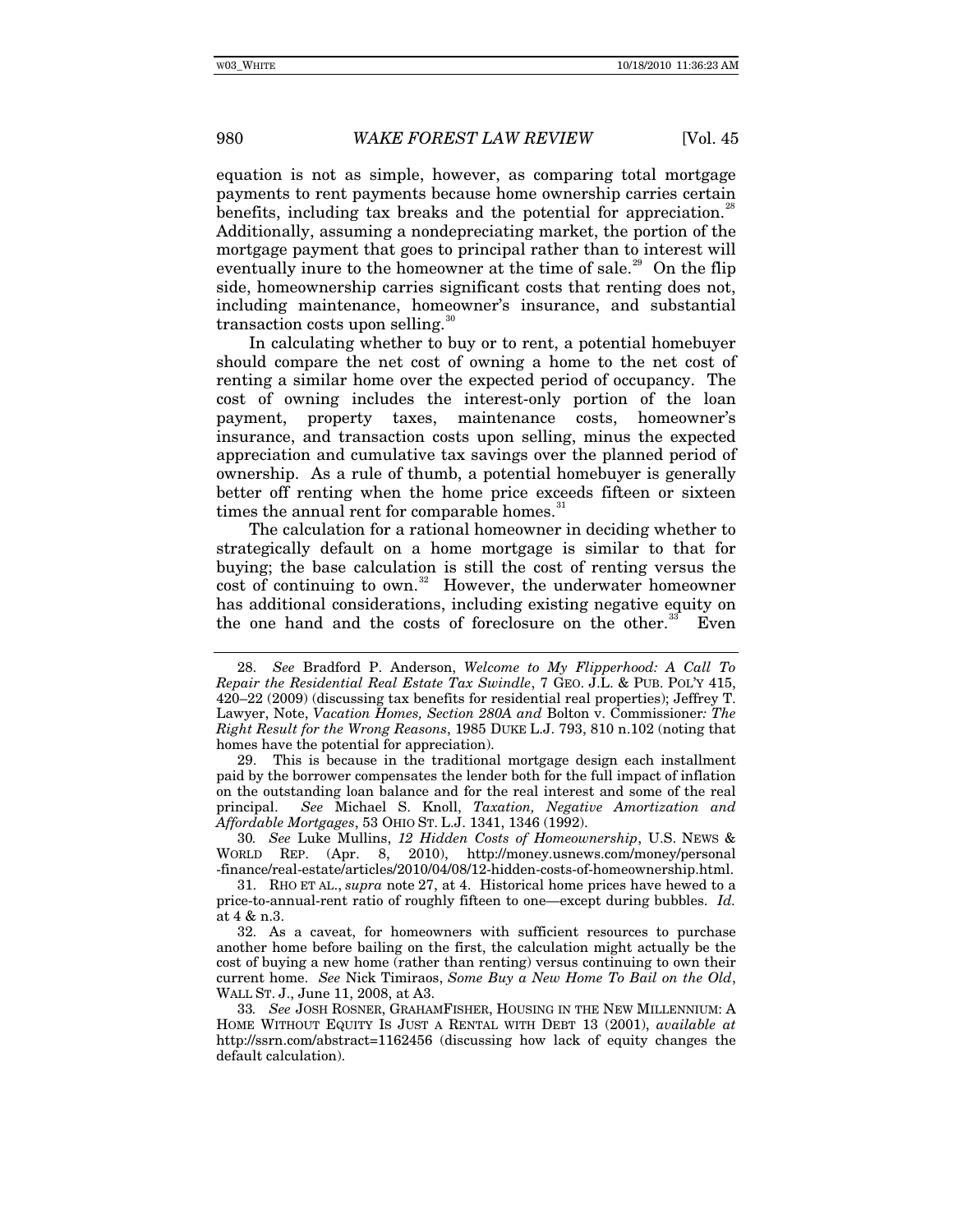equation is not as simple, however, as comparing total mortgage payments to rent payments because home ownership carries certain benefits, including tax breaks and the potential for appreciation.[28] Additionally, assuming a nondepreciating market, the portion of the mortgage payment that goes to principal rather than to interest will eventually inure to the homeowner at the time of sale.[29] On the flip side, homeownership carries significant costs that renting does not, including maintenance, homeowner's insurance, and substantial transaction costs upon selling.[30]

In calculating whether to buy or to rent, a potential homebuyer should compare the net cost of owning a home to the net cost of renting a similar home over the expected period of occupancy. The cost of owning includes the interest-only portion of the loan payment, property taxes, maintenance costs, homeowner's insurance, and transaction costs upon selling, minus the expected appreciation and cumulative tax savings over the planned period of ownership. As a rule of thumb, a potential homebuyer is generally better off renting when the home price exceeds fifteen or sixteen times the annual rent for comparable homes.[31]

The calculation for a rational homeowner in deciding whether to strategically default on a home mortgage is similar to that for buying; the base calculation is still the cost of renting versus the cost of continuing to own.[32] However, the underwater homeowner has additional considerations, including existing negative equity on the one hand and the costs of foreclosure on the other.[33] Even

---

28. *See* Bradford P. Anderson, *Welcome to My Flipperhood: A Call To Repair the Residential Real Estate Tax Swindle*, 7 GEO. J.L. & PUB. POL'Y 415, 420–22 (2009) (discussing tax benefits for residential real properties); Jeffrey T. Lawyer, Note, *Vacation Homes, Section 280A and* Bolton v. Commissioner*: The Right Result for the Wrong Reasons*, 1985 DUKE L.J. 793, 810 n.102 (noting that homes have the potential for appreciation).

29. This is because in the traditional mortgage design each installment paid by the borrower compensates the lender both for the full impact of inflation on the outstanding loan balance and for the real interest and some of the real principal. *See* Michael S. Knoll, *Taxation, Negative Amortization and Affordable Mortgages*, 53 OHIO ST. L.J. 1341, 1346 (1992).

30. *See* Luke Mullins, *12 Hidden Costs of Homeownership*, U.S. NEWS & WORLD REP. (Apr. 8, 2010), http://money.usnews.com/money/personal-finance/real-estate/articles/2010/04/08/12-hidden-costs-of-homeownership.html.

31. RHO ET AL., *supra* note 27, at 4. Historical home prices have hewed to a price-to-annual-rent ratio of roughly fifteen to one—except during bubbles. *Id.* at 4 & n.3.

32. As a caveat, for homeowners with sufficient resources to purchase another home before bailing on the first, the calculation might actually be the cost of buying a new home (rather than renting) versus continuing to own their current home. *See* Nick Timiraos, *Some Buy a New Home To Bail on the Old*, WALL ST. J., June 11, 2008, at A3.

33. *See* JOSH ROSNER, GRAHAMFISHER, HOUSING IN THE NEW MILLENNIUM: A HOME WITHOUT EQUITY IS JUST A RENTAL WITH DEBT 13 (2001), *available at* http://ssrn.com/abstract=1162456 (discussing how lack of equity changes the default calculation).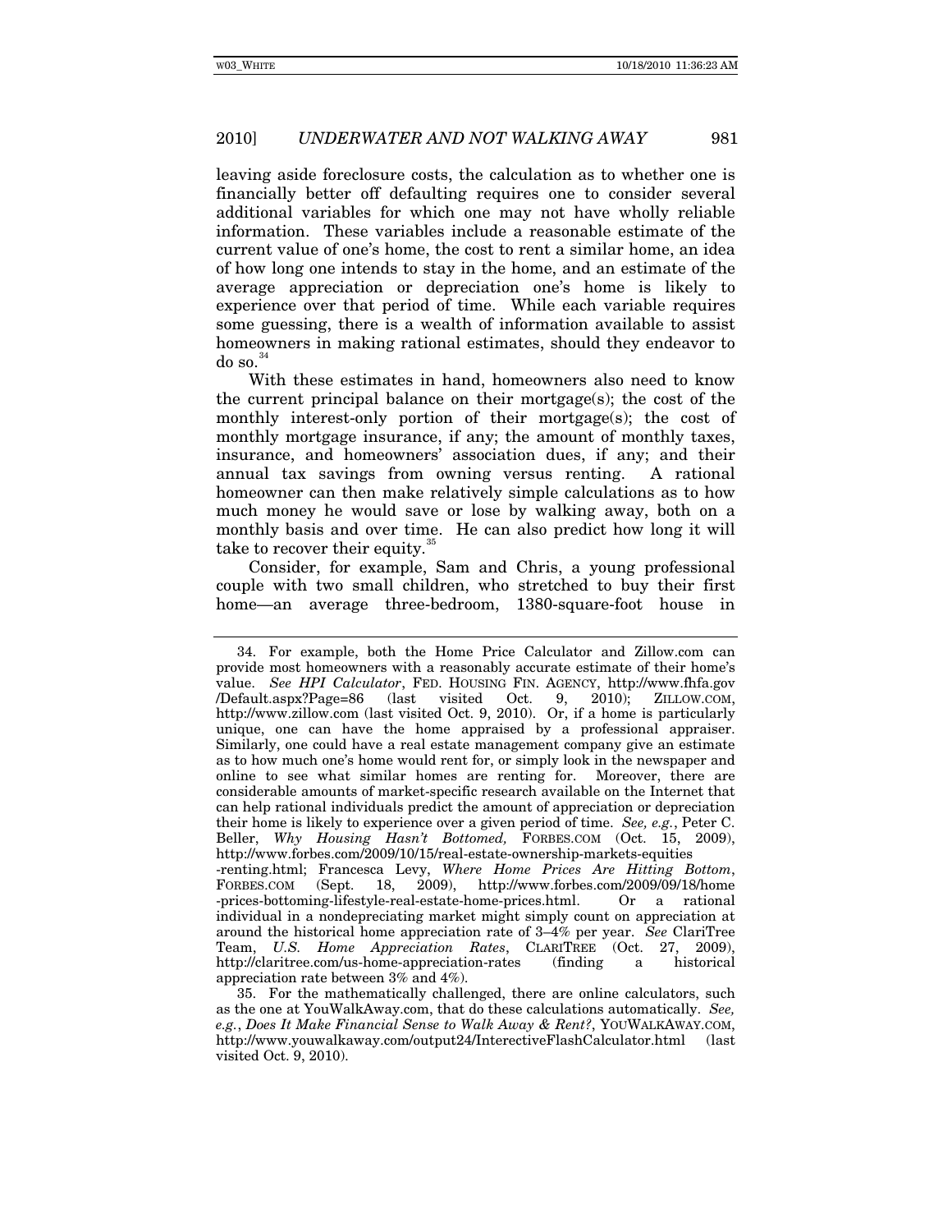leaving aside foreclosure costs, the calculation as to whether one is financially better off defaulting requires one to consider several additional variables for which one may not have wholly reliable information. These variables include a reasonable estimate of the current value of one's home, the cost to rent a similar home, an idea of how long one intends to stay in the home, and an estimate of the average appreciation or depreciation one's home is likely to experience over that period of time. While each variable requires some guessing, there is a wealth of information available to assist homeowners in making rational estimates, should they endeavor to do so.[34]

With these estimates in hand, homeowners also need to know the current principal balance on their mortgage(s); the cost of the monthly interest-only portion of their mortgage(s); the cost of monthly mortgage insurance, if any; the amount of monthly taxes, insurance, and homeowners' association dues, if any; and their annual tax savings from owning versus renting. A rational homeowner can then make relatively simple calculations as to how much money he would save or lose by walking away, both on a monthly basis and over time. He can also predict how long it will take to recover their equity.[35]

Consider, for example, Sam and Chris, a young professional couple with two small children, who stretched to buy their first home—an average three-bedroom, 1380-square-foot house in

---

34. For example, both the Home Price Calculator and Zillow.com can provide most homeowners with a reasonably accurate estimate of their home's value. *See HPI Calculator*, FED. HOUSING FIN. AGENCY, http://www.fhfa.gov/Default.aspx?Page=86 (last visited Oct. 9, 2010); ZILLOW.COM, http://www.zillow.com (last visited Oct. 9, 2010). Or, if a home is particularly unique, one can have the home appraised by a professional appraiser. Similarly, one could have a real estate management company give an estimate as to how much one's home would rent for, or simply look in the newspaper and online to see what similar homes are renting for. Moreover, there are considerable amounts of market-specific research available on the Internet that can help rational individuals predict the amount of appreciation or depreciation their home is likely to experience over a given period of time. *See, e.g.*, Peter C. Beller, *Why Housing Hasn't Bottomed,* FORBES.COM (Oct. 15, 2009), http://www.forbes.com/2009/10/15/real-estate-ownership-markets-equities-renting.html; Francesca Levy, *Where Home Prices Are Hitting Bottom*, FORBES.COM (Sept. 18, 2009), http://www.forbes.com/2009/09/18/home-prices-bottoming-lifestyle-real-estate-home-prices.html. Or a rational individual in a nondepreciating market might simply count on appreciation at around the historical home appreciation rate of 3–4% per year. *See* ClariTree Team, *U.S. Home Appreciation Rates*, CLARITREE (Oct. 27, 2009), http://claritree.com/us-home-appreciation-rates (finding a historical appreciation rate between 3% and 4%).

35. For the mathematically challenged, there are online calculators, such as the one at YouWalkAway.com, that do these calculations automatically. *See, e.g.*, *Does It Make Financial Sense to Walk Away & Rent?*, YOUWALKAWAY.COM, http://www.youwalkaway.com/output24/InterectiveFlashCalculator.html (last visited Oct. 9, 2010).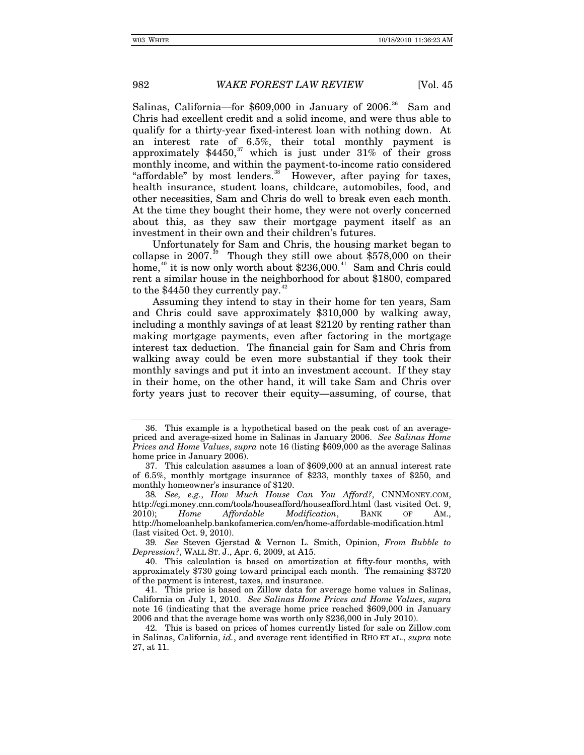Salinas, California—for $609,000 in January of 2006.[36] Sam and Chris had excellent credit and a solid income, and were thus able to qualify for a thirty-year fixed-interest loan with nothing down. At an interest rate of 6.5%, their total monthly payment is approximately $4450,[37] which is just under 31% of their gross monthly income, and within the payment-to-income ratio considered "affordable" by most lenders.[38] However, after paying for taxes, health insurance, student loans, childcare, automobiles, food, and other necessities, Sam and Chris do well to break even each month. At the time they bought their home, they were not overly concerned about this, as they saw their mortgage payment itself as an investment in their own and their children's futures.

Unfortunately for Sam and Chris, the housing market began to collapse in 2007.[39] Though they still owe about $578,000 on their home,[40] it is now only worth about $236,000.[41] Sam and Chris could rent a similar house in the neighborhood for about $1800, compared to the $4450 they currently pay.[42]

Assuming they intend to stay in their home for ten years, Sam and Chris could save approximately $310,000 by walking away, including a monthly savings of at least $2120 by renting rather than making mortgage payments, even after factoring in the mortgage interest tax deduction. The financial gain for Sam and Chris from walking away could be even more substantial if they took their monthly savings and put it into an investment account. If they stay in their home, on the other hand, it will take Sam and Chris over forty years just to recover their equity—assuming, of course, that

---

36. This example is a hypothetical based on the peak cost of an average-priced and average-sized home in Salinas in January 2006. *See Salinas Home Prices and Home Values*, *supra* note 16 (listing $609,000 as the average Salinas home price in January 2006).

37. This calculation assumes a loan of $609,000 at an annual interest rate of 6.5%, monthly mortgage insurance of $233, monthly taxes of $250, and monthly homeowner's insurance of $120.

38. *See, e.g.*, *How Much House Can You Afford?*, CNNMONEY.COM, http://cgi.money.cnn.com/tools/houseafford/houseafford.html (last visited Oct. 9, 2010); *Home Affordable Modification*, BANK OF AM., http://homeloanhelp.bankofamerica.com/en/home-affordable-modification.html (last visited Oct. 9, 2010).

39. *See* Steven Gjerstad & Vernon L. Smith, Opinion, *From Bubble to Depression?*, WALL ST. J., Apr. 6, 2009, at A15.

40. This calculation is based on amortization at fifty-four months, with approximately $730 going toward principal each month. The remaining $3720 of the payment is interest, taxes, and insurance.

41. This price is based on Zillow data for average home values in Salinas, California on July 1, 2010. *See Salinas Home Prices and Home Values*, *supra* note 16 (indicating that the average home price reached $609,000 in January 2006 and that the average home was worth only $236,000 in July 2010).

42. This is based on prices of homes currently listed for sale on Zillow.com in Salinas, California, *id.*, and average rent identified in RHO ET AL., *supra* note 27, at 11.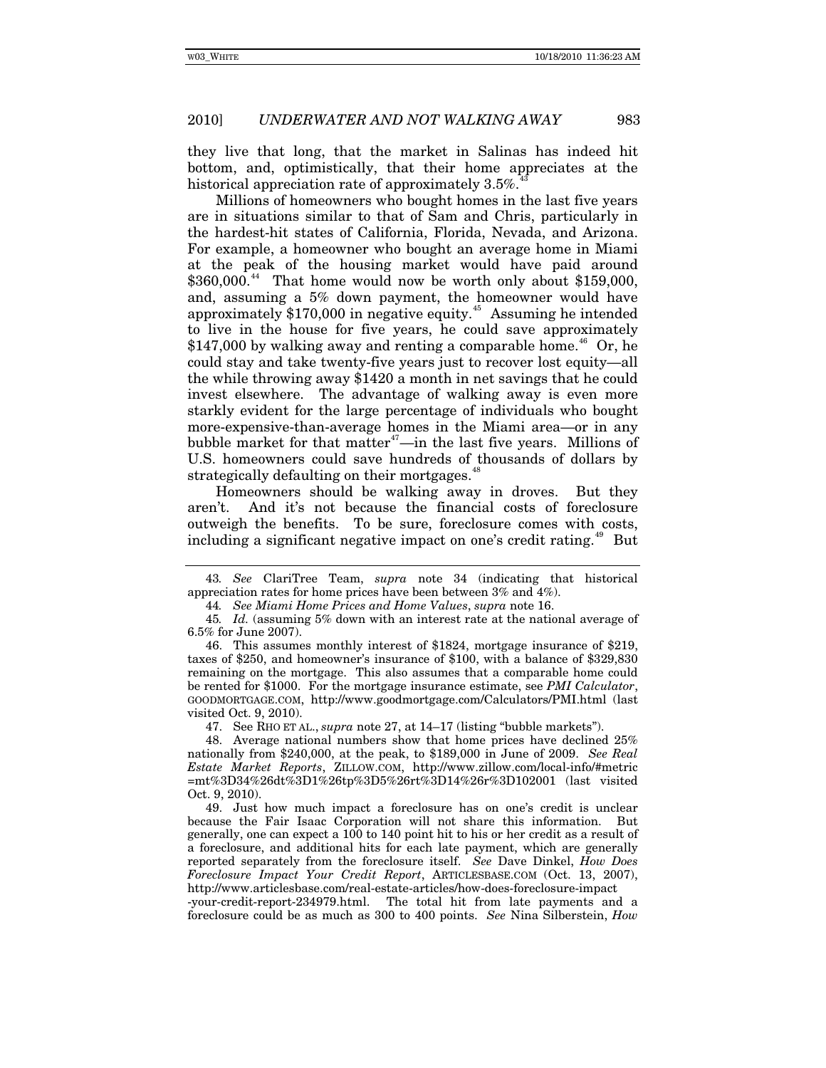they live that long, that the market in Salinas has indeed hit bottom, and, optimistically, that their home appreciates at the historical appreciation rate of approximately 3.5%.[43]

Millions of homeowners who bought homes in the last five years are in situations similar to that of Sam and Chris, particularly in the hardest-hit states of California, Florida, Nevada, and Arizona. For example, a homeowner who bought an average home in Miami at the peak of the housing market would have paid around $360,000.[44] That home would now be worth only about $159,000, and, assuming a 5% down payment, the homeowner would have approximately $170,000 in negative equity.[45] Assuming he intended to live in the house for five years, he could save approximately $147,000 by walking away and renting a comparable home.[46] Or, he could stay and take twenty-five years just to recover lost equity—all the while throwing away $1420 a month in net savings that he could invest elsewhere. The advantage of walking away is even more starkly evident for the large percentage of individuals who bought more-expensive-than-average homes in the Miami area—or in any bubble market for that matter[47]—in the last five years. Millions of U.S. homeowners could save hundreds of thousands of dollars by strategically defaulting on their mortgages.[48]

Homeowners should be walking away in droves. But they aren't. And it's not because the financial costs of foreclosure outweigh the benefits. To be sure, foreclosure comes with costs, including a significant negative impact on one's credit rating.[49] But

---

43. *See* ClariTree Team, *supra* note 34 (indicating that historical appreciation rates for home prices have been between 3% and 4%).

44. *See Miami Home Prices and Home Values*, *supra* note 16.

45. *Id.* (assuming 5% down with an interest rate at the national average of 6.5% for June 2007).

46. This assumes monthly interest of $1824, mortgage insurance of $219, taxes of $250, and homeowner's insurance of $100, with a balance of $329,830 remaining on the mortgage. This also assumes that a comparable home could be rented for $1000. For the mortgage insurance estimate, see *PMI Calculator*, GOODMORTGAGE.COM, http://www.goodmortgage.com/Calculators/PMI.html (last visited Oct. 9, 2010).

47. See RHO ET AL., *supra* note 27, at 14–17 (listing "bubble markets").

48. Average national numbers show that home prices have declined 25% nationally from $240,000, at the peak, to $189,000 in June of 2009. *See Real Estate Market Reports*, ZILLOW.COM, http://www.zillow.com/local-info/#metric=mt%3D34%26dt%3D1%26tp%3D5%26rt%3D14%26r%3D102001 (last visited Oct. 9, 2010).

49. Just how much impact a foreclosure has on one's credit is unclear because the Fair Isaac Corporation will not share this information. But generally, one can expect a 100 to 140 point hit to his or her credit as a result of a foreclosure, and additional hits for each late payment, which are generally reported separately from the foreclosure itself. *See* Dave Dinkel, *How Does Foreclosure Impact Your Credit Report*, ARTICLESBASE.COM (Oct. 13, 2007), http://www.articlesbase.com/real-estate-articles/how-does-foreclosure-impact-your-credit-report-234979.html. The total hit from late payments and a foreclosure could be as much as 300 to 400 points. *See* Nina Silberstein, *How*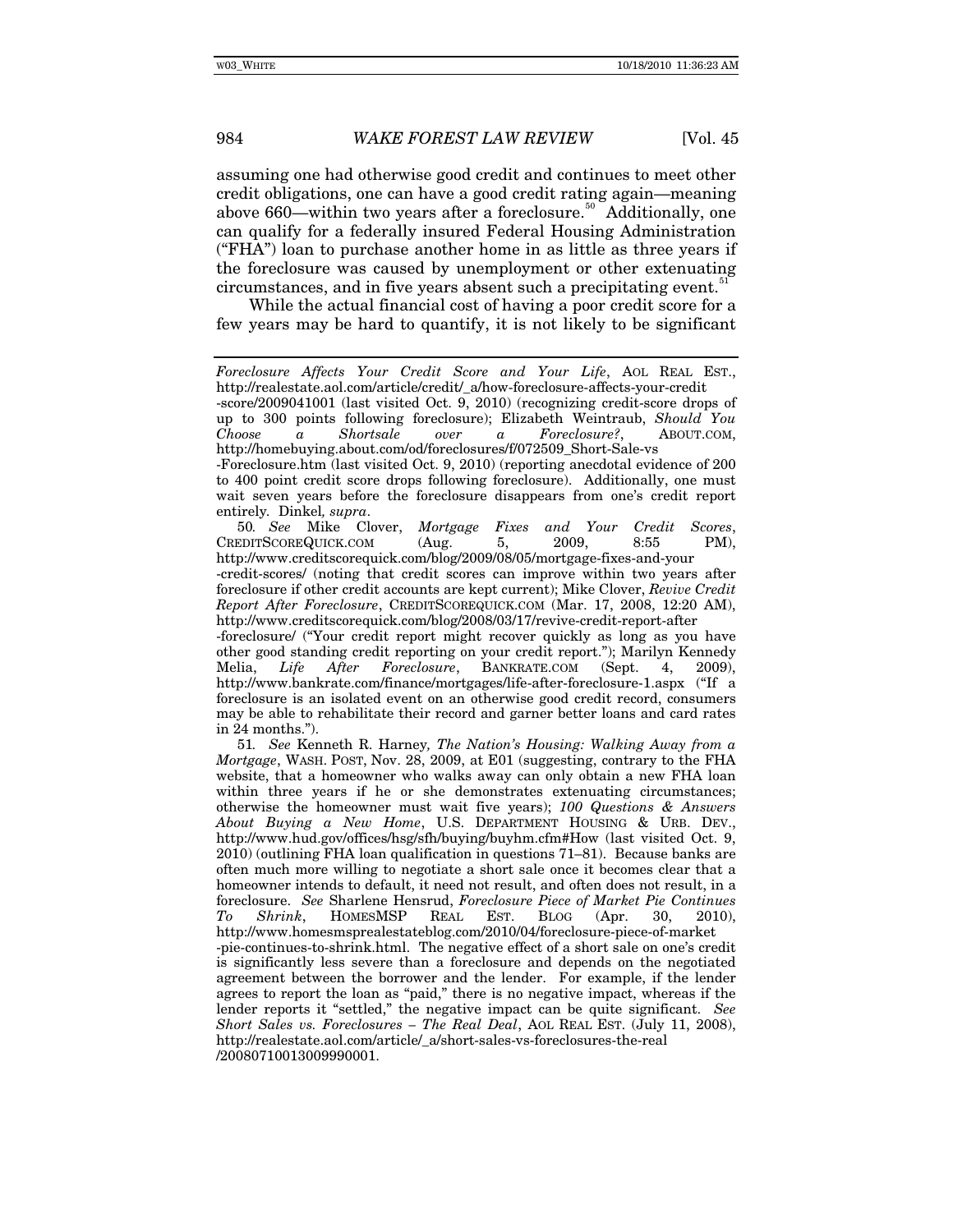assuming one had otherwise good credit and continues to meet other credit obligations, one can have a good credit rating again—meaning above 660—within two years after a foreclosure.[50] Additionally, one can qualify for a federally insured Federal Housing Administration ("FHA") loan to purchase another home in as little as three years if the foreclosure was caused by unemployment or other extenuating circumstances, and in five years absent such a precipitating event.[51]

While the actual financial cost of having a poor credit score for a few years may be hard to quantify, it is not likely to be significant

---

*Foreclosure Affects Your Credit Score and Your Life*, AOL REAL EST., http://realestate.aol.com/article/credit/_a/how-foreclosure-affects-your-credit-score/2009041001 (last visited Oct. 9, 2010) (recognizing credit-score drops of up to 300 points following foreclosure); Elizabeth Weintraub, *Should You Choose a Shortsale over a Foreclosure?*, ABOUT.COM, http://homebuying.about.com/od/foreclosures/f/072509_Short-Sale-vs-Foreclosure.htm (last visited Oct. 9, 2010) (reporting anecdotal evidence of 200 to 400 point credit score drops following foreclosure). Additionally, one must wait seven years before the foreclosure disappears from one's credit report entirely. Dinkel, *supra*.

50. *See* Mike Clover, *Mortgage Fixes and Your Credit Scores*, CREDITSCOREQUICK.COM (Aug. 5, 2009, 8:55 PM), http://www.creditscorequick.com/blog/2009/08/05/mortgage-fixes-and-your-credit-scores/ (noting that credit scores can improve within two years after foreclosure if other credit accounts are kept current); Mike Clover, *Revive Credit Report After Foreclosure*, CREDITSCOREQUICK.COM (Mar. 17, 2008, 12:20 AM), http://www.creditscorequick.com/blog/2008/03/17/revive-credit-report-after-foreclosure/ ("Your credit report might recover quickly as long as you have other good standing credit reporting on your credit report."); Marilyn Kennedy Melia, *Life After Foreclosure*, BANKRATE.COM (Sept. 4, 2009), http://www.bankrate.com/finance/mortgages/life-after-foreclosure-1.aspx ("If a foreclosure is an isolated event on an otherwise good credit record, consumers may be able to rehabilitate their record and garner better loans and card rates in 24 months.").

51. *See* Kenneth R. Harney*, The Nation's Housing: Walking Away from a Mortgage*, WASH. POST, Nov. 28, 2009, at E01 (suggesting, contrary to the FHA website, that a homeowner who walks away can only obtain a new FHA loan within three years if he or she demonstrates extenuating circumstances; otherwise the homeowner must wait five years); *100 Questions & Answers About Buying a New Home*, U.S. DEPARTMENT HOUSING & URB. DEV., http://www.hud.gov/offices/hsg/sfh/buying/buyhm.cfm#How (last visited Oct. 9, 2010) (outlining FHA loan qualification in questions 71–81). Because banks are often much more willing to negotiate a short sale once it becomes clear that a homeowner intends to default, it need not result, and often does not result, in a foreclosure. *See* Sharlene Hensrud, *Foreclosure Piece of Market Pie Continues To Shrink*, HOMESMSP REAL EST. BLOG (Apr. 30, 2010), http://www.homesmsprealestateblog.com/2010/04/foreclosure-piece-of-market-pie-continues-to-shrink.html. The negative effect of a short sale on one's credit is significantly less severe than a foreclosure and depends on the negotiated agreement between the borrower and the lender. For example, if the lender agrees to report the loan as "paid," there is no negative impact, whereas if the lender reports it "settled," the negative impact can be quite significant. *See Short Sales vs. Foreclosures – The Real Deal*, AOL REAL EST. (July 11, 2008), http://realestate.aol.com/article/_a/short-sales-vs-foreclosures-the-real/20080710013009990001.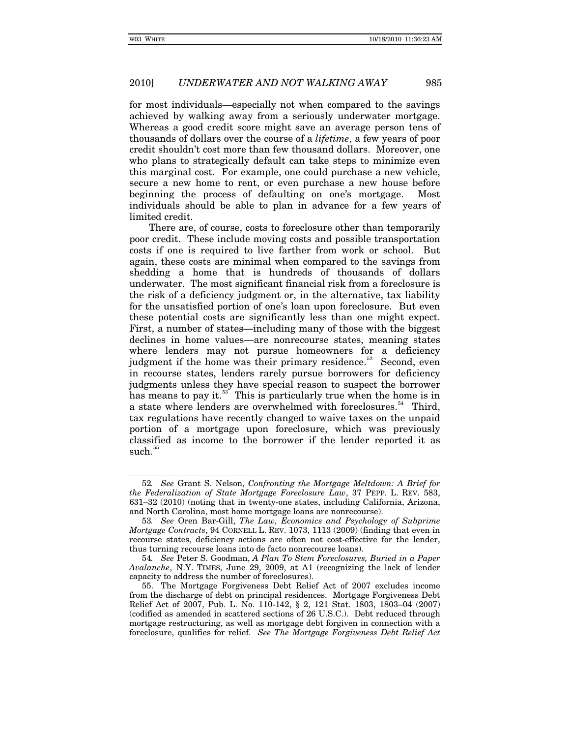for most individuals—especially not when compared to the savings achieved by walking away from a seriously underwater mortgage. Whereas a good credit score might save an average person tens of thousands of dollars over the course of a *lifetime*, a few years of poor credit shouldn't cost more than few thousand dollars. Moreover, one who plans to strategically default can take steps to minimize even this marginal cost. For example, one could purchase a new vehicle, secure a new home to rent, or even purchase a new house before beginning the process of defaulting on one's mortgage. Most individuals should be able to plan in advance for a few years of limited credit.

There are, of course, costs to foreclosure other than temporarily poor credit. These include moving costs and possible transportation costs if one is required to live farther from work or school. But again, these costs are minimal when compared to the savings from shedding a home that is hundreds of thousands of dollars underwater. The most significant financial risk from a foreclosure is the risk of a deficiency judgment or, in the alternative, tax liability for the unsatisfied portion of one's loan upon foreclosure. But even these potential costs are significantly less than one might expect. First, a number of states—including many of those with the biggest declines in home values—are nonrecourse states, meaning states where lenders may not pursue homeowners for a deficiency judgment if the home was their primary residence.[52] Second, even in recourse states, lenders rarely pursue borrowers for deficiency judgments unless they have special reason to suspect the borrower has means to pay it.[53] This is particularly true when the home is in a state where lenders are overwhelmed with foreclosures.[54] Third, tax regulations have recently changed to waive taxes on the unpaid portion of a mortgage upon foreclosure, which was previously classified as income to the borrower if the lender reported it as such.[55]

---

52. *See* Grant S. Nelson, *Confronting the Mortgage Meltdown: A Brief for the Federalization of State Mortgage Foreclosure Law*, 37 PEPP. L. REV. 583, 631–32 (2010) (noting that in twenty-one states, including California, Arizona, and North Carolina, most home mortgage loans are nonrecourse).

53. *See* Oren Bar-Gill, *The Law, Economics and Psychology of Subprime Mortgage Contracts*, 94 CORNELL L. REV. 1073, 1113 (2009) (finding that even in recourse states, deficiency actions are often not cost-effective for the lender, thus turning recourse loans into de facto nonrecourse loans).

54. *See* Peter S. Goodman, *A Plan To Stem Foreclosures, Buried in a Paper Avalanche*, N.Y. TIMES, June 29, 2009, at A1 (recognizing the lack of lender capacity to address the number of foreclosures).

55. The Mortgage Forgiveness Debt Relief Act of 2007 excludes income from the discharge of debt on principal residences. Mortgage Forgiveness Debt Relief Act of 2007, Pub. L. No. 110-142, § 2, 121 Stat. 1803, 1803–04 (2007) (codified as amended in scattered sections of 26 U.S.C.). Debt reduced through mortgage restructuring, as well as mortgage debt forgiven in connection with a foreclosure, qualifies for relief. *See The Mortgage Forgiveness Debt Relief Act*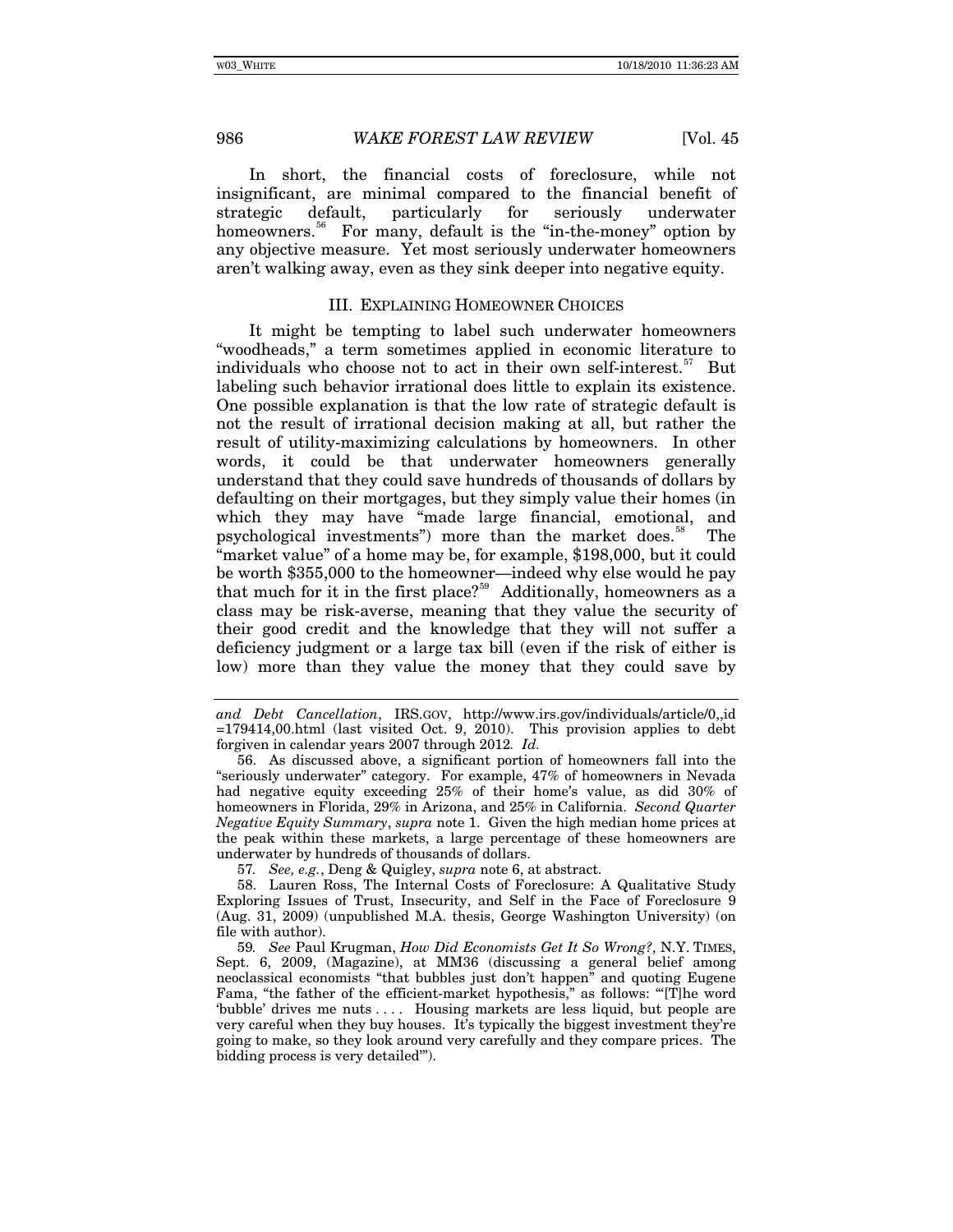In short, the financial costs of foreclosure, while not insignificant, are minimal compared to the financial benefit of strategic default, particularly for seriously underwater homeowners.[56] For many, default is the "in-the-money" option by any objective measure. Yet most seriously underwater homeowners aren't walking away, even as they sink deeper into negative equity.

## III. EXPLAINING HOMEOWNER CHOICES

It might be tempting to label such underwater homeowners "woodheads," a term sometimes applied in economic literature to individuals who choose not to act in their own self-interest.[57] But labeling such behavior irrational does little to explain its existence. One possible explanation is that the low rate of strategic default is not the result of irrational decision making at all, but rather the result of utility-maximizing calculations by homeowners. In other words, it could be that underwater homeowners generally understand that they could save hundreds of thousands of dollars by defaulting on their mortgages, but they simply value their homes (in which they may have "made large financial, emotional, and psychological investments") more than the market does.[58] The "market value" of a home may be, for example, $198,000, but it could be worth $355,000 to the homeowner—indeed why else would he pay that much for it in the first place?[59] Additionally, homeowners as a class may be risk-averse, meaning that they value the security of their good credit and the knowledge that they will not suffer a deficiency judgment or a large tax bill (even if the risk of either is low) more than they value the money that they could save by

---

*and Debt Cancellation*, IRS.GOV, http://www.irs.gov/individuals/article/0,,id =179414,00.html (last visited Oct. 9, 2010). This provision applies to debt forgiven in calendar years 2007 through 2012. *Id.*

56. As discussed above, a significant portion of homeowners fall into the "seriously underwater" category. For example, 47% of homeowners in Nevada had negative equity exceeding 25% of their home's value, as did 30% of homeowners in Florida, 29% in Arizona, and 25% in California. *Second Quarter Negative Equity Summary*, *supra* note 1. Given the high median home prices at the peak within these markets, a large percentage of these homeowners are underwater by hundreds of thousands of dollars.

57. *See, e.g.*, Deng & Quigley, *supra* note 6, at abstract.

58. Lauren Ross, The Internal Costs of Foreclosure: A Qualitative Study Exploring Issues of Trust, Insecurity, and Self in the Face of Foreclosure 9 (Aug. 31, 2009) (unpublished M.A. thesis, George Washington University) (on file with author).

59. *See* Paul Krugman, *How Did Economists Get It So Wrong?*, N.Y. TIMES, Sept. 6, 2009, (Magazine), at MM36 (discussing a general belief among neoclassical economists "that bubbles just don't happen" and quoting Eugene Fama, "the father of the efficient-market hypothesis," as follows: "'[T]he word 'bubble' drives me nuts . . . . Housing markets are less liquid, but people are very careful when they buy houses. It's typically the biggest investment they're going to make, so they look around very carefully and they compare prices. The bidding process is very detailed'").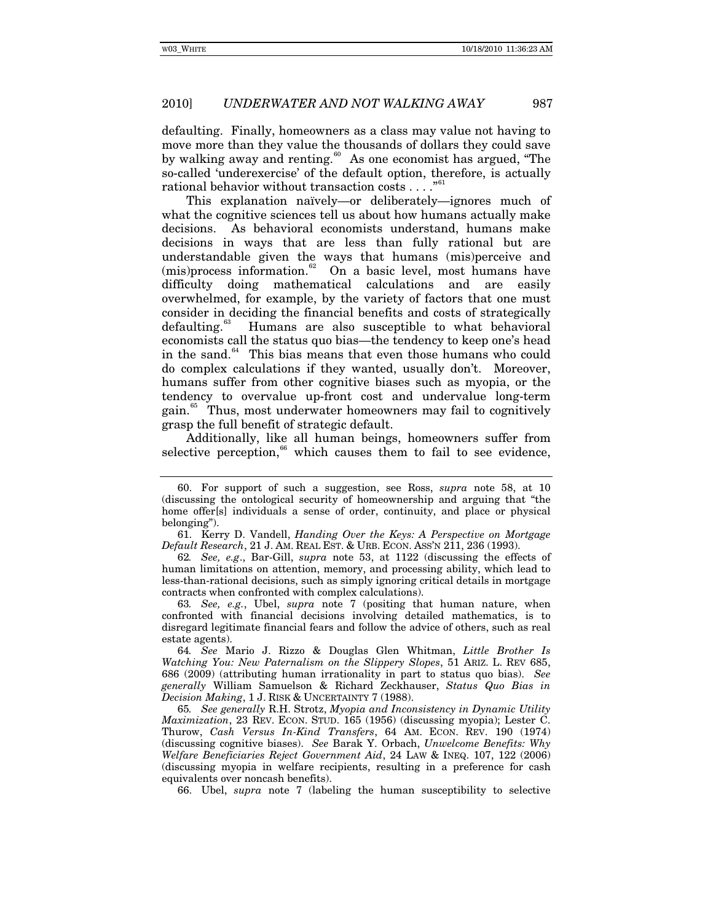defaulting. Finally, homeowners as a class may value not having to move more than they value the thousands of dollars they could save by walking away and renting.[60] As one economist has argued, "The so-called 'underexercise' of the default option, therefore, is actually rational behavior without transaction costs . . . ."[61]

This explanation naïvely—or deliberately—ignores much of what the cognitive sciences tell us about how humans actually make decisions. As behavioral economists understand, humans make decisions in ways that are less than fully rational but are understandable given the ways that humans (mis)perceive and (mis)process information.[62] On a basic level, most humans have difficulty doing mathematical calculations and are easily overwhelmed, for example, by the variety of factors that one must consider in deciding the financial benefits and costs of strategically defaulting.[63] Humans are also susceptible to what behavioral economists call the status quo bias—the tendency to keep one's head in the sand.[64] This bias means that even those humans who could do complex calculations if they wanted, usually don't. Moreover, humans suffer from other cognitive biases such as myopia, or the tendency to overvalue up-front cost and undervalue long-term gain.[65] Thus, most underwater homeowners may fail to cognitively grasp the full benefit of strategic default.

Additionally, like all human beings, homeowners suffer from selective perception,[66] which causes them to fail to see evidence,

---

60. For support of such a suggestion, see Ross, *supra* note 58, at 10 (discussing the ontological security of homeownership and arguing that "the home offer[s] individuals a sense of order, continuity, and place or physical belonging").

61. Kerry D. Vandell, *Handing Over the Keys: A Perspective on Mortgage Default Research*, 21 J. AM. REAL EST. & URB. ECON. ASS'N 211, 236 (1993).

62. *See, e.g.*, Bar-Gill, *supra* note 53, at 1122 (discussing the effects of human limitations on attention, memory, and processing ability, which lead to less-than-rational decisions, such as simply ignoring critical details in mortgage contracts when confronted with complex calculations).

63. *See, e.g.*, Ubel, *supra* note 7 (positing that human nature, when confronted with financial decisions involving detailed mathematics, is to disregard legitimate financial fears and follow the advice of others, such as real estate agents).

64. *See* Mario J. Rizzo & Douglas Glen Whitman, *Little Brother Is Watching You: New Paternalism on the Slippery Slopes*, 51 ARIZ. L. REV 685, 686 (2009) (attributing human irrationality in part to status quo bias). *See generally* William Samuelson & Richard Zeckhauser, *Status Quo Bias in Decision Making*, 1 J. RISK & UNCERTAINTY 7 (1988).

65. *See generally* R.H. Strotz, *Myopia and Inconsistency in Dynamic Utility Maximization*, 23 REV. ECON. STUD. 165 (1956) (discussing myopia); Lester C. Thurow, *Cash Versus In-Kind Transfers*, 64 AM. ECON. REV. 190 (1974) (discussing cognitive biases). *See* Barak Y. Orbach, *Unwelcome Benefits: Why Welfare Beneficiaries Reject Government Aid*, 24 LAW & INEQ. 107, 122 (2006) (discussing myopia in welfare recipients, resulting in a preference for cash equivalents over noncash benefits).

66. Ubel, *supra* note 7 (labeling the human susceptibility to selective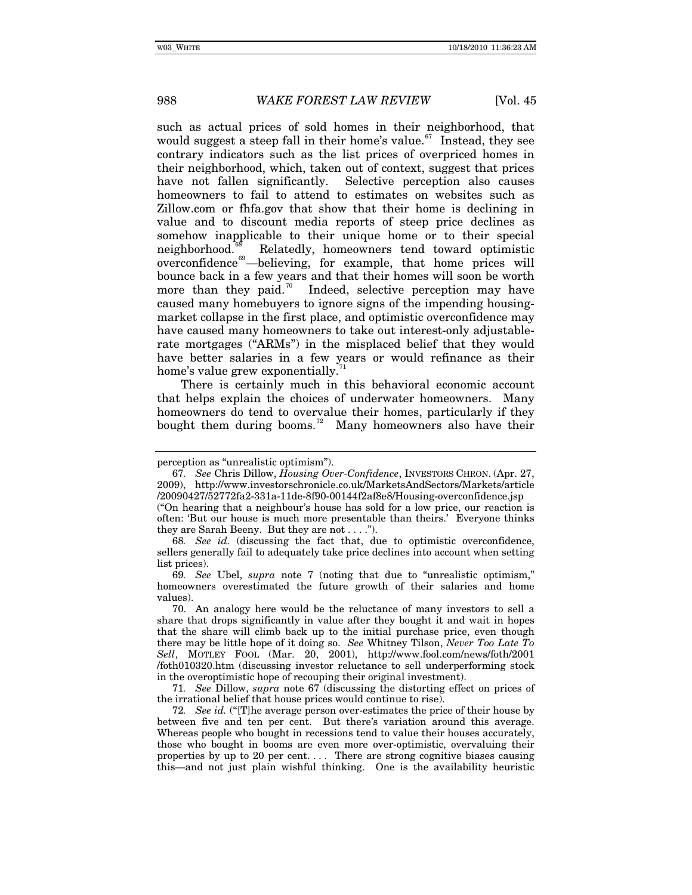such as actual prices of sold homes in their neighborhood, that would suggest a steep fall in their home's value.[67] Instead, they see contrary indicators such as the list prices of overpriced homes in their neighborhood, which, taken out of context, suggest that prices have not fallen significantly. Selective perception also causes homeowners to fail to attend to estimates on websites such as Zillow.com or fhfa.gov that show that their home is declining in value and to discount media reports of steep price declines as somehow inapplicable to their unique home or to their special neighborhood.[68] Relatedly, homeowners tend toward optimistic overconfidence[69]—believing, for example, that home prices will bounce back in a few years and that their homes will soon be worth more than they paid.[70] Indeed, selective perception may have caused many homebuyers to ignore signs of the impending housing-market collapse in the first place, and optimistic overconfidence may have caused many homeowners to take out interest-only adjustable-rate mortgages ("ARMs") in the misplaced belief that they would have better salaries in a few years or would refinance as their home's value grew exponentially.[71]

There is certainly much in this behavioral economic account that helps explain the choices of underwater homeowners. Many homeowners do tend to overvalue their homes, particularly if they bought them during booms.[72] Many homeowners also have their

---

perception as "unrealistic optimism").

67. *See* Chris Dillow, *Housing Over-Confidence*, INVESTORS CHRON. (Apr. 27, 2009), http://www.investorschronicle.co.uk/MarketsAndSectors/Markets/article/20090427/52772fa2-331a-11de-8f90-00144f2af8e8/Housing-overconfidence.jsp ("On hearing that a neighbour's house has sold for a low price, our reaction is often: 'But our house is much more presentable than theirs.' Everyone thinks they are Sarah Beeny. But they are not . . . .").

68. *See id.* (discussing the fact that, due to optimistic overconfidence, sellers generally fail to adequately take price declines into account when setting list prices).

69. *See* Ubel, *supra* note 7 (noting that due to "unrealistic optimism," homeowners overestimated the future growth of their salaries and home values).

70. An analogy here would be the reluctance of many investors to sell a share that drops significantly in value after they bought it and wait in hopes that the share will climb back up to the initial purchase price, even though there may be little hope of it doing so. *See* Whitney Tilson, *Never Too Late To Sell*, MOTLEY FOOL (Mar. 20, 2001), http://www.fool.com/news/foth/2001/foth010320.htm (discussing investor reluctance to sell underperforming stock in the overoptimistic hope of recouping their original investment).

71. *See* Dillow, *supra* note 67 (discussing the distorting effect on prices of the irrational belief that house prices would continue to rise).

72. *See id.* ("[T]he average person over-estimates the price of their house by between five and ten per cent. But there's variation around this average. Whereas people who bought in recessions tend to value their houses accurately, those who bought in booms are even more over-optimistic, overvaluing their properties by up to 20 per cent. . . . There are strong cognitive biases causing this—and not just plain wishful thinking. One is the availability heuristic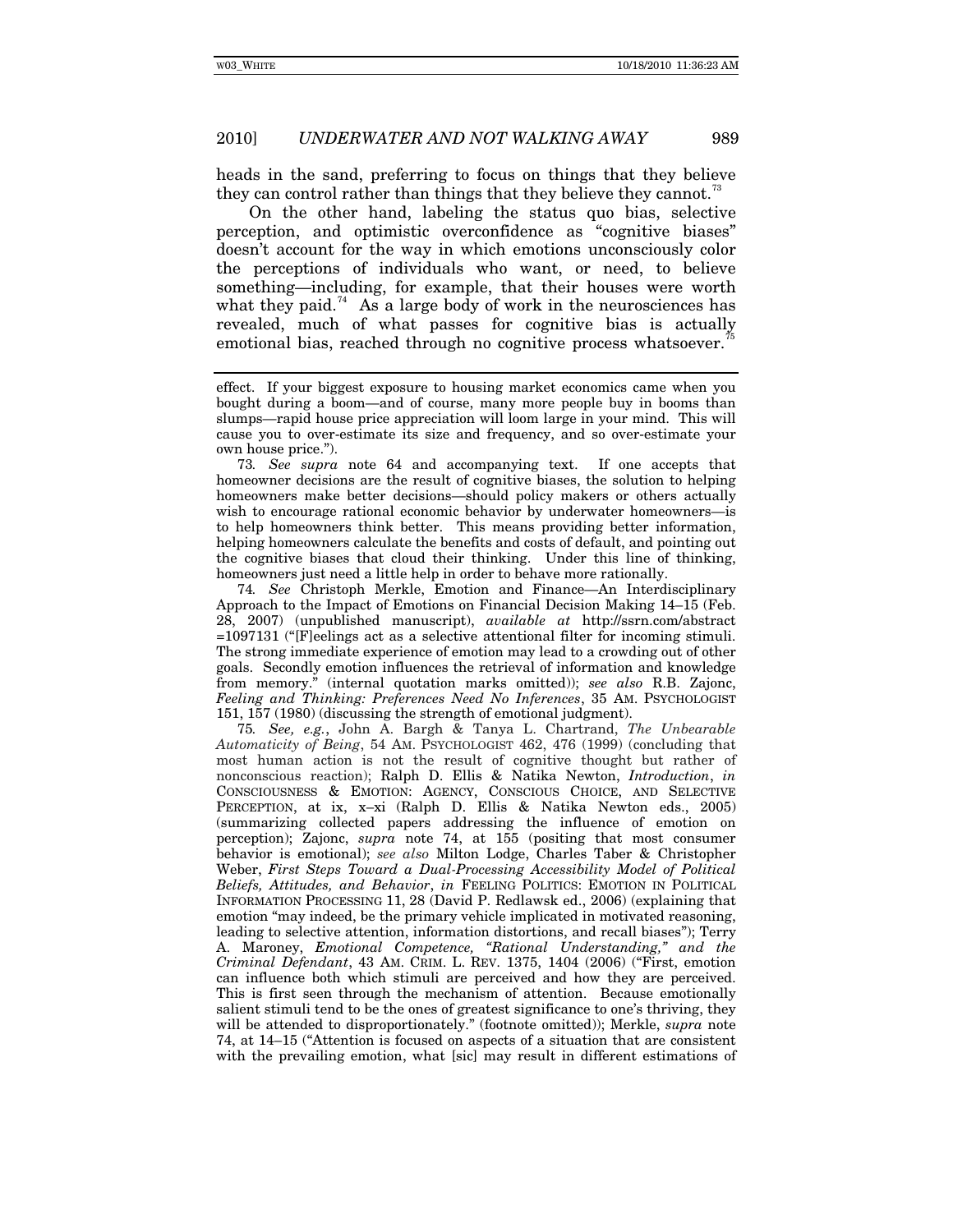heads in the sand, preferring to focus on things that they believe they can control rather than things that they believe they cannot.[73]

On the other hand, labeling the status quo bias, selective perception, and optimistic overconfidence as "cognitive biases" doesn't account for the way in which emotions unconsciously color the perceptions of individuals who want, or need, to believe something—including, for example, that their houses were worth what they paid.[74] As a large body of work in the neurosciences has revealed, much of what passes for cognitive bias is actually emotional bias, reached through no cognitive process whatsoever.[75]

---

effect. If your biggest exposure to housing market economics came when you bought during a boom—and of course, many more people buy in booms than slumps—rapid house price appreciation will loom large in your mind. This will cause you to over-estimate its size and frequency, and so over-estimate your own house price.").

73. *See supra* note 64 and accompanying text. If one accepts that homeowner decisions are the result of cognitive biases, the solution to helping homeowners make better decisions—should policy makers or others actually wish to encourage rational economic behavior by underwater homeowners—is to help homeowners think better. This means providing better information, helping homeowners calculate the benefits and costs of default, and pointing out the cognitive biases that cloud their thinking. Under this line of thinking, homeowners just need a little help in order to behave more rationally.

74. *See* Christoph Merkle, Emotion and Finance—An Interdisciplinary Approach to the Impact of Emotions on Financial Decision Making 14–15 (Feb. 28, 2007) (unpublished manuscript), *available at* http://ssrn.com/abstract=1097131 ("[F]eelings act as a selective attentional filter for incoming stimuli. The strong immediate experience of emotion may lead to a crowding out of other goals. Secondly emotion influences the retrieval of information and knowledge from memory." (internal quotation marks omitted)); *see also* R.B. Zajonc, *Feeling and Thinking: Preferences Need No Inferences*, 35 AM. PSYCHOLOGIST 151, 157 (1980) (discussing the strength of emotional judgment).

75. *See, e.g.*, John A. Bargh & Tanya L. Chartrand, *The Unbearable Automaticity of Being*, 54 AM. PSYCHOLOGIST 462, 476 (1999) (concluding that most human action is not the result of cognitive thought but rather of nonconscious reaction); Ralph D. Ellis & Natika Newton, *Introduction*, *in* CONSCIOUSNESS & EMOTION: AGENCY, CONSCIOUS CHOICE, AND SELECTIVE PERCEPTION, at ix, x–xi (Ralph D. Ellis & Natika Newton eds., 2005) (summarizing collected papers addressing the influence of emotion on perception); Zajonc, *supra* note 74, at 155 (positing that most consumer behavior is emotional); *see also* Milton Lodge, Charles Taber & Christopher Weber, *First Steps Toward a Dual-Processing Accessibility Model of Political Beliefs, Attitudes, and Behavior*, *in* FEELING POLITICS: EMOTION IN POLITICAL INFORMATION PROCESSING 11, 28 (David P. Redlawsk ed., 2006) (explaining that emotion "may indeed, be the primary vehicle implicated in motivated reasoning, leading to selective attention, information distortions, and recall biases"); Terry A. Maroney, *Emotional Competence, "Rational Understanding," and the Criminal Defendant*, 43 AM. CRIM. L. REV. 1375, 1404 (2006) ("First, emotion can influence both which stimuli are perceived and how they are perceived. This is first seen through the mechanism of attention. Because emotionally salient stimuli tend to be the ones of greatest significance to one's thriving, they will be attended to disproportionately." (footnote omitted)); Merkle, *supra* note 74, at 14–15 ("Attention is focused on aspects of a situation that are consistent with the prevailing emotion, what [sic] may result in different estimations of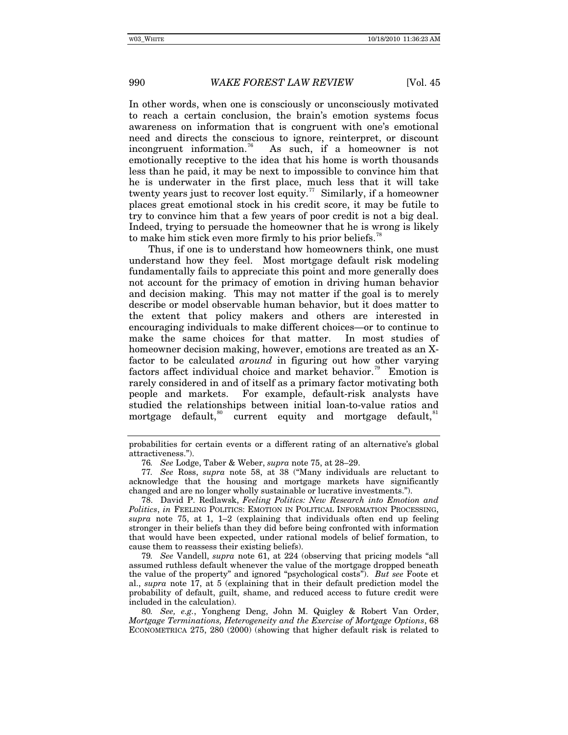In other words, when one is consciously or unconsciously motivated to reach a certain conclusion, the brain's emotion systems focus awareness on information that is congruent with one's emotional need and directs the conscious to ignore, reinterpret, or discount incongruent information.[76] As such, if a homeowner is not emotionally receptive to the idea that his home is worth thousands less than he paid, it may be next to impossible to convince him that he is underwater in the first place, much less that it will take twenty years just to recover lost equity.[77] Similarly, if a homeowner places great emotional stock in his credit score, it may be futile to try to convince him that a few years of poor credit is not a big deal. Indeed, trying to persuade the homeowner that he is wrong is likely to make him stick even more firmly to his prior beliefs.[78]

Thus, if one is to understand how homeowners think, one must understand how they feel. Most mortgage default risk modeling fundamentally fails to appreciate this point and more generally does not account for the primacy of emotion in driving human behavior and decision making. This may not matter if the goal is to merely describe or model observable human behavior, but it does matter to the extent that policy makers and others are interested in encouraging individuals to make different choices—or to continue to make the same choices for that matter. In most studies of homeowner decision making, however, emotions are treated as an X-factor to be calculated *around* in figuring out how other varying factors affect individual choice and market behavior.[79] Emotion is rarely considered in and of itself as a primary factor motivating both people and markets. For example, default-risk analysts have studied the relationships between initial loan-to-value ratios and mortgage default,[80] current equity and mortgage default,[81]

---

probabilities for certain events or a different rating of an alternative's global attractiveness.").

76. *See* Lodge, Taber & Weber, *supra* note 75, at 28–29.

77. *See* Ross, *supra* note 58, at 38 ("Many individuals are reluctant to acknowledge that the housing and mortgage markets have significantly changed and are no longer wholly sustainable or lucrative investments.").

78. David P. Redlawsk, *Feeling Politics: New Research into Emotion and Politics*, *in* FEELING POLITICS: EMOTION IN POLITICAL INFORMATION PROCESSING, *supra* note 75, at 1, 1–2 (explaining that individuals often end up feeling stronger in their beliefs than they did before being confronted with information that would have been expected, under rational models of belief formation, to cause them to reassess their existing beliefs).

79. *See* Vandell, *supra* note 61, at 224 (observing that pricing models "all assumed ruthless default whenever the value of the mortgage dropped beneath the value of the property" and ignored "psychological costs"). *But see* Foote et al., *supra* note 17, at 5 (explaining that in their default prediction model the probability of default, guilt, shame, and reduced access to future credit were included in the calculation).

80. *See, e.g.*, Yongheng Deng, John M. Quigley & Robert Van Order, *Mortgage Terminations, Heterogeneity and the Exercise of Mortgage Options*, 68 ECONOMETRICA 275, 280 (2000) (showing that higher default risk is related to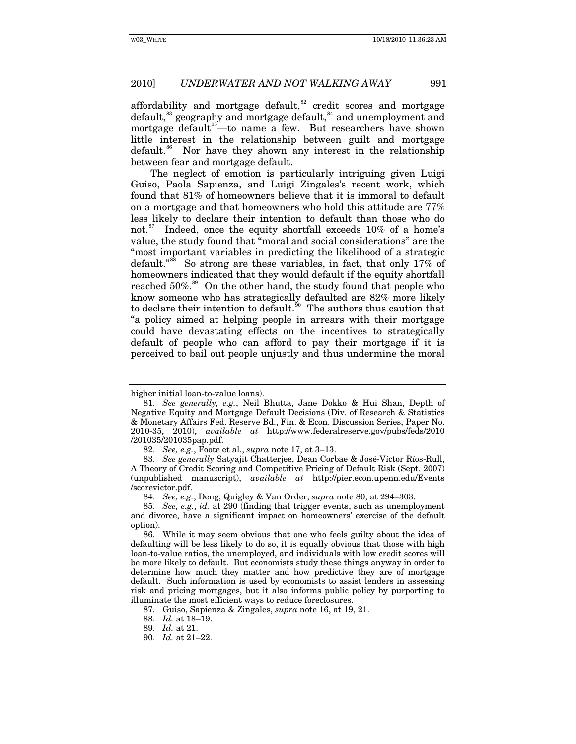affordability and mortgage default,[82] credit scores and mortgage default,[83] geography and mortgage default,[84] and unemployment and mortgage default[85]—to name a few. But researchers have shown little interest in the relationship between guilt and mortgage default.[86] Nor have they shown any interest in the relationship between fear and mortgage default.

The neglect of emotion is particularly intriguing given Luigi Guiso, Paola Sapienza, and Luigi Zingales's recent work, which found that 81% of homeowners believe that it is immoral to default on a mortgage and that homeowners who hold this attitude are 77% less likely to declare their intention to default than those who do not.[87] Indeed, once the equity shortfall exceeds 10% of a home's value, the study found that "moral and social considerations" are the "most important variables in predicting the likelihood of a strategic default."[88] So strong are these variables, in fact, that only 17% of homeowners indicated that they would default if the equity shortfall reached 50%.[89] On the other hand, the study found that people who know someone who has strategically defaulted are 82% more likely to declare their intention to default.[90] The authors thus caution that "a policy aimed at helping people in arrears with their mortgage could have devastating effects on the incentives to strategically default of people who can afford to pay their mortgage if it is perceived to bail out people unjustly and thus undermine the moral

---

higher initial loan-to-value loans).

81. *See generally, e.g.*, Neil Bhutta, Jane Dokko & Hui Shan, Depth of Negative Equity and Mortgage Default Decisions (Div. of Research & Statistics & Monetary Affairs Fed. Reserve Bd., Fin. & Econ. Discussion Series, Paper No. 2010-35, 2010), *available at* http://www.federalreserve.gov/pubs/feds/2010/201035/201035pap.pdf.

82. *See, e.g.*, Foote et al., *supra* note 17, at 3–13.

83. *See generally* Satyajit Chatterjee, Dean Corbae & José-Víctor Ríos-Rull, A Theory of Credit Scoring and Competitive Pricing of Default Risk (Sept. 2007) (unpublished manuscript), *available at* http://pier.econ.upenn.edu/Events/scorevictor.pdf.

84. *See, e.g.*, Deng, Quigley & Van Order, *supra* note 80, at 294–303.

85. *See, e.g.*, *id.* at 290 (finding that trigger events, such as unemployment and divorce, have a significant impact on homeowners' exercise of the default option).

86. While it may seem obvious that one who feels guilty about the idea of defaulting will be less likely to do so, it is equally obvious that those with high loan-to-value ratios, the unemployed, and individuals with low credit scores will be more likely to default. But economists study these things anyway in order to determine how much they matter and how predictive they are of mortgage default. Such information is used by economists to assist lenders in assessing risk and pricing mortgages, but it also informs public policy by purporting to illuminate the most efficient ways to reduce foreclosures.

87. Guiso, Sapienza & Zingales, *supra* note 16, at 19, 21.

88. *Id.* at 18–19.

89. *Id.* at 21.

90. *Id.* at 21–22.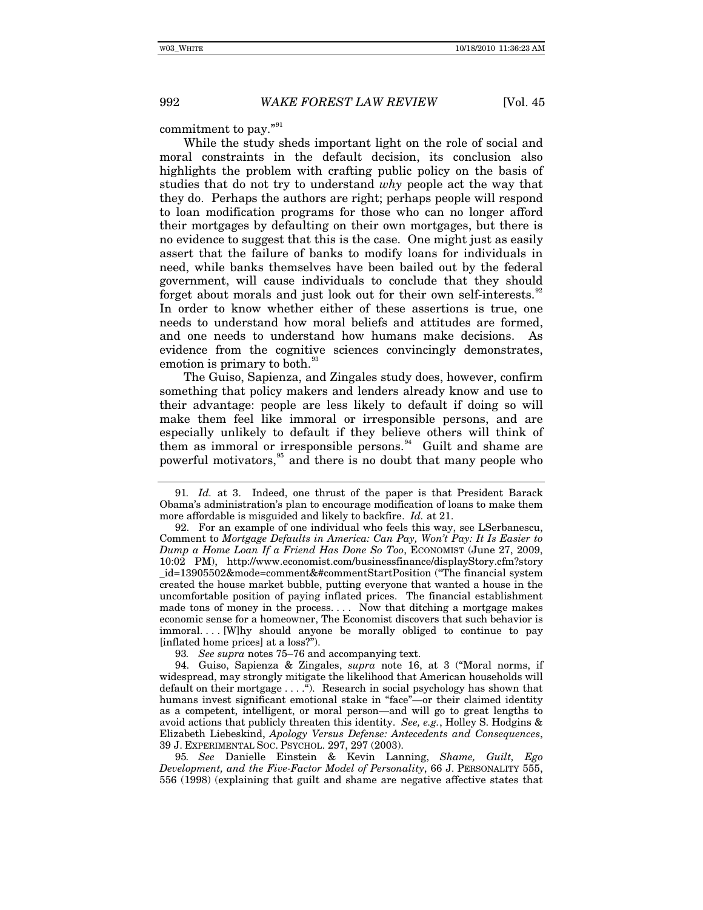commitment to pay."[91]

While the study sheds important light on the role of social and moral constraints in the default decision, its conclusion also highlights the problem with crafting public policy on the basis of studies that do not try to understand *why* people act the way that they do. Perhaps the authors are right; perhaps people will respond to loan modification programs for those who can no longer afford their mortgages by defaulting on their own mortgages, but there is no evidence to suggest that this is the case. One might just as easily assert that the failure of banks to modify loans for individuals in need, while banks themselves have been bailed out by the federal government, will cause individuals to conclude that they should forget about morals and just look out for their own self-interests.[92] In order to know whether either of these assertions is true, one needs to understand how moral beliefs and attitudes are formed, and one needs to understand how humans make decisions. As evidence from the cognitive sciences convincingly demonstrates, emotion is primary to both.[93]

The Guiso, Sapienza, and Zingales study does, however, confirm something that policy makers and lenders already know and use to their advantage: people are less likely to default if doing so will make them feel like immoral or irresponsible persons, and are especially unlikely to default if they believe others will think of them as immoral or irresponsible persons.[94] Guilt and shame are powerful motivators,[95] and there is no doubt that many people who

---

91. *Id.* at 3. Indeed, one thrust of the paper is that President Barack Obama's administration's plan to encourage modification of loans to make them more affordable is misguided and likely to backfire. *Id.* at 21.

92. For an example of one individual who feels this way, see LSerbanescu, Comment to *Mortgage Defaults in America: Can Pay, Won't Pay: It Is Easier to Dump a Home Loan If a Friend Has Done So Too*, ECONOMIST (June 27, 2009, 10:02 PM), http://www.economist.com/businessfinance/displayStory.cfm?story_id=13905502&mode=comment&#commentStartPosition ("The financial system created the house market bubble, putting everyone that wanted a house in the uncomfortable position of paying inflated prices. The financial establishment made tons of money in the process. . . . Now that ditching a mortgage makes economic sense for a homeowner, The Economist discovers that such behavior is immoral. . . . [W]hy should anyone be morally obliged to continue to pay [inflated home prices] at a loss?").

93. *See supra* notes 75–76 and accompanying text.

94. Guiso, Sapienza & Zingales, *supra* note 16, at 3 ("Moral norms, if widespread, may strongly mitigate the likelihood that American households will default on their mortgage . . . ."). Research in social psychology has shown that humans invest significant emotional stake in "face"—or their claimed identity as a competent, intelligent, or moral person—and will go to great lengths to avoid actions that publicly threaten this identity. *See, e.g.*, Holley S. Hodgins & Elizabeth Liebeskind, *Apology Versus Defense: Antecedents and Consequences*, 39 J. EXPERIMENTAL SOC. PSYCHOL. 297, 297 (2003).

95. *See* Danielle Einstein & Kevin Lanning, *Shame, Guilt, Ego Development, and the Five-Factor Model of Personality*, 66 J. PERSONALITY 555, 556 (1998) (explaining that guilt and shame are negative affective states that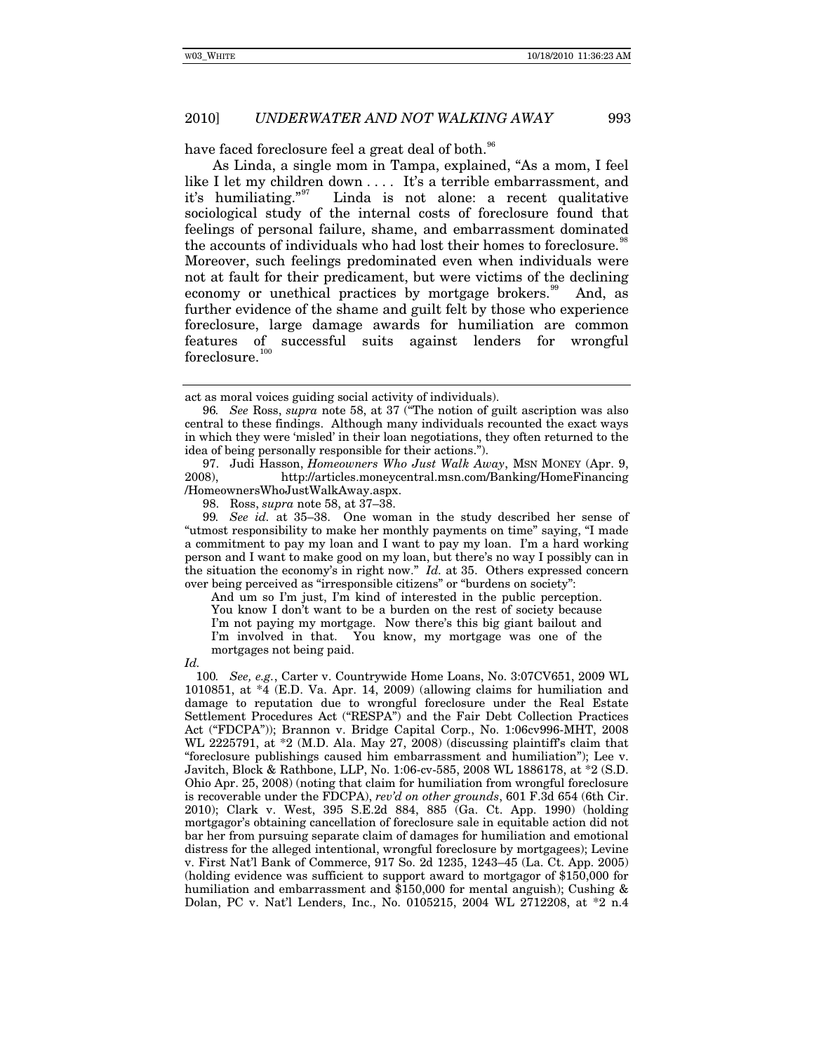have faced foreclosure feel a great deal of both.[96]

As Linda, a single mom in Tampa, explained, "As a mom, I feel like I let my children down . . . . It's a terrible embarrassment, and it's humiliating."[97] Linda is not alone: a recent qualitative sociological study of the internal costs of foreclosure found that feelings of personal failure, shame, and embarrassment dominated the accounts of individuals who had lost their homes to foreclosure.[98] Moreover, such feelings predominated even when individuals were not at fault for their predicament, but were victims of the declining economy or unethical practices by mortgage brokers.[99] And, as further evidence of the shame and guilt felt by those who experience foreclosure, large damage awards for humiliation are common features of successful suits against lenders for wrongful foreclosure.[100]

---

act as moral voices guiding social activity of individuals).

96. *See* Ross, *supra* note 58, at 37 ("The notion of guilt ascription was also central to these findings. Although many individuals recounted the exact ways in which they were 'misled' in their loan negotiations, they often returned to the idea of being personally responsible for their actions.").

97. Judi Hasson, *Homeowners Who Just Walk Away*, MSN MONEY (Apr. 9, 2008), http://articles.moneycentral.msn.com/Banking/HomeFinancing/HomeownersWhoJustWalkAway.aspx.

98. Ross, *supra* note 58, at 37–38.

99. *See id.* at 35–38. One woman in the study described her sense of "utmost responsibility to make her monthly payments on time" saying, "I made a commitment to pay my loan and I want to pay my loan. I'm a hard working person and I want to make good on my loan, but there's no way I possibly can in the situation the economy's in right now." *Id.* at 35. Others expressed concern over being perceived as "irresponsible citizens" or "burdens on society":

> And um so I'm just, I'm kind of interested in the public perception. You know I don't want to be a burden on the rest of society because I'm not paying my mortgage. Now there's this big giant bailout and I'm involved in that. You know, my mortgage was one of the mortgages not being paid.

*Id.*

100. *See, e.g.*, Carter v. Countrywide Home Loans, No. 3:07CV651, 2009 WL 1010851, at *4 (E.D. Va. Apr. 14, 2009) (allowing claims for humiliation and damage to reputation due to wrongful foreclosure under the Real Estate Settlement Procedures Act ("RESPA") and the Fair Debt Collection Practices Act ("FDCPA")); Brannon v. Bridge Capital Corp., No. 1:06cv996-MHT, 2008 WL 2225791, at *2 (M.D. Ala. May 27, 2008) (discussing plaintiff's claim that "foreclosure publishings caused him embarrassment and humiliation"); Lee v. Javitch, Block & Rathbone, LLP, No. 1:06-cv-585, 2008 WL 1886178, at *2 (S.D. Ohio Apr. 25, 2008) (noting that claim for humiliation from wrongful foreclosure is recoverable under the FDCPA), *rev'd on other grounds*, 601 F.3d 654 (6th Cir. 2010); Clark v. West, 395 S.E.2d 884, 885 (Ga. Ct. App. 1990) (holding mortgagor's obtaining cancellation of foreclosure sale in equitable action did not bar her from pursuing separate claim of damages for humiliation and emotional distress for the alleged intentional, wrongful foreclosure by mortgagees); Levine v. First Nat'l Bank of Commerce, 917 So. 2d 1235, 1243–45 (La. Ct. App. 2005) (holding evidence was sufficient to support award to mortgagor of $150,000 for humiliation and embarrassment and $150,000 for mental anguish); Cushing & Dolan, PC v. Nat'l Lenders, Inc., No. 0105215, 2004 WL 2712208, at *2 n.4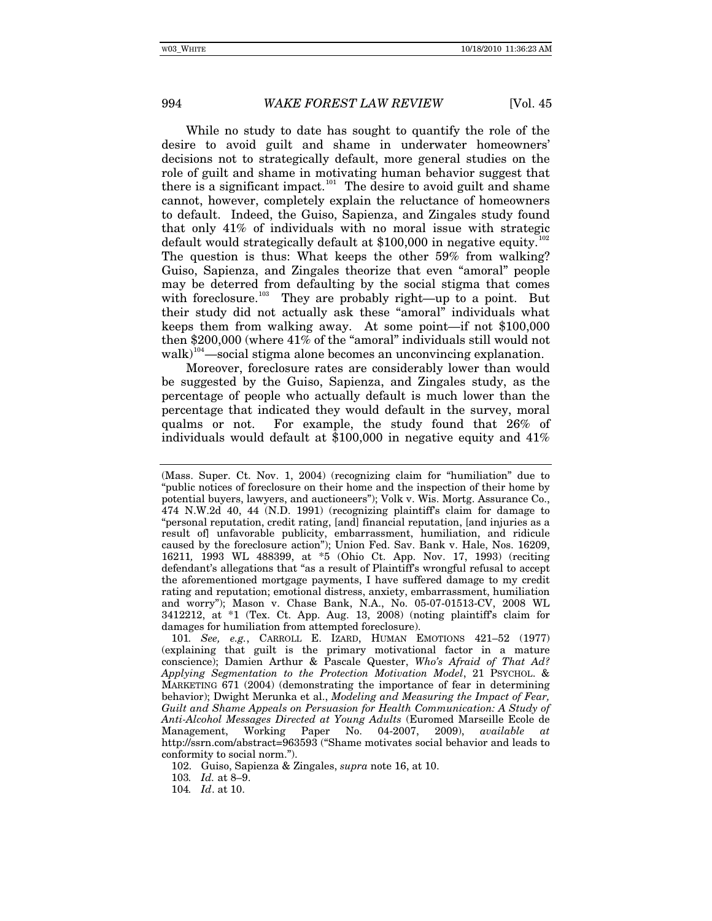While no study to date has sought to quantify the role of the desire to avoid guilt and shame in underwater homeowners' decisions not to strategically default, more general studies on the role of guilt and shame in motivating human behavior suggest that there is a significant impact.[101] The desire to avoid guilt and shame cannot, however, completely explain the reluctance of homeowners to default. Indeed, the Guiso, Sapienza, and Zingales study found that only 41% of individuals with no moral issue with strategic default would strategically default at $100,000 in negative equity.[102] The question is thus: What keeps the other 59% from walking? Guiso, Sapienza, and Zingales theorize that even "amoral" people may be deterred from defaulting by the social stigma that comes with foreclosure.[103] They are probably right—up to a point. But their study did not actually ask these "amoral" individuals what keeps them from walking away. At some point—if not $100,000 then $200,000 (where 41% of the "amoral" individuals still would not walk)[104]—social stigma alone becomes an unconvincing explanation.

Moreover, foreclosure rates are considerably lower than would be suggested by the Guiso, Sapienza, and Zingales study, as the percentage of people who actually default is much lower than the percentage that indicated they would default in the survey, moral qualms or not. For example, the study found that 26% of individuals would default at $100,000 in negative equity and 41%

---

(Mass. Super. Ct. Nov. 1, 2004) (recognizing claim for "humiliation" due to "public notices of foreclosure on their home and the inspection of their home by potential buyers, lawyers, and auctioneers"); Volk v. Wis. Mortg. Assurance Co., 474 N.W.2d 40, 44 (N.D. 1991) (recognizing plaintiff's claim for damage to "personal reputation, credit rating, [and] financial reputation, [and injuries as a result of] unfavorable publicity, embarrassment, humiliation, and ridicule caused by the foreclosure action"); Union Fed. Sav. Bank v. Hale, Nos. 16209, 16211, 1993 WL 488399, at *5 (Ohio Ct. App. Nov. 17, 1993) (reciting defendant's allegations that "as a result of Plaintiff's wrongful refusal to accept the aforementioned mortgage payments, I have suffered damage to my credit rating and reputation; emotional distress, anxiety, embarrassment, humiliation and worry"); Mason v. Chase Bank, N.A., No. 05-07-01513-CV, 2008 WL 3412212, at *1 (Tex. Ct. App. Aug. 13, 2008) (noting plaintiff's claim for damages for humiliation from attempted foreclosure).

101. *See, e.g.*, CARROLL E. IZARD, HUMAN EMOTIONS 421–52 (1977) (explaining that guilt is the primary motivational factor in a mature conscience); Damien Arthur & Pascale Quester, *Who's Afraid of That Ad? Applying Segmentation to the Protection Motivation Model*, 21 PSYCHOL. & MARKETING 671 (2004) (demonstrating the importance of fear in determining behavior); Dwight Merunka et al., *Modeling and Measuring the Impact of Fear, Guilt and Shame Appeals on Persuasion for Health Communication: A Study of Anti-Alcohol Messages Directed at Young Adults* (Euromed Marseille Ecole de Management, Working Paper No. 04-2007, 2009), *available at* http://ssrn.com/abstract=963593 ("Shame motivates social behavior and leads to conformity to social norm.").

102. Guiso, Sapienza & Zingales, *supra* note 16, at 10.

103. *Id.* at 8–9.

104. *Id*. at 10.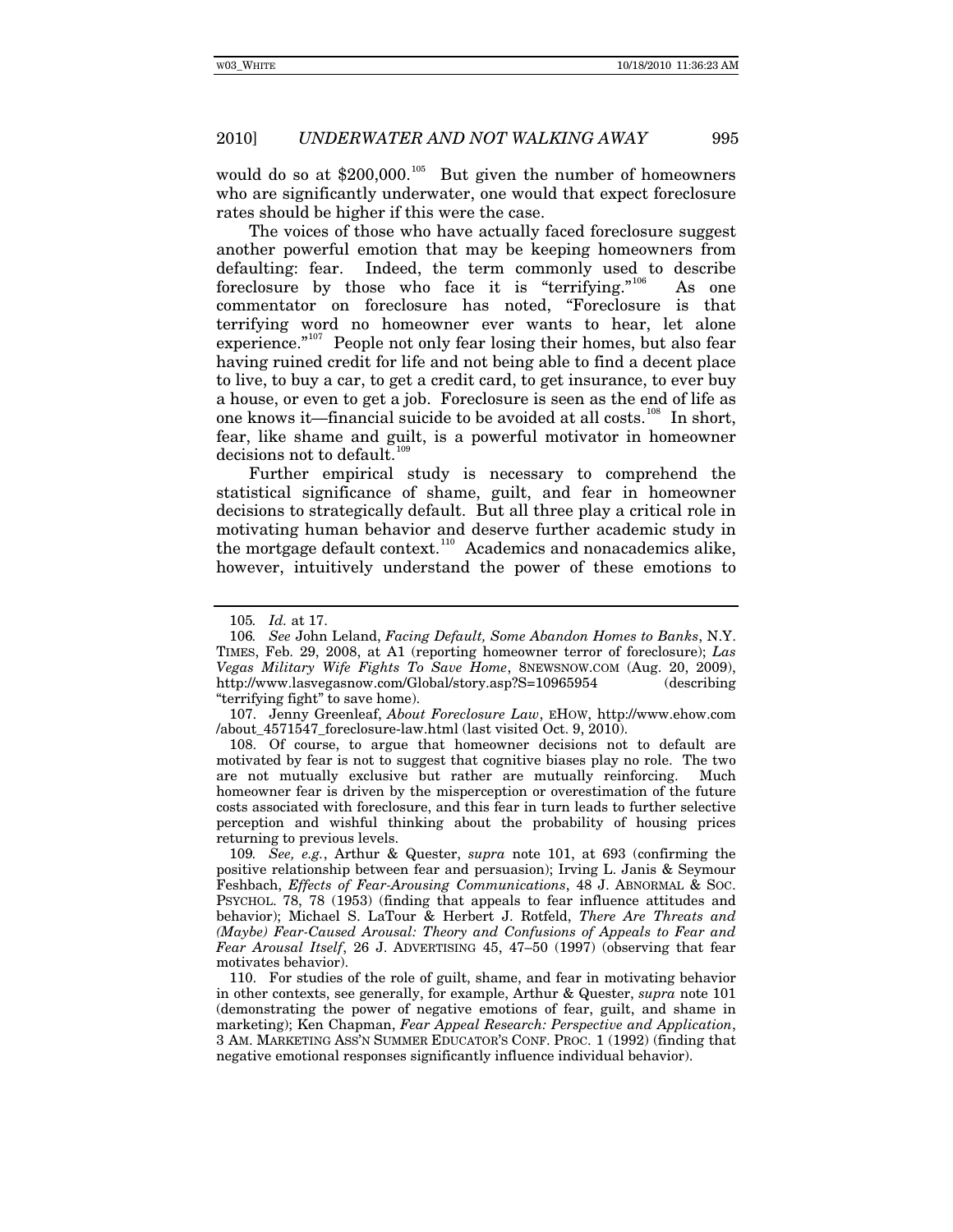would do so at $200,000.[105] But given the number of homeowners who are significantly underwater, one would that expect foreclosure rates should be higher if this were the case.

The voices of those who have actually faced foreclosure suggest another powerful emotion that may be keeping homeowners from defaulting: fear. Indeed, the term commonly used to describe foreclosure by those who face it is "terrifying."[106] As one commentator on foreclosure has noted, "Foreclosure is that terrifying word no homeowner ever wants to hear, let alone experience."[107] People not only fear losing their homes, but also fear having ruined credit for life and not being able to find a decent place to live, to buy a car, to get a credit card, to get insurance, to ever buy a house, or even to get a job. Foreclosure is seen as the end of life as one knows it—financial suicide to be avoided at all costs.[108] In short, fear, like shame and guilt, is a powerful motivator in homeowner decisions not to default.[109]

Further empirical study is necessary to comprehend the statistical significance of shame, guilt, and fear in homeowner decisions to strategically default. But all three play a critical role in motivating human behavior and deserve further academic study in the mortgage default context.[110] Academics and nonacademics alike, however, intuitively understand the power of these emotions to

---

105. *Id.* at 17.

106. *See* John Leland, *Facing Default, Some Abandon Homes to Banks*, N.Y. TIMES, Feb. 29, 2008, at A1 (reporting homeowner terror of foreclosure); *Las Vegas Military Wife Fights To Save Home*, 8NEWSNOW.COM (Aug. 20, 2009), http://www.lasvegasnow.com/Global/story.asp?S=10965954 (describing "terrifying fight" to save home).

107. Jenny Greenleaf, *About Foreclosure Law*, EHOW, http://www.ehow.com/about_4571547_foreclosure-law.html (last visited Oct. 9, 2010).

108. Of course, to argue that homeowner decisions not to default are motivated by fear is not to suggest that cognitive biases play no role. The two are not mutually exclusive but rather are mutually reinforcing. Much homeowner fear is driven by the misperception or overestimation of the future costs associated with foreclosure, and this fear in turn leads to further selective perception and wishful thinking about the probability of housing prices returning to previous levels.

109. *See, e.g.*, Arthur & Quester, *supra* note 101, at 693 (confirming the positive relationship between fear and persuasion); Irving L. Janis & Seymour Feshbach, *Effects of Fear-Arousing Communications*, 48 J. ABNORMAL & SOC. PSYCHOL. 78, 78 (1953) (finding that appeals to fear influence attitudes and behavior); Michael S. LaTour & Herbert J. Rotfeld, *There Are Threats and (Maybe) Fear-Caused Arousal: Theory and Confusions of Appeals to Fear and Fear Arousal Itself*, 26 J. ADVERTISING 45, 47–50 (1997) (observing that fear motivates behavior).

110. For studies of the role of guilt, shame, and fear in motivating behavior in other contexts, see generally, for example, Arthur & Quester, *supra* note 101 (demonstrating the power of negative emotions of fear, guilt, and shame in marketing); Ken Chapman, *Fear Appeal Research: Perspective and Application*, 3 AM. MARKETING ASS'N SUMMER EDUCATOR'S CONF. PROC. 1 (1992) (finding that negative emotional responses significantly influence individual behavior).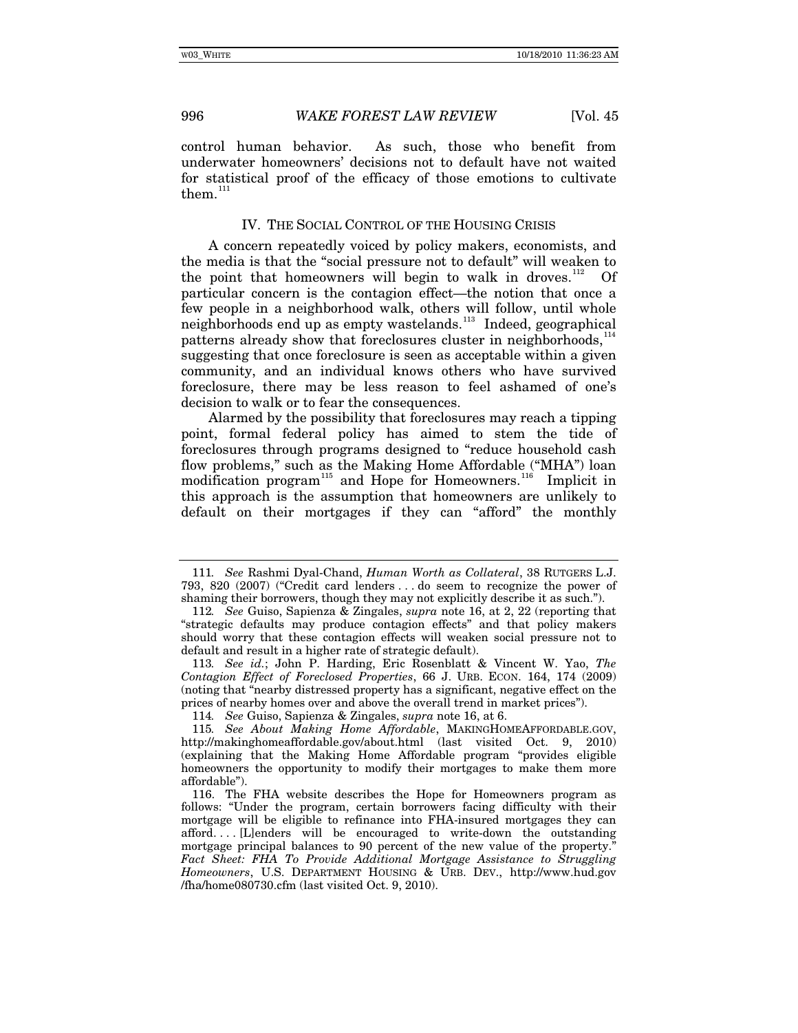control human behavior. As such, those who benefit from underwater homeowners' decisions not to default have not waited for statistical proof of the efficacy of those emotions to cultivate them.[111]

## IV. THE SOCIAL CONTROL OF THE HOUSING CRISIS

A concern repeatedly voiced by policy makers, economists, and the media is that the "social pressure not to default" will weaken to the point that homeowners will begin to walk in droves.[112] Of particular concern is the contagion effect—the notion that once a few people in a neighborhood walk, others will follow, until whole neighborhoods end up as empty wastelands.[113] Indeed, geographical patterns already show that foreclosures cluster in neighborhoods,[114] suggesting that once foreclosure is seen as acceptable within a given community, and an individual knows others who have survived foreclosure, there may be less reason to feel ashamed of one's decision to walk or to fear the consequences.

Alarmed by the possibility that foreclosures may reach a tipping point, formal federal policy has aimed to stem the tide of foreclosures through programs designed to "reduce household cash flow problems," such as the Making Home Affordable ("MHA") loan modification program[115] and Hope for Homeowners.[116] Implicit in this approach is the assumption that homeowners are unlikely to default on their mortgages if they can "afford" the monthly

---

111. *See* Rashmi Dyal-Chand, *Human Worth as Collateral*, 38 RUTGERS L.J. 793, 820 (2007) ("Credit card lenders . . . do seem to recognize the power of shaming their borrowers, though they may not explicitly describe it as such.").

112. *See* Guiso, Sapienza & Zingales, *supra* note 16, at 2, 22 (reporting that "strategic defaults may produce contagion effects" and that policy makers should worry that these contagion effects will weaken social pressure not to default and result in a higher rate of strategic default).

113. *See id.*; John P. Harding, Eric Rosenblatt & Vincent W. Yao, *The Contagion Effect of Foreclosed Properties*, 66 J. URB. ECON. 164, 174 (2009) (noting that "nearby distressed property has a significant, negative effect on the prices of nearby homes over and above the overall trend in market prices").

114. *See* Guiso, Sapienza & Zingales, *supra* note 16, at 6.

115. *See About Making Home Affordable*, MAKINGHOMEAFFORDABLE.GOV, http://makinghomeaffordable.gov/about.html (last visited Oct. 9, 2010) (explaining that the Making Home Affordable program "provides eligible homeowners the opportunity to modify their mortgages to make them more affordable").

116. The FHA website describes the Hope for Homeowners program as follows: "Under the program, certain borrowers facing difficulty with their mortgage will be eligible to refinance into FHA-insured mortgages they can afford. . . . [L]enders will be encouraged to write-down the outstanding mortgage principal balances to 90 percent of the new value of the property." *Fact Sheet: FHA To Provide Additional Mortgage Assistance to Struggling Homeowners*, U.S. DEPARTMENT HOUSING & URB. DEV., http://www.hud.gov/fha/home080730.cfm (last visited Oct. 9, 2010).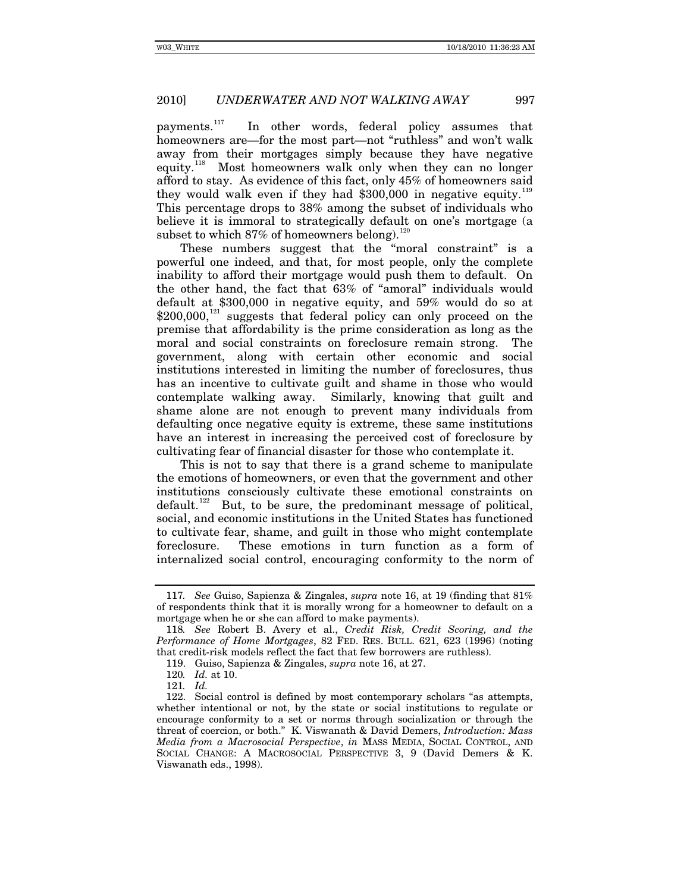payments.[117] In other words, federal policy assumes that homeowners are—for the most part—not "ruthless" and won't walk away from their mortgages simply because they have negative equity.[118] Most homeowners walk only when they can no longer afford to stay. As evidence of this fact, only 45% of homeowners said they would walk even if they had $300,000 in negative equity.[119] This percentage drops to 38% among the subset of individuals who believe it is immoral to strategically default on one's mortgage (a subset to which 87% of homeowners belong).[120]

These numbers suggest that the "moral constraint" is a powerful one indeed, and that, for most people, only the complete inability to afford their mortgage would push them to default. On the other hand, the fact that 63% of "amoral" individuals would default at $300,000 in negative equity, and 59% would do so at $200,000,[121] suggests that federal policy can only proceed on the premise that affordability is the prime consideration as long as the moral and social constraints on foreclosure remain strong. The government, along with certain other economic and social institutions interested in limiting the number of foreclosures, thus has an incentive to cultivate guilt and shame in those who would contemplate walking away. Similarly, knowing that guilt and shame alone are not enough to prevent many individuals from defaulting once negative equity is extreme, these same institutions have an interest in increasing the perceived cost of foreclosure by cultivating fear of financial disaster for those who contemplate it.

This is not to say that there is a grand scheme to manipulate the emotions of homeowners, or even that the government and other institutions consciously cultivate these emotional constraints on default.[122] But, to be sure, the predominant message of political, social, and economic institutions in the United States has functioned to cultivate fear, shame, and guilt in those who might contemplate foreclosure. These emotions in turn function as a form of internalized social control, encouraging conformity to the norm of

---

117. *See* Guiso, Sapienza & Zingales, *supra* note 16, at 19 (finding that 81% of respondents think that it is morally wrong for a homeowner to default on a mortgage when he or she can afford to make payments).

118. *See* Robert B. Avery et al., *Credit Risk, Credit Scoring, and the Performance of Home Mortgages*, 82 FED. RES. BULL. 621, 623 (1996) (noting that credit-risk models reflect the fact that few borrowers are ruthless).

119. Guiso, Sapienza & Zingales, *supra* note 16, at 27.

120. *Id.* at 10.

121. *Id.*

122. Social control is defined by most contemporary scholars "as attempts, whether intentional or not, by the state or social institutions to regulate or encourage conformity to a set or norms through socialization or through the threat of coercion, or both." K. Viswanath & David Demers, *Introduction: Mass Media from a Macrosocial Perspective*, *in* MASS MEDIA, SOCIAL CONTROL, AND SOCIAL CHANGE: A MACROSOCIAL PERSPECTIVE 3, 9 (David Demers & K. Viswanath eds., 1998).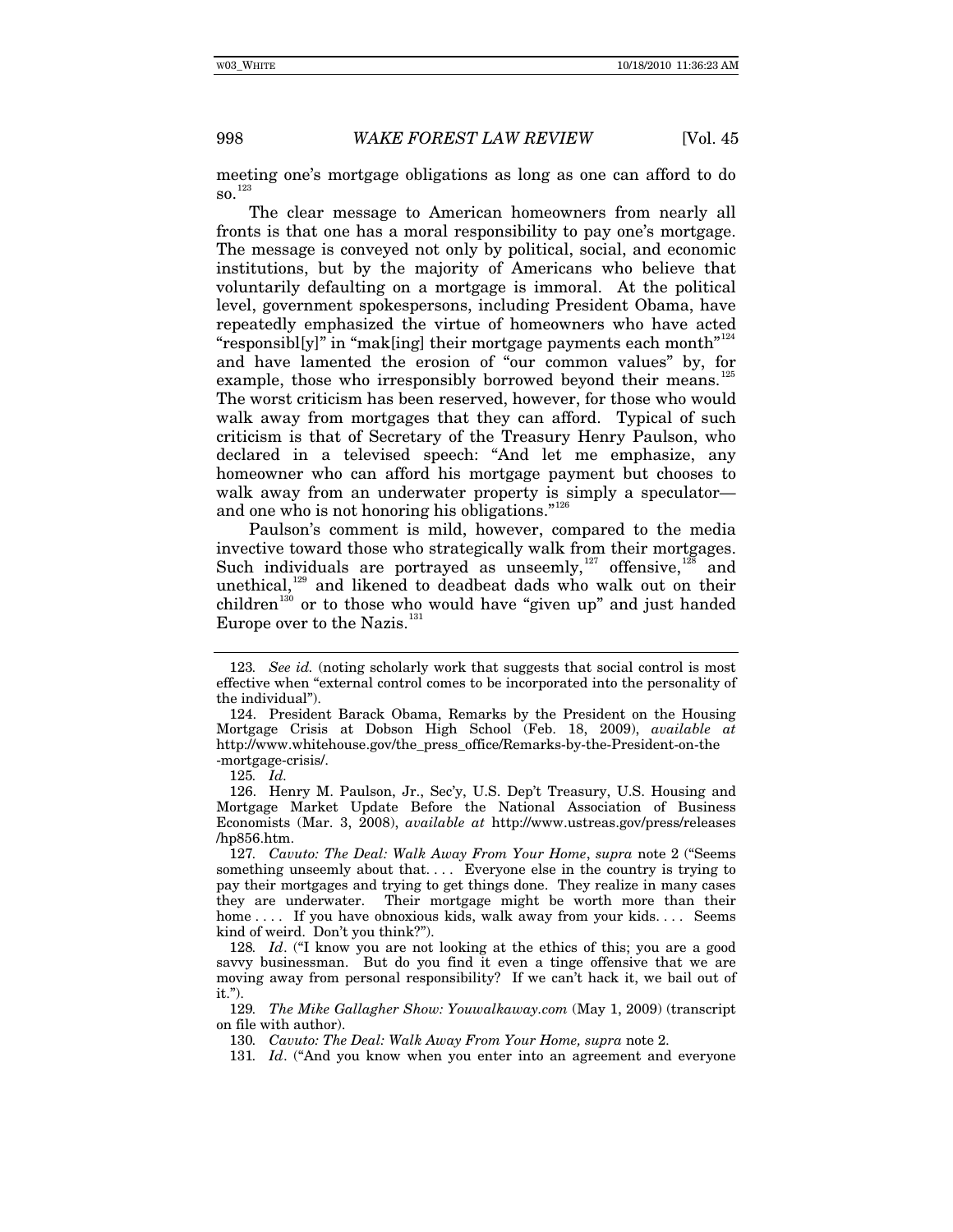meeting one's mortgage obligations as long as one can afford to do so.[123]

The clear message to American homeowners from nearly all fronts is that one has a moral responsibility to pay one's mortgage. The message is conveyed not only by political, social, and economic institutions, but by the majority of Americans who believe that voluntarily defaulting on a mortgage is immoral. At the political level, government spokespersons, including President Obama, have repeatedly emphasized the virtue of homeowners who have acted "responsibl[y]" in "mak[ing] their mortgage payments each month"[124] and have lamented the erosion of "our common values" by, for example, those who irresponsibly borrowed beyond their means.[125] The worst criticism has been reserved, however, for those who would walk away from mortgages that they can afford. Typical of such criticism is that of Secretary of the Treasury Henry Paulson, who declared in a televised speech: "And let me emphasize, any homeowner who can afford his mortgage payment but chooses to walk away from an underwater property is simply a speculator—and one who is not honoring his obligations."[126]

Paulson's comment is mild, however, compared to the media invective toward those who strategically walk from their mortgages. Such individuals are portrayed as unseemly,[127] offensive,[128] and unethical,[129] and likened to deadbeat dads who walk out on their children[130] or to those who would have "given up" and just handed Europe over to the Nazis.[131]

---

123. *See id.* (noting scholarly work that suggests that social control is most effective when "external control comes to be incorporated into the personality of the individual").

124. President Barack Obama, Remarks by the President on the Housing Mortgage Crisis at Dobson High School (Feb. 18, 2009), *available at* http://www.whitehouse.gov/the_press_office/Remarks-by-the-President-on-the-mortgage-crisis/.

125. *Id.*

126. Henry M. Paulson, Jr., Sec'y, U.S. Dep't Treasury, U.S. Housing and Mortgage Market Update Before the National Association of Business Economists (Mar. 3, 2008), *available at* http://www.ustreas.gov/press/releases/hp856.htm.

127. *Cavuto: The Deal: Walk Away From Your Home*, *supra* note 2 ("Seems something unseemly about that. . . . Everyone else in the country is trying to pay their mortgages and trying to get things done. They realize in many cases they are underwater. Their mortgage might be worth more than their home . . . . If you have obnoxious kids, walk away from your kids. . . . Seems kind of weird. Don't you think?").

128. *Id*. ("I know you are not looking at the ethics of this; you are a good savvy businessman. But do you find it even a tinge offensive that we are moving away from personal responsibility? If we can't hack it, we bail out of it.").

129. *The Mike Gallagher Show: Youwalkaway.com* (May 1, 2009) (transcript on file with author).

130. *Cavuto: The Deal: Walk Away From Your Home, supra* note 2.

131. *Id*. ("And you know when you enter into an agreement and everyone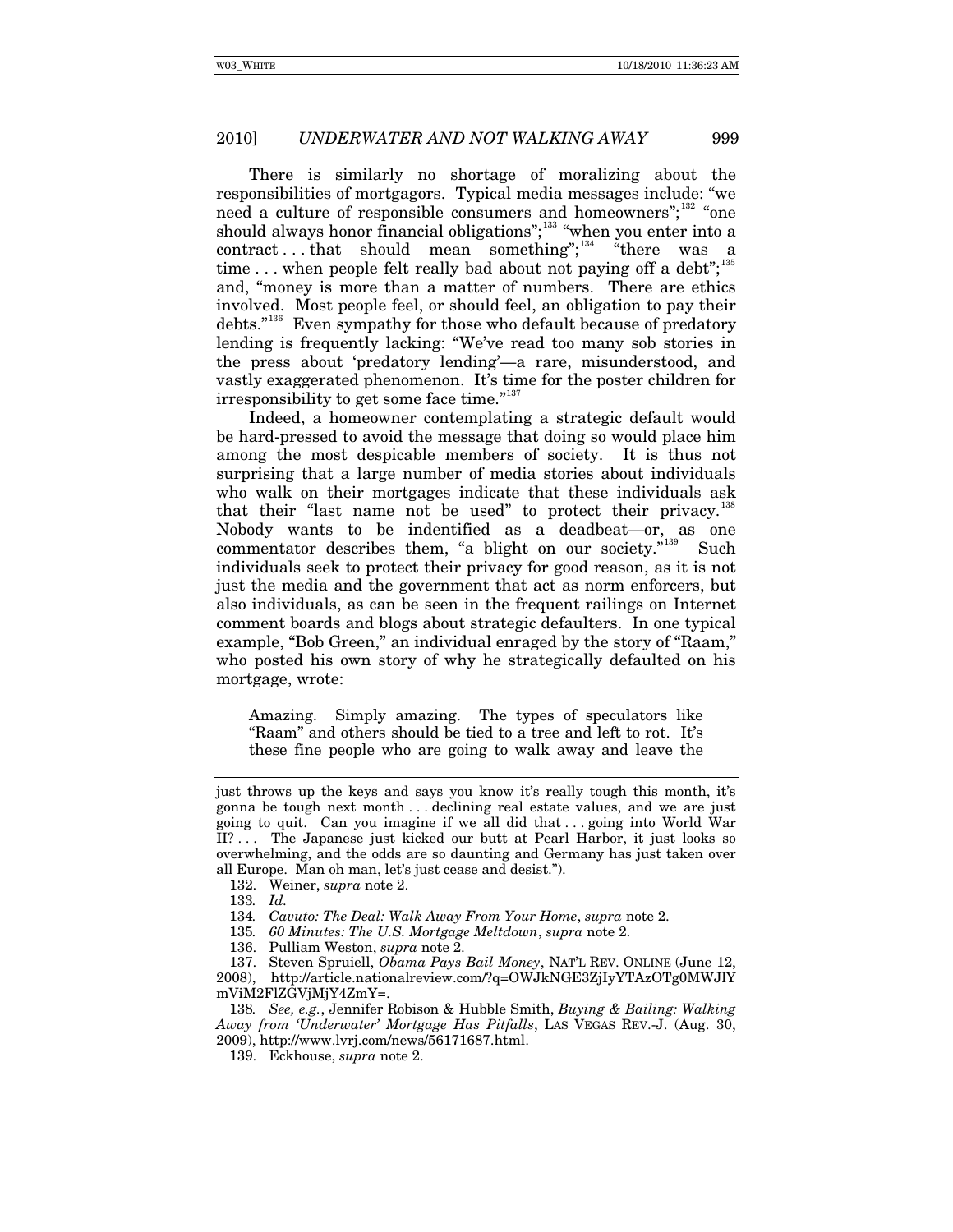There is similarly no shortage of moralizing about the responsibilities of mortgagors. Typical media messages include: "we need a culture of responsible consumers and homeowners";[132] "one should always honor financial obligations";[133] "when you enter into a contract . . . that should mean something";[134] "there was a time . . . when people felt really bad about not paying off a debt";[135] and, "money is more than a matter of numbers. There are ethics involved. Most people feel, or should feel, an obligation to pay their debts."[136] Even sympathy for those who default because of predatory lending is frequently lacking: "We've read too many sob stories in the press about 'predatory lending'—a rare, misunderstood, and vastly exaggerated phenomenon. It's time for the poster children for irresponsibility to get some face time."[137]

Indeed, a homeowner contemplating a strategic default would be hard-pressed to avoid the message that doing so would place him among the most despicable members of society. It is thus not surprising that a large number of media stories about individuals who walk on their mortgages indicate that these individuals ask that their "last name not be used" to protect their privacy.[138] Nobody wants to be indentified as a deadbeat—or, as one commentator describes them, "a blight on our society."[139] Such individuals seek to protect their privacy for good reason, as it is not just the media and the government that act as norm enforcers, but also individuals, as can be seen in the frequent railings on Internet comment boards and blogs about strategic defaulters. In one typical example, "Bob Green," an individual enraged by the story of "Raam," who posted his own story of why he strategically defaulted on his mortgage, wrote:

> Amazing. Simply amazing. The types of speculators like "Raam" and others should be tied to a tree and left to rot. It's these fine people who are going to walk away and leave the

---

just throws up the keys and says you know it's really tough this month, it's gonna be tough next month . . . declining real estate values, and we are just going to quit. Can you imagine if we all did that . . . going into World War II? . . . The Japanese just kicked our butt at Pearl Harbor, it just looks so overwhelming, and the odds are so daunting and Germany has just taken over all Europe. Man oh man, let's just cease and desist.").

132. Weiner, *supra* note 2.

133. *Id.*

134. *Cavuto: The Deal: Walk Away From Your Home*, *supra* note 2.

135. *60 Minutes: The U.S. Mortgage Meltdown*, *supra* note 2.

136. Pulliam Weston, *supra* note 2.

137. Steven Spruiell, *Obama Pays Bail Money*, NAT'L REV. ONLINE (June 12, 2008), http://article.nationalreview.com/?q=OWJkNGE3ZjIyYTAzOTg0MWJlYmViM2FlZGVjMjY4ZmY=.

138. *See, e.g.*, Jennifer Robison & Hubble Smith, *Buying & Bailing: Walking Away from 'Underwater' Mortgage Has Pitfalls*, LAS VEGAS REV.-J. (Aug. 30, 2009), http://www.lvrj.com/news/56171687.html.

139. Eckhouse, *supra* note 2.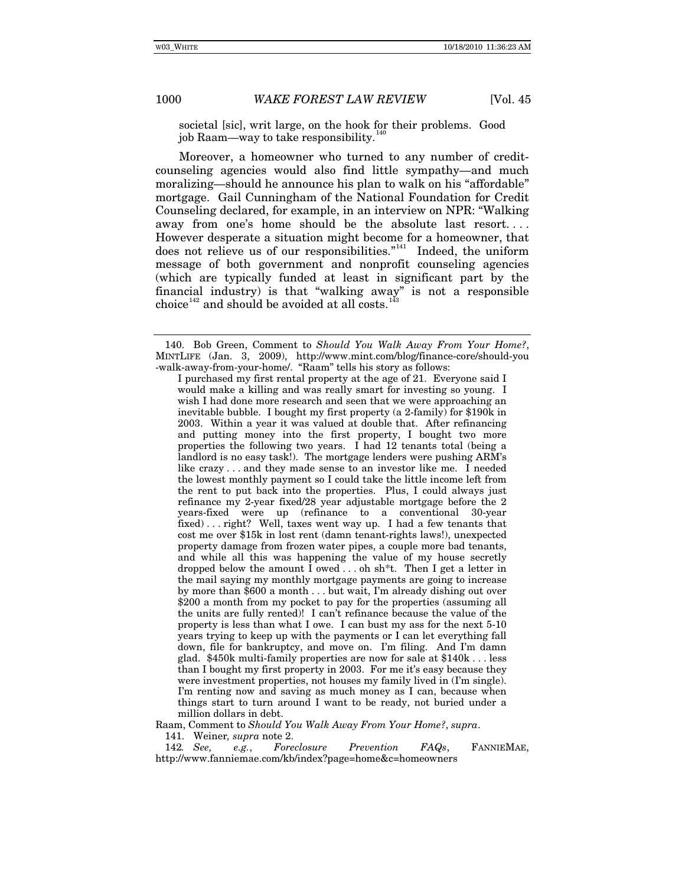societal [sic], writ large, on the hook for their problems. Good job Raam—way to take responsibility.[140]

Moreover, a homeowner who turned to any number of credit-counseling agencies would also find little sympathy—and much moralizing—should he announce his plan to walk on his "affordable" mortgage. Gail Cunningham of the National Foundation for Credit Counseling declared, for example, in an interview on NPR: "Walking away from one's home should be the absolute last resort. . . . However desperate a situation might become for a homeowner, that does not relieve us of our responsibilities."[141] Indeed, the uniform message of both government and nonprofit counseling agencies (which are typically funded at least in significant part by the financial industry) is that "walking away" is not a responsible choice[142] and should be avoided at all costs.[143]

---

140. Bob Green, Comment to *Should You Walk Away From Your Home?*, MINTLIFE (Jan. 3, 2009), http://www.mint.com/blog/finance-core/should-you-walk-away-from-your-home/. "Raam" tells his story as follows:

> I purchased my first rental property at the age of 21. Everyone said I would make a killing and was really smart for investing so young. I wish I had done more research and seen that we were approaching an inevitable bubble. I bought my first property (a 2-family) for $190k in 2003. Within a year it was valued at double that. After refinancing and putting money into the first property, I bought two more properties the following two years. I had 12 tenants total (being a landlord is no easy task!). The mortgage lenders were pushing ARM's like crazy . . . and they made sense to an investor like me. I needed the lowest monthly payment so I could take the little income left from the rent to put back into the properties. Plus, I could always just refinance my 2-year fixed/28 year adjustable mortgage before the 2 years-fixed were up (refinance to a conventional 30-year fixed) . . . right? Well, taxes went way up. I had a few tenants that cost me over $15k in lost rent (damn tenant-rights laws!), unexpected property damage from frozen water pipes, a couple more bad tenants, and while all this was happening the value of my house secretly dropped below the amount I owed . . . oh sh*t. Then I get a letter in the mail saying my monthly mortgage payments are going to increase by more than $600 a month . . . but wait, I'm already dishing out over $200 a month from my pocket to pay for the properties (assuming all the units are fully rented)! I can't refinance because the value of the property is less than what I owe. I can bust my ass for the next 5-10 years trying to keep up with the payments or I can let everything fall down, file for bankruptcy, and move on. I'm filing. And I'm damn glad. $450k multi-family properties are now for sale at $140k . . . less than I bought my first property in 2003. For me it's easy because they were investment properties, not houses my family lived in (I'm single). I'm renting now and saving as much money as I can, because when things start to turn around I want to be ready, not buried under a million dollars in debt.

Raam, Comment to *Should You Walk Away From Your Home?*, *supra*.

141. Weiner*, supra* note 2.

142. *See, e.g.*, *Foreclosure Prevention FAQs*, FANNIEMAE, http://www.fanniemae.com/kb/index?page=home&c=homeowners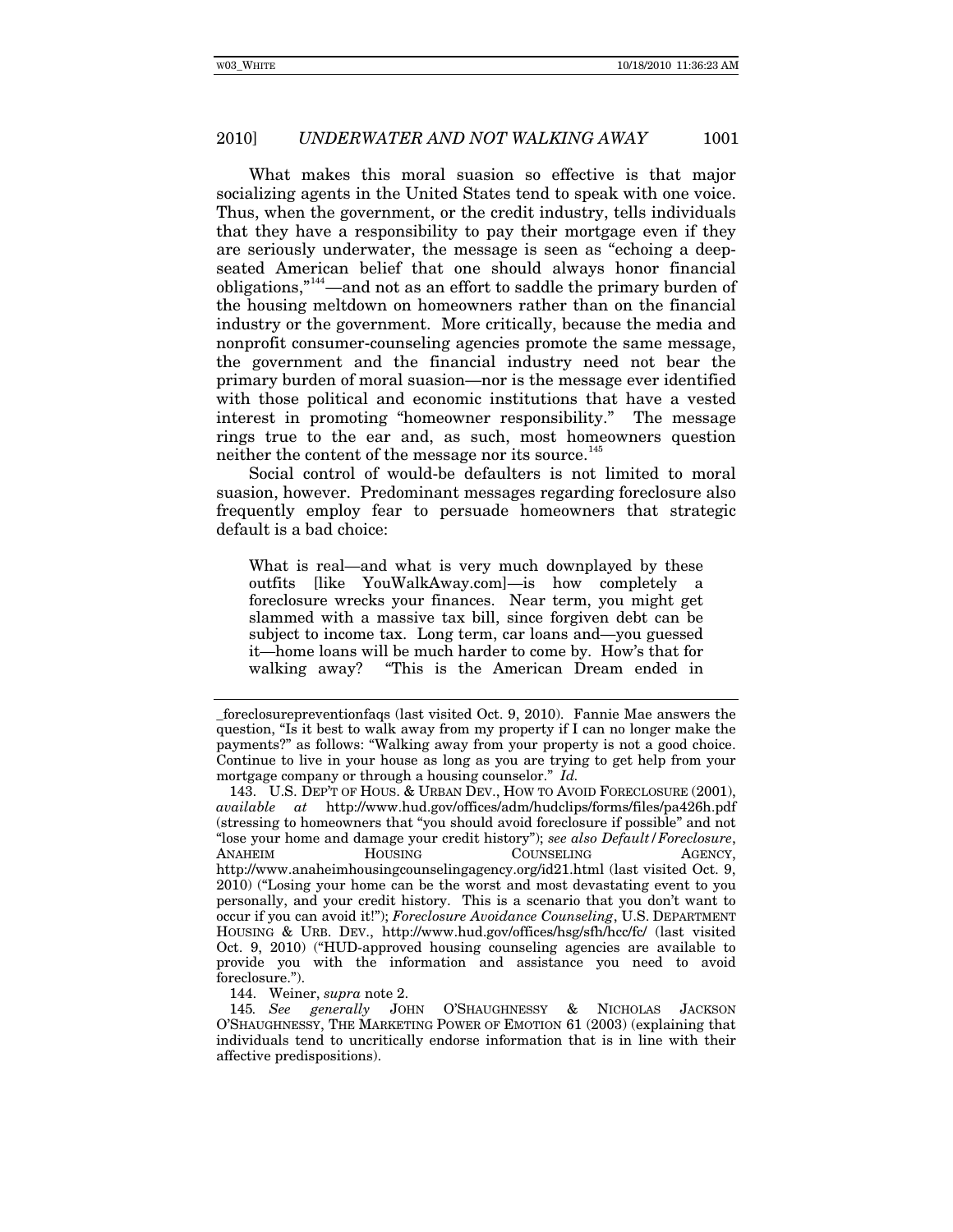What makes this moral suasion so effective is that major socializing agents in the United States tend to speak with one voice. Thus, when the government, or the credit industry, tells individuals that they have a responsibility to pay their mortgage even if they are seriously underwater, the message is seen as "echoing a deep-seated American belief that one should always honor financial obligations,"[144]—and not as an effort to saddle the primary burden of the housing meltdown on homeowners rather than on the financial industry or the government. More critically, because the media and nonprofit consumer-counseling agencies promote the same message, the government and the financial industry need not bear the primary burden of moral suasion—nor is the message ever identified with those political and economic institutions that have a vested interest in promoting "homeowner responsibility." The message rings true to the ear and, as such, most homeowners question neither the content of the message nor its source.[145]

Social control of would-be defaulters is not limited to moral suasion, however. Predominant messages regarding foreclosure also frequently employ fear to persuade homeowners that strategic default is a bad choice:

> What is real—and what is very much downplayed by these outfits [like YouWalkAway.com]—is how completely a foreclosure wrecks your finances. Near term, you might get slammed with a massive tax bill, since forgiven debt can be subject to income tax. Long term, car loans and—you guessed it—home loans will be much harder to come by. How's that for walking away? "This is the American Dream ended in

---

_foreclosurepreventionfaqs (last visited Oct. 9, 2010). Fannie Mae answers the question, "Is it best to walk away from my property if I can no longer make the payments?" as follows: "Walking away from your property is not a good choice. Continue to live in your house as long as you are trying to get help from your mortgage company or through a housing counselor." *Id.*

143. U.S. DEP'T OF HOUS. & URBAN DEV., HOW TO AVOID FORECLOSURE (2001), *available at* http://www.hud.gov/offices/adm/hudclips/forms/files/pa426h.pdf (stressing to homeowners that "you should avoid foreclosure if possible" and not "lose your home and damage your credit history"); *see also Default/Foreclosure*, ANAHEIM HOUSING COUNSELING AGENCY, http://www.anaheimhousingcounselingagency.org/id21.html (last visited Oct. 9, 2010) ("Losing your home can be the worst and most devastating event to you personally, and your credit history. This is a scenario that you don't want to occur if you can avoid it!"); *Foreclosure Avoidance Counseling*, U.S. DEPARTMENT HOUSING & URB. DEV., http://www.hud.gov/offices/hsg/sfh/hcc/fc/ (last visited Oct. 9, 2010) ("HUD-approved housing counseling agencies are available to provide you with the information and assistance you need to avoid foreclosure.").

144. Weiner, *supra* note 2.

145. *See generally* JOHN O'SHAUGHNESSY & NICHOLAS JACKSON O'SHAUGHNESSY, THE MARKETING POWER OF EMOTION 61 (2003) (explaining that individuals tend to uncritically endorse information that is in line with their affective predispositions).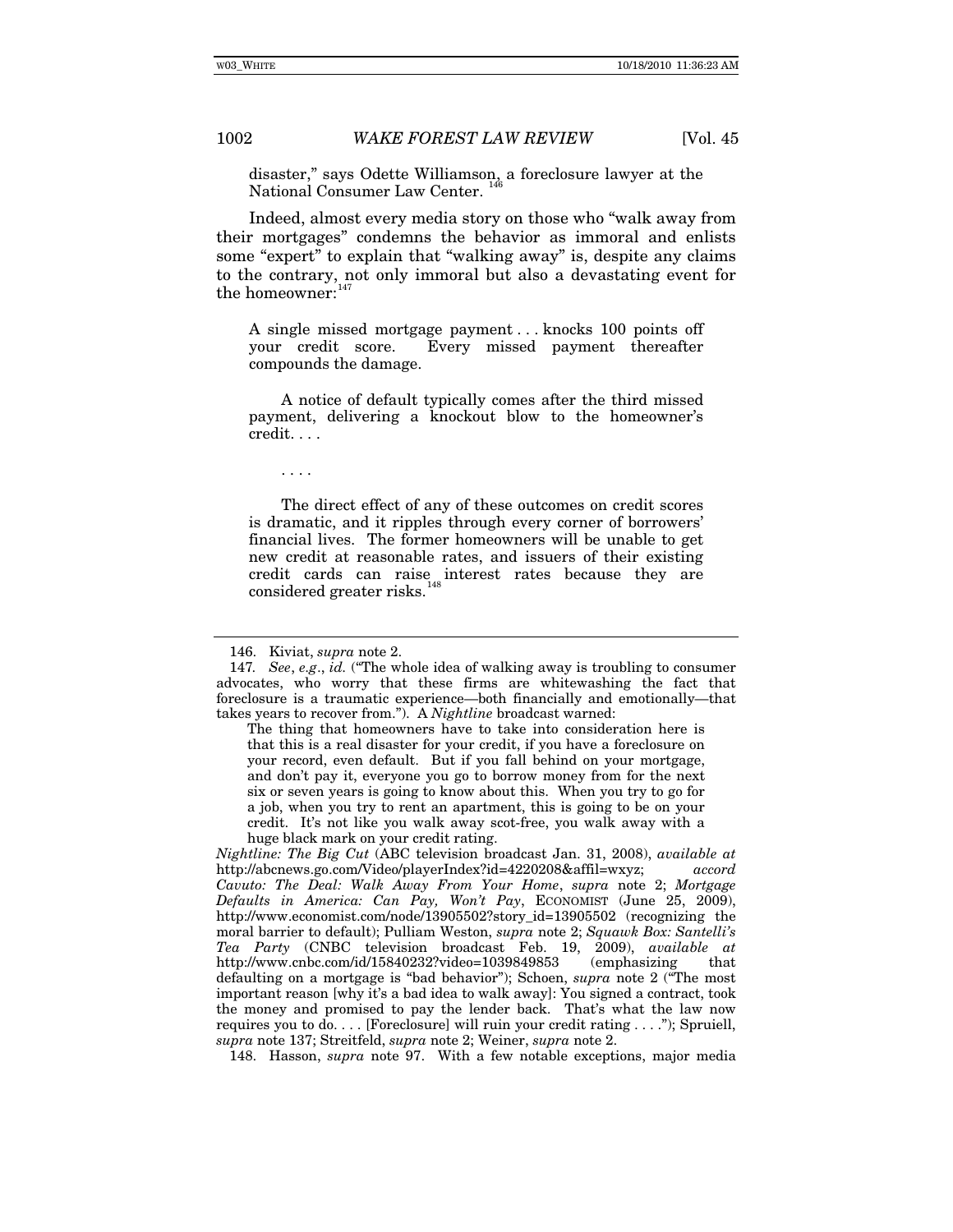disaster," says Odette Williamson, a foreclosure lawyer at the National Consumer Law Center.[146]

Indeed, almost every media story on those who "walk away from their mortgages" condemns the behavior as immoral and enlists some "expert" to explain that "walking away" is, despite any claims to the contrary, not only immoral but also a devastating event for the homeowner:[147]

> A single missed mortgage payment . . . knocks 100 points off your credit score. Every missed payment thereafter compounds the damage.
>
> A notice of default typically comes after the third missed payment, delivering a knockout blow to the homeowner's credit. . . .
>
> . . . .
>
> The direct effect of any of these outcomes on credit scores is dramatic, and it ripples through every corner of borrowers' financial lives. The former homeowners will be unable to get new credit at reasonable rates, and issuers of their existing credit cards can raise interest rates because they are considered greater risks.[148]

---

146. Kiviat, *supra* note 2.

147. *See*, *e.g.*, *id.* ("The whole idea of walking away is troubling to consumer advocates, who worry that these firms are whitewashing the fact that foreclosure is a traumatic experience—both financially and emotionally—that takes years to recover from."). A *Nightline* broadcast warned:

> The thing that homeowners have to take into consideration here is that this is a real disaster for your credit, if you have a foreclosure on your record, even default. But if you fall behind on your mortgage, and don't pay it, everyone you go to borrow money from for the next six or seven years is going to know about this. When you try to go for a job, when you try to rent an apartment, this is going to be on your credit. It's not like you walk away scot-free, you walk away with a huge black mark on your credit rating.

*Nightline: The Big Cut* (ABC television broadcast Jan. 31, 2008), *available at* http://abcnews.go.com/Video/playerIndex?id=4220208&affil=wxyz; *accord* *Cavuto: The Deal: Walk Away From Your Home*, *supra* note 2; *Mortgage Defaults in America: Can Pay, Won't Pay*, ECONOMIST (June 25, 2009), http://www.economist.com/node/13905502?story_id=13905502 (recognizing the moral barrier to default); Pulliam Weston, *supra* note 2; *Squawk Box: Santelli's Tea Party* (CNBC television broadcast Feb. 19, 2009), *available at* http://www.cnbc.com/id/15840232?video=1039849853 (emphasizing that defaulting on a mortgage is "bad behavior"); Schoen, *supra* note 2 ("The most important reason [why it's a bad idea to walk away]: You signed a contract, took the money and promised to pay the lender back. That's what the law now requires you to do. . . . [Foreclosure] will ruin your credit rating . . . ."); Spruiell, *supra* note 137; Streitfeld, *supra* note 2; Weiner, *supra* note 2.

148. Hasson, *supra* note 97. With a few notable exceptions, major media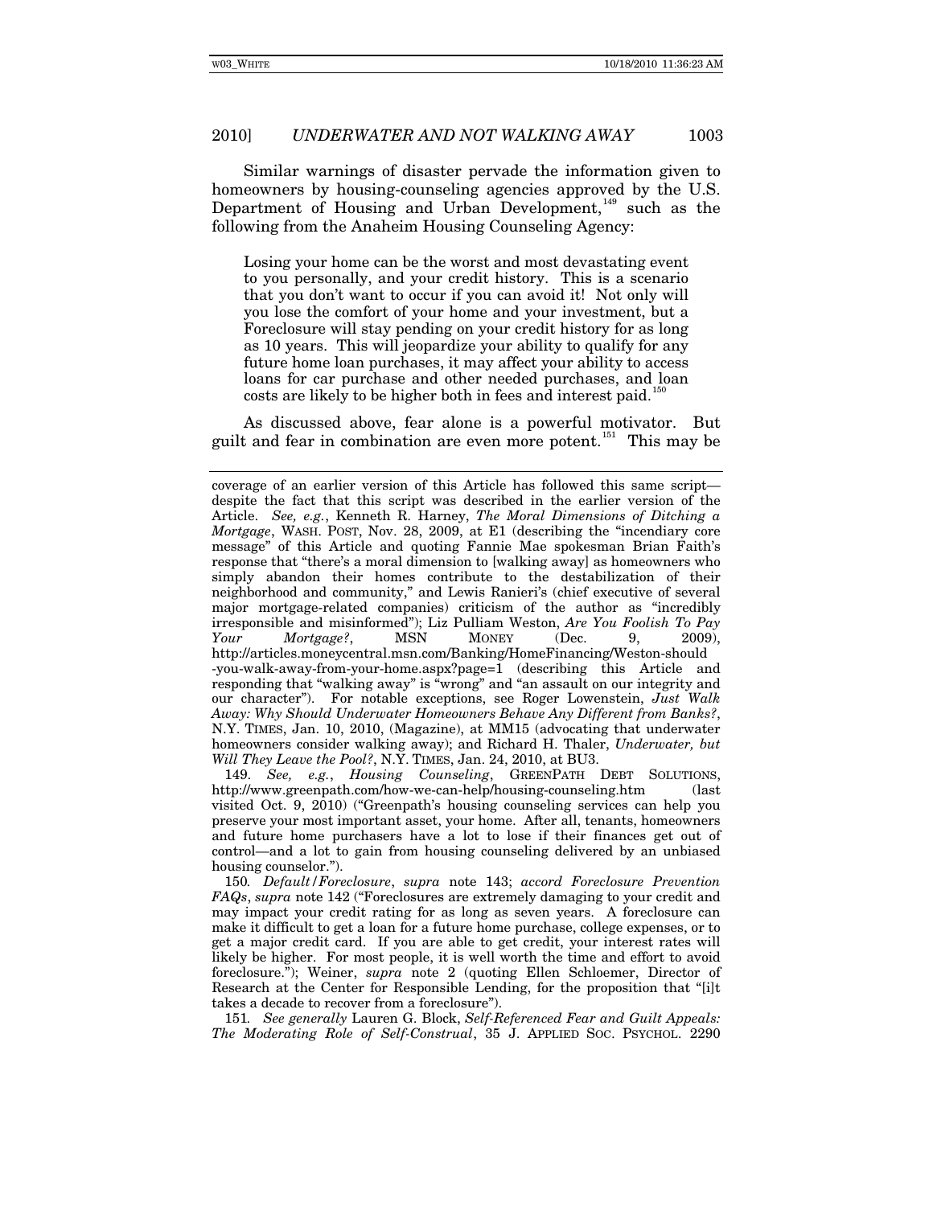Similar warnings of disaster pervade the information given to homeowners by housing-counseling agencies approved by the U.S. Department of Housing and Urban Development,[149] such as the following from the Anaheim Housing Counseling Agency:

> Losing your home can be the worst and most devastating event to you personally, and your credit history. This is a scenario that you don't want to occur if you can avoid it! Not only will you lose the comfort of your home and your investment, but a Foreclosure will stay pending on your credit history for as long as 10 years. This will jeopardize your ability to qualify for any future home loan purchases, it may affect your ability to access loans for car purchase and other needed purchases, and loan costs are likely to be higher both in fees and interest paid.[150]

As discussed above, fear alone is a powerful motivator. But guilt and fear in combination are even more potent.[151] This may be

---

coverage of an earlier version of this Article has followed this same script—despite the fact that this script was described in the earlier version of the Article. *See, e.g.*, Kenneth R. Harney, *The Moral Dimensions of Ditching a Mortgage*, WASH. POST, Nov. 28, 2009, at E1 (describing the "incendiary core message" of this Article and quoting Fannie Mae spokesman Brian Faith's response that "there's a moral dimension to [walking away] as homeowners who simply abandon their homes contribute to the destabilization of their neighborhood and community," and Lewis Ranieri's (chief executive of several major mortgage-related companies) criticism of the author as "incredibly irresponsible and misinformed"); Liz Pulliam Weston, *Are You Foolish To Pay Your Mortgage?*, MSN MONEY (Dec. 9, 2009), http://articles.moneycentral.msn.com/Banking/HomeFinancing/Weston-should-you-walk-away-from-your-home.aspx?page=1 (describing this Article and responding that "walking away" is "wrong" and "an assault on our integrity and our character"). For notable exceptions, see Roger Lowenstein, *Just Walk Away: Why Should Underwater Homeowners Behave Any Different from Banks?*, N.Y. TIMES, Jan. 10, 2010, (Magazine), at MM15 (advocating that underwater homeowners consider walking away); and Richard H. Thaler, *Underwater, but Will They Leave the Pool?*, N.Y. TIMES, Jan. 24, 2010, at BU3.

149. *See, e.g.*, *Housing Counseling*, GREENPATH DEBT SOLUTIONS, http://www.greenpath.com/how-we-can-help/housing-counseling.htm (last visited Oct. 9, 2010) ("Greenpath's housing counseling services can help you preserve your most important asset, your home. After all, tenants, homeowners and future home purchasers have a lot to lose if their finances get out of control—and a lot to gain from housing counseling delivered by an unbiased housing counselor.").

150. *Default/Foreclosure*, *supra* note 143; *accord Foreclosure Prevention FAQs*, *supra* note 142 ("Foreclosures are extremely damaging to your credit and may impact your credit rating for as long as seven years. A foreclosure can make it difficult to get a loan for a future home purchase, college expenses, or to get a major credit card. If you are able to get credit, your interest rates will likely be higher. For most people, it is well worth the time and effort to avoid foreclosure."); Weiner, *supra* note 2 (quoting Ellen Schloemer, Director of Research at the Center for Responsible Lending, for the proposition that "[i]t takes a decade to recover from a foreclosure").

151. *See generally* Lauren G. Block, *Self-Referenced Fear and Guilt Appeals: The Moderating Role of Self-Construal*, 35 J. APPLIED SOC. PSYCHOL. 2290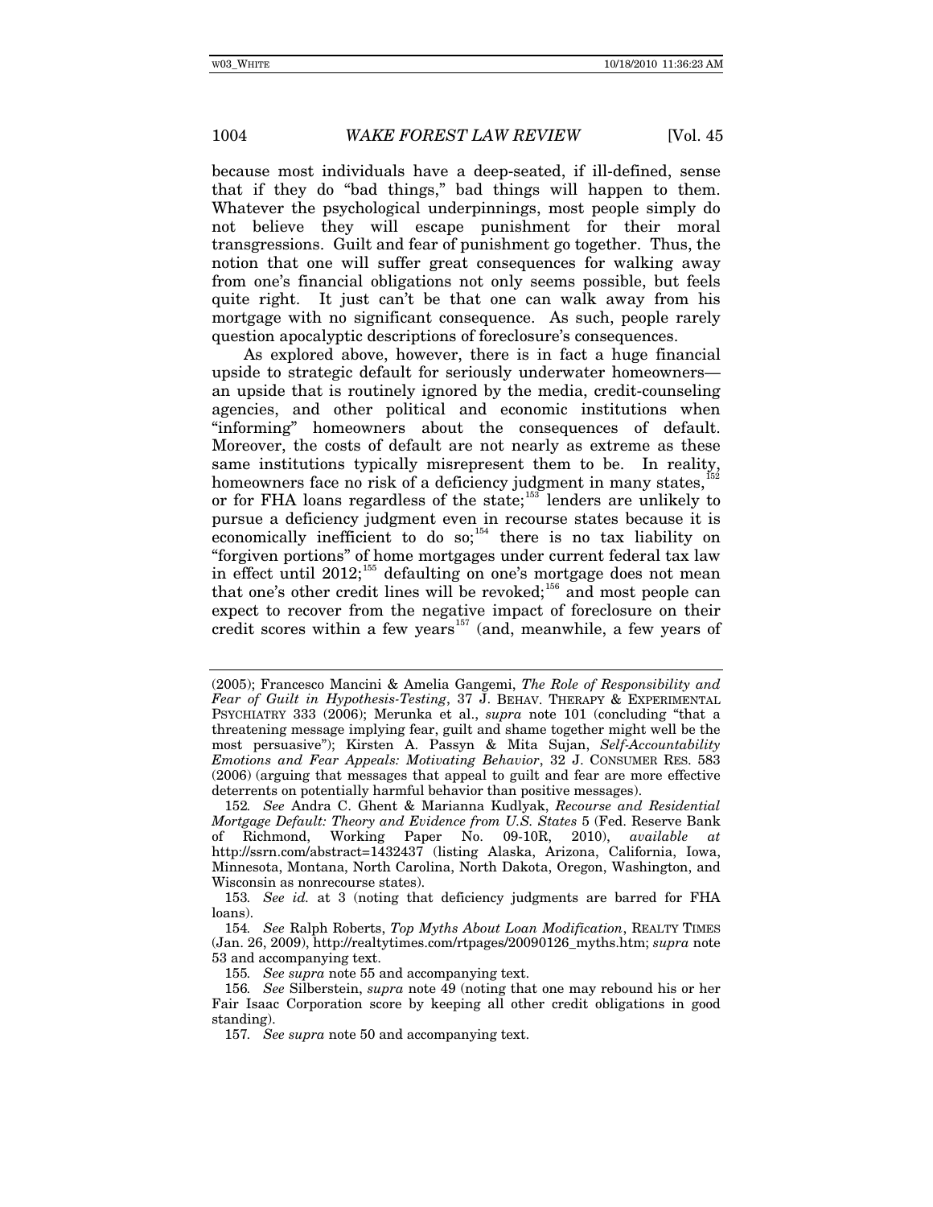because most individuals have a deep-seated, if ill-defined, sense that if they do "bad things," bad things will happen to them. Whatever the psychological underpinnings, most people simply do not believe they will escape punishment for their moral transgressions. Guilt and fear of punishment go together. Thus, the notion that one will suffer great consequences for walking away from one's financial obligations not only seems possible, but feels quite right. It just can't be that one can walk away from his mortgage with no significant consequence. As such, people rarely question apocalyptic descriptions of foreclosure's consequences.

As explored above, however, there is in fact a huge financial upside to strategic default for seriously underwater homeowners—an upside that is routinely ignored by the media, credit-counseling agencies, and other political and economic institutions when "informing" homeowners about the consequences of default. Moreover, the costs of default are not nearly as extreme as these same institutions typically misrepresent them to be. In reality, homeowners face no risk of a deficiency judgment in many states,[152] or for FHA loans regardless of the state;[153] lenders are unlikely to pursue a deficiency judgment even in recourse states because it is economically inefficient to do so;[154] there is no tax liability on "forgiven portions" of home mortgages under current federal tax law in effect until 2012;[155] defaulting on one's mortgage does not mean that one's other credit lines will be revoked;[156] and most people can expect to recover from the negative impact of foreclosure on their credit scores within a few years[157] (and, meanwhile, a few years of

---

(2005); Francesco Mancini & Amelia Gangemi, *The Role of Responsibility and Fear of Guilt in Hypothesis-Testing*, 37 J. BEHAV. THERAPY & EXPERIMENTAL PSYCHIATRY 333 (2006); Merunka et al., *supra* note 101 (concluding "that a threatening message implying fear, guilt and shame together might well be the most persuasive"); Kirsten A. Passyn & Mita Sujan, *Self-Accountability Emotions and Fear Appeals: Motivating Behavior*, 32 J. CONSUMER RES. 583 (2006) (arguing that messages that appeal to guilt and fear are more effective deterrents on potentially harmful behavior than positive messages).

152. *See* Andra C. Ghent & Marianna Kudlyak, *Recourse and Residential Mortgage Default: Theory and Evidence from U.S. States* 5 (Fed. Reserve Bank of Richmond, Working Paper No. 09-10R, 2010), *available at* http://ssrn.com/abstract=1432437 (listing Alaska, Arizona, California, Iowa, Minnesota, Montana, North Carolina, North Dakota, Oregon, Washington, and Wisconsin as nonrecourse states).

153. *See id.* at 3 (noting that deficiency judgments are barred for FHA loans).

154. *See* Ralph Roberts, *Top Myths About Loan Modification*, REALTY TIMES (Jan. 26, 2009), http://realtytimes.com/rtpages/20090126_myths.htm; *supra* note 53 and accompanying text.

155. *See supra* note 55 and accompanying text.

156. *See* Silberstein, *supra* note 49 (noting that one may rebound his or her Fair Isaac Corporation score by keeping all other credit obligations in good standing).

157. *See supra* note 50 and accompanying text.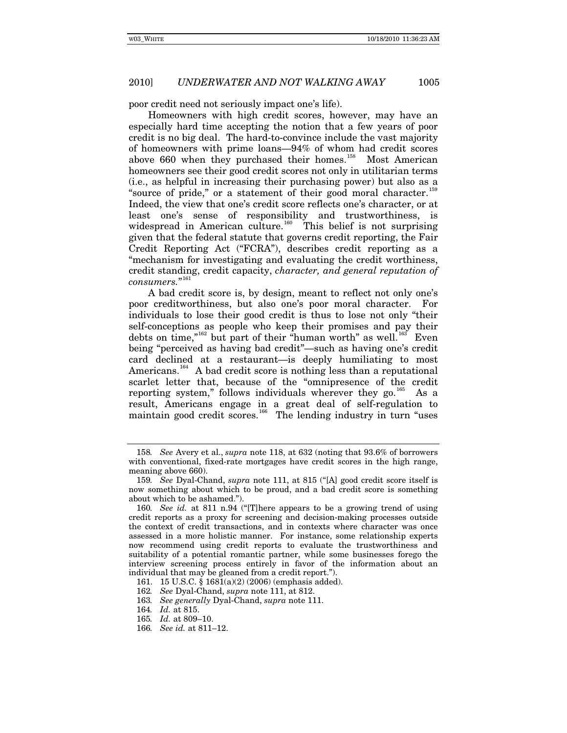poor credit need not seriously impact one's life).

Homeowners with high credit scores, however, may have an especially hard time accepting the notion that a few years of poor credit is no big deal. The hard-to-convince include the vast majority of homeowners with prime loans—94% of whom had credit scores above 660 when they purchased their homes.[158] Most American homeowners see their good credit scores not only in utilitarian terms (i.e., as helpful in increasing their purchasing power) but also as a "source of pride," or a statement of their good moral character.[159] Indeed, the view that one's credit score reflects one's character, or at least one's sense of responsibility and trustworthiness, is widespread in American culture.[160] This belief is not surprising given that the federal statute that governs credit reporting, the Fair Credit Reporting Act ("FCRA"), describes credit reporting as a "mechanism for investigating and evaluating the credit worthiness, credit standing, credit capacity, *character, and general reputation of consumers.*"[161]

A bad credit score is, by design, meant to reflect not only one's poor creditworthiness, but also one's poor moral character. For individuals to lose their good credit is thus to lose not only "their self-conceptions as people who keep their promises and pay their debts on time,"[162] but part of their "human worth" as well.[163] Even being "perceived as having bad credit"—such as having one's credit card declined at a restaurant—is deeply humiliating to most Americans.[164] A bad credit score is nothing less than a reputational scarlet letter that, because of the "omnipresence of the credit reporting system," follows individuals wherever they go.[165] As a result, Americans engage in a great deal of self-regulation to maintain good credit scores.[166] The lending industry in turn "uses

---

158. *See* Avery et al., *supra* note 118, at 632 (noting that 93.6% of borrowers with conventional, fixed-rate mortgages have credit scores in the high range, meaning above 660).

159. *See* Dyal-Chand, *supra* note 111, at 815 ("[A] good credit score itself is now something about which to be proud, and a bad credit score is something about which to be ashamed.").

160. *See id.* at 811 n.94 ("[T]here appears to be a growing trend of using credit reports as a proxy for screening and decision-making processes outside the context of credit transactions, and in contexts where character was once assessed in a more holistic manner. For instance, some relationship experts now recommend using credit reports to evaluate the trustworthiness and suitability of a potential romantic partner, while some businesses forego the interview screening process entirely in favor of the information about an individual that may be gleaned from a credit report.").

161. 15 U.S.C. § 1681(a)(2) (2006) (emphasis added).

162. *See* Dyal-Chand, *supra* note 111, at 812.

163. *See generally* Dyal-Chand, *supra* note 111.

164. *Id.* at 815.

165. *Id.* at 809–10.

166. *See id.* at 811–12.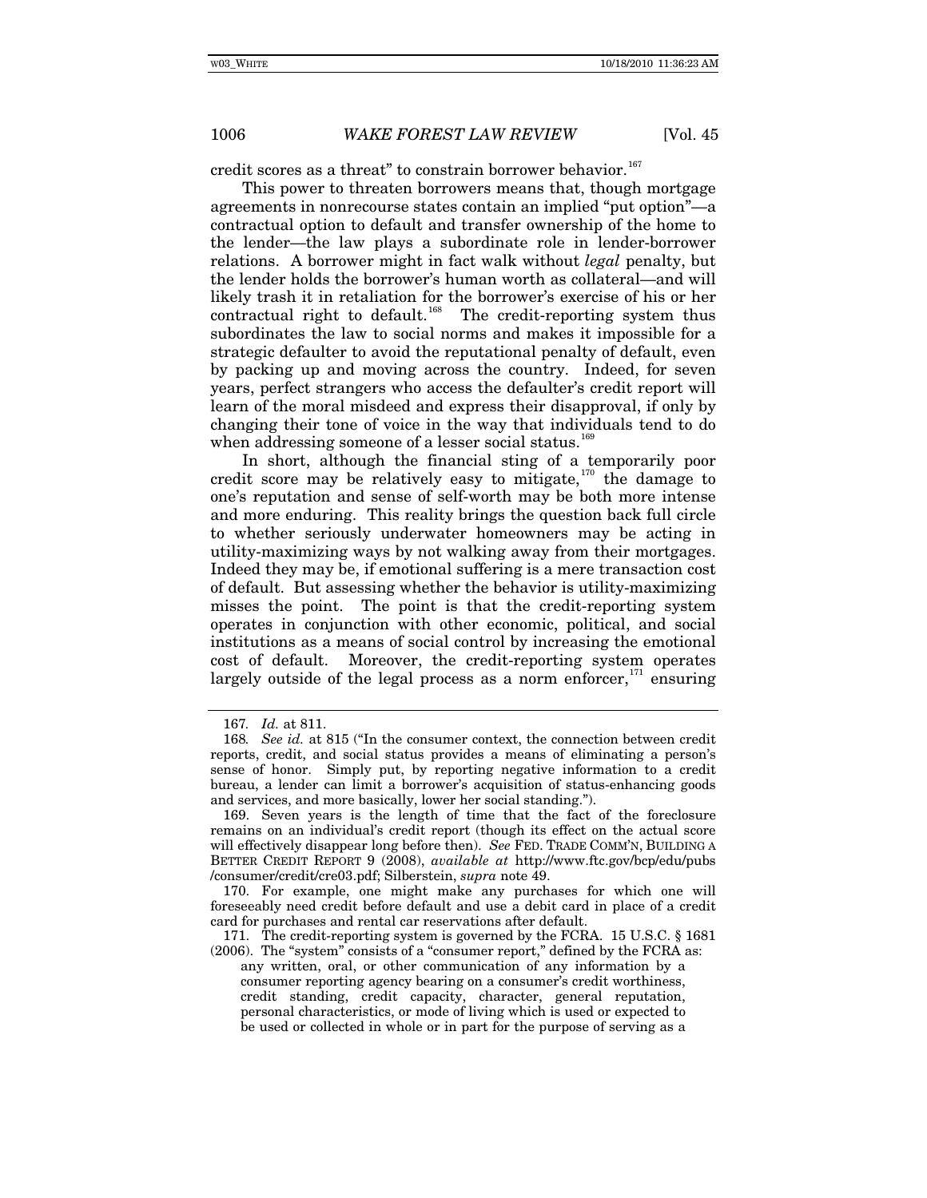credit scores as a threat" to constrain borrower behavior.[167]

This power to threaten borrowers means that, though mortgage agreements in nonrecourse states contain an implied "put option"—a contractual option to default and transfer ownership of the home to the lender—the law plays a subordinate role in lender-borrower relations. A borrower might in fact walk without *legal* penalty, but the lender holds the borrower's human worth as collateral—and will likely trash it in retaliation for the borrower's exercise of his or her contractual right to default.[168] The credit-reporting system thus subordinates the law to social norms and makes it impossible for a strategic defaulter to avoid the reputational penalty of default, even by packing up and moving across the country. Indeed, for seven years, perfect strangers who access the defaulter's credit report will learn of the moral misdeed and express their disapproval, if only by changing their tone of voice in the way that individuals tend to do when addressing someone of a lesser social status.[169]

In short, although the financial sting of a temporarily poor credit score may be relatively easy to mitigate,[170] the damage to one's reputation and sense of self-worth may be both more intense and more enduring. This reality brings the question back full circle to whether seriously underwater homeowners may be acting in utility-maximizing ways by not walking away from their mortgages. Indeed they may be, if emotional suffering is a mere transaction cost of default. But assessing whether the behavior is utility-maximizing misses the point. The point is that the credit-reporting system operates in conjunction with other economic, political, and social institutions as a means of social control by increasing the emotional cost of default. Moreover, the credit-reporting system operates largely outside of the legal process as a norm enforcer,[171] ensuring

---

167. *Id.* at 811.

168. *See id.* at 815 ("In the consumer context, the connection between credit reports, credit, and social status provides a means of eliminating a person's sense of honor. Simply put, by reporting negative information to a credit bureau, a lender can limit a borrower's acquisition of status-enhancing goods and services, and more basically, lower her social standing.").

169. Seven years is the length of time that the fact of the foreclosure remains on an individual's credit report (though its effect on the actual score will effectively disappear long before then). *See* FED. TRADE COMM'N, BUILDING A BETTER CREDIT REPORT 9 (2008), *available at* http://www.ftc.gov/bcp/edu/pubs/consumer/credit/cre03.pdf; Silberstein, *supra* note 49.

170. For example, one might make any purchases for which one will foreseeably need credit before default and use a debit card in place of a credit card for purchases and rental car reservations after default.

171. The credit-reporting system is governed by the FCRA. 15 U.S.C. § 1681 (2006). The "system" consists of a "consumer report," defined by the FCRA as:

> any written, oral, or other communication of any information by a consumer reporting agency bearing on a consumer's credit worthiness, credit standing, credit capacity, character, general reputation, personal characteristics, or mode of living which is used or expected to be used or collected in whole or in part for the purpose of serving as a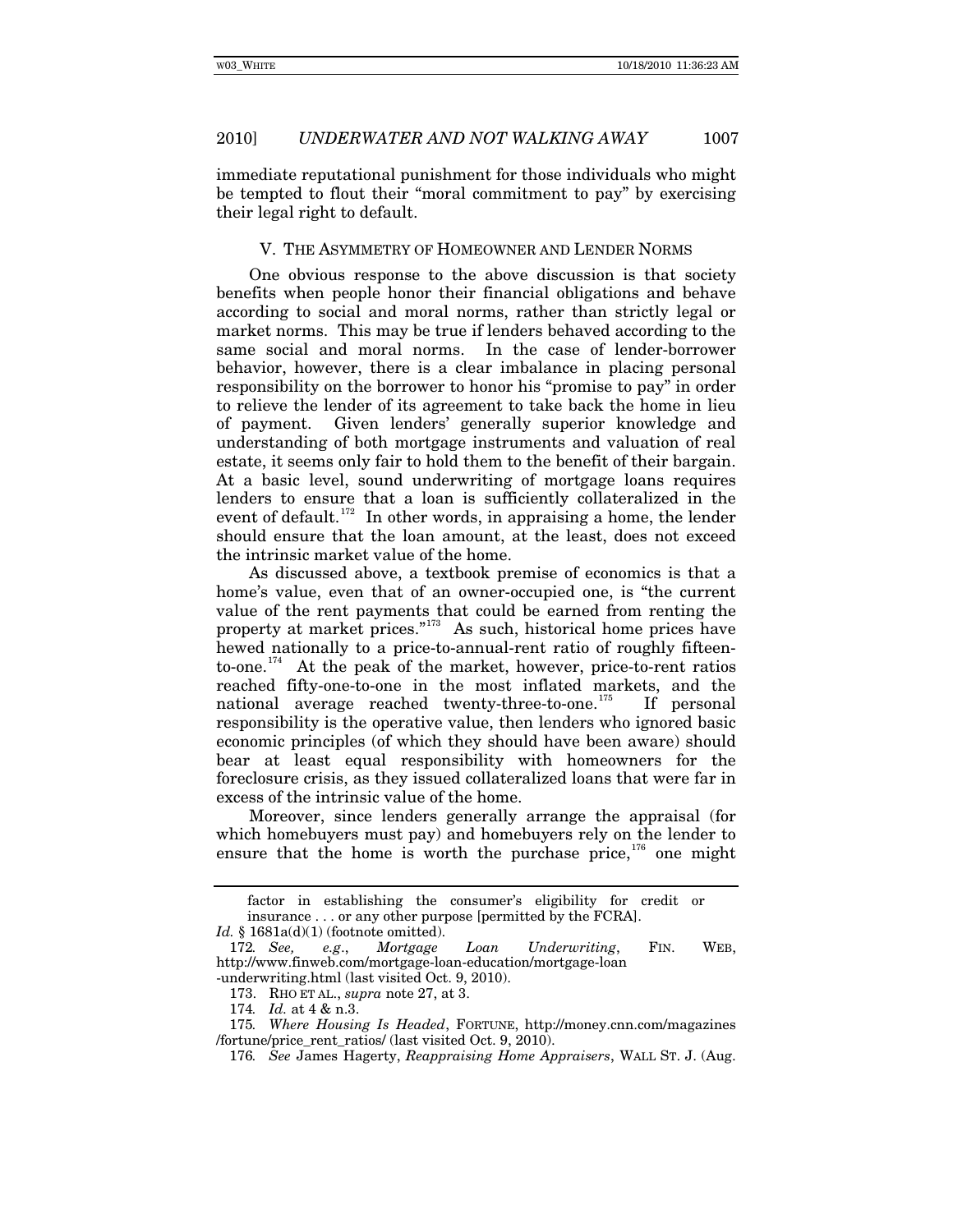immediate reputational punishment for those individuals who might be tempted to flout their "moral commitment to pay" by exercising their legal right to default.

## V. THE ASYMMETRY OF HOMEOWNER AND LENDER NORMS

One obvious response to the above discussion is that society benefits when people honor their financial obligations and behave according to social and moral norms, rather than strictly legal or market norms. This may be true if lenders behaved according to the same social and moral norms. In the case of lender-borrower behavior, however, there is a clear imbalance in placing personal responsibility on the borrower to honor his "promise to pay" in order to relieve the lender of its agreement to take back the home in lieu of payment. Given lenders' generally superior knowledge and understanding of both mortgage instruments and valuation of real estate, it seems only fair to hold them to the benefit of their bargain. At a basic level, sound underwriting of mortgage loans requires lenders to ensure that a loan is sufficiently collateralized in the event of default.[172] In other words, in appraising a home, the lender should ensure that the loan amount, at the least, does not exceed the intrinsic market value of the home.

As discussed above, a textbook premise of economics is that a home's value, even that of an owner-occupied one, is "the current value of the rent payments that could be earned from renting the property at market prices."[173] As such, historical home prices have hewed nationally to a price-to-annual-rent ratio of roughly fifteen-to-one.[174] At the peak of the market, however, price-to-rent ratios reached fifty-one-to-one in the most inflated markets, and the national average reached twenty-three-to-one.[175] If personal responsibility is the operative value, then lenders who ignored basic economic principles (of which they should have been aware) should bear at least equal responsibility with homeowners for the foreclosure crisis, as they issued collateralized loans that were far in excess of the intrinsic value of the home.

Moreover, since lenders generally arrange the appraisal (for which homebuyers must pay) and homebuyers rely on the lender to ensure that the home is worth the purchase price,[176] one might

---

factor in establishing the consumer's eligibility for credit or insurance . . . or any other purpose [permitted by the FCRA].

*Id.* § 1681a(d)(1) (footnote omitted).

172. *See, e.g.*, *Mortgage Loan Underwriting*, FIN. WEB, http://www.finweb.com/mortgage-loan-education/mortgage-loan-underwriting.html (last visited Oct. 9, 2010).

173. RHO ET AL., *supra* note 27, at 3.

174. *Id.* at 4 & n.3.

175. *Where Housing Is Headed*, FORTUNE, http://money.cnn.com/magazines/fortune/price_rent_ratios/ (last visited Oct. 9, 2010).

176. *See* James Hagerty, *Reappraising Home Appraisers*, WALL ST. J. (Aug.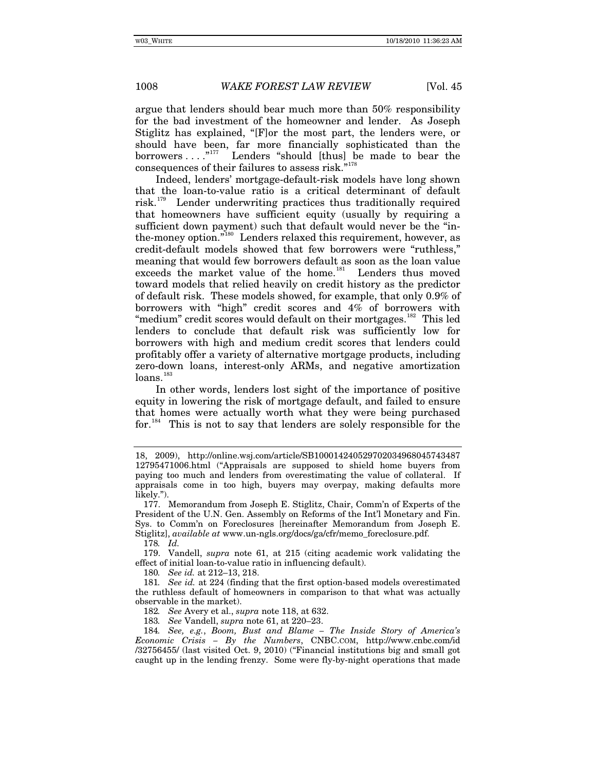argue that lenders should bear much more than 50% responsibility for the bad investment of the homeowner and lender. As Joseph Stiglitz has explained, "[F]or the most part, the lenders were, or should have been, far more financially sophisticated than the borrowers . . . ."[177] Lenders "should [thus] be made to bear the consequences of their failures to assess risk."[178]

Indeed, lenders' mortgage-default-risk models have long shown that the loan-to-value ratio is a critical determinant of default risk.[179] Lender underwriting practices thus traditionally required that homeowners have sufficient equity (usually by requiring a sufficient down payment) such that default would never be the "in-the-money option."[180] Lenders relaxed this requirement, however, as credit-default models showed that few borrowers were "ruthless," meaning that would few borrowers default as soon as the loan value exceeds the market value of the home.[181] Lenders thus moved toward models that relied heavily on credit history as the predictor of default risk. These models showed, for example, that only 0.9% of borrowers with "high" credit scores and 4% of borrowers with "medium" credit scores would default on their mortgages.[182] This led lenders to conclude that default risk was sufficiently low for borrowers with high and medium credit scores that lenders could profitably offer a variety of alternative mortgage products, including zero-down loans, interest-only ARMs, and negative amortization loans.[183]

In other words, lenders lost sight of the importance of positive equity in lowering the risk of mortgage default, and failed to ensure that homes were actually worth what they were being purchased for.[184] This is not to say that lenders are solely responsible for the

---

18, 2009), http://online.wsj.com/article/SB10001424052970203496804574348712795471006.html ("Appraisals are supposed to shield home buyers from paying too much and lenders from overestimating the value of collateral. If appraisals come in too high, buyers may overpay, making defaults more likely.").

177. Memorandum from Joseph E. Stiglitz, Chair, Comm'n of Experts of the President of the U.N. Gen. Assembly on Reforms of the Int'l Monetary and Fin. Sys. to Comm'n on Foreclosures [hereinafter Memorandum from Joseph E. Stiglitz], *available at* www.un-ngls.org/docs/ga/cfr/memo_foreclosure.pdf.

178. *Id.*

179. Vandell, *supra* note 61, at 215 (citing academic work validating the effect of initial loan-to-value ratio in influencing default).

180. *See id.* at 212–13, 218.

181. *See id.* at 224 (finding that the first option-based models overestimated the ruthless default of homeowners in comparison to that what was actually observable in the market).

182. *See* Avery et al., *supra* note 118, at 632.

183. *See* Vandell, *supra* note 61, at 220–23.

184. *See, e.g.*, *Boom, Bust and Blame – The Inside Story of America's Economic Crisis – By the Numbers*, CNBC.COM, http://www.cnbc.com/id/32756455/ (last visited Oct. 9, 2010) ("Financial institutions big and small got caught up in the lending frenzy. Some were fly-by-night operations that made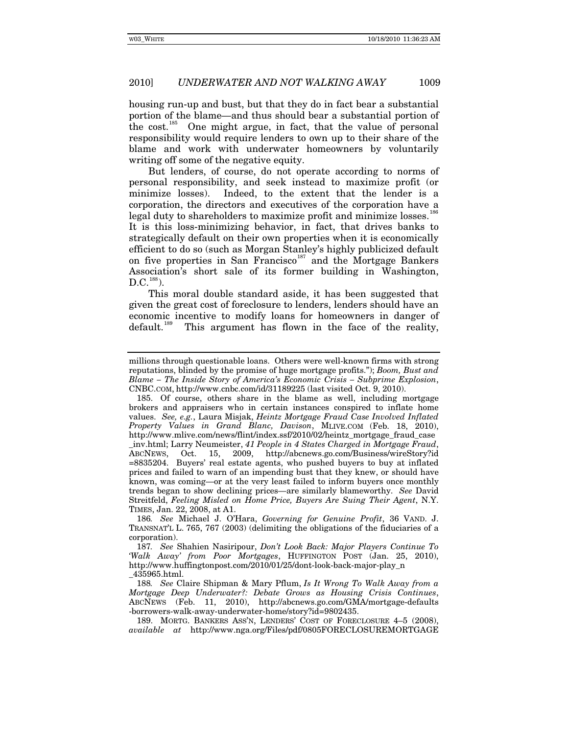housing run-up and bust, but that they do in fact bear a substantial portion of the blame—and thus should bear a substantial portion of the cost.[185] One might argue, in fact, that the value of personal responsibility would require lenders to own up to their share of the blame and work with underwater homeowners by voluntarily writing off some of the negative equity.

But lenders, of course, do not operate according to norms of personal responsibility, and seek instead to maximize profit (or minimize losses). Indeed, to the extent that the lender is a corporation, the directors and executives of the corporation have a legal duty to shareholders to maximize profit and minimize losses.[186] It is this loss-minimizing behavior, in fact, that drives banks to strategically default on their own properties when it is economically efficient to do so (such as Morgan Stanley's highly publicized default on five properties in San Francisco[187] and the Mortgage Bankers Association's short sale of its former building in Washington, D.C.[188]).

This moral double standard aside, it has been suggested that given the great cost of foreclosure to lenders, lenders should have an economic incentive to modify loans for homeowners in danger of default.[189] This argument has flown in the face of the reality,

---

millions through questionable loans. Others were well-known firms with strong reputations, blinded by the promise of huge mortgage profits."); *Boom, Bust and Blame – The Inside Story of America's Economic Crisis – Subprime Explosion*, CNBC.COM, http://www.cnbc.com/id/31189225 (last visited Oct. 9, 2010).

185. Of course, others share in the blame as well, including mortgage brokers and appraisers who in certain instances conspired to inflate home values. *See, e.g.*, Laura Misjak, *Heintz Mortgage Fraud Case Involved Inflated Property Values in Grand Blanc, Davison*, MLIVE.COM (Feb. 18, 2010), http://www.mlive.com/news/flint/index.ssf/2010/02/heintz_mortgage_fraud_case_inv.html; Larry Neumeister, *41 People in 4 States Charged in Mortgage Fraud*, ABCNEWS, Oct. 15, 2009, http://abcnews.go.com/Business/wireStory?id=8835204. Buyers' real estate agents, who pushed buyers to buy at inflated prices and failed to warn of an impending bust that they knew, or should have known, was coming—or at the very least failed to inform buyers once monthly trends began to show declining prices—are similarly blameworthy. *See* David Streitfeld, *Feeling Misled on Home Price, Buyers Are Suing Their Agent*, N.Y. TIMES, Jan. 22, 2008, at A1.

186. *See* Michael J. O'Hara, *Governing for Genuine Profit*, 36 VAND. J. TRANSNAT'L L. 765, 767 (2003) (delimiting the obligations of the fiduciaries of a corporation).

187. *See* Shahien Nasiripour, *Don't Look Back: Major Players Continue To 'Walk Away' from Poor Mortgages*, HUFFINGTON POST (Jan. 25, 2010), http://www.huffingtonpost.com/2010/01/25/dont-look-back-major-play_n_435965.html.

188. *See* Claire Shipman & Mary Pflum, *Is It Wrong To Walk Away from a Mortgage Deep Underwater?: Debate Grows as Housing Crisis Continues*, ABCNEWS (Feb. 11, 2010), http://abcnews.go.com/GMA/mortgage-defaults-borrowers-walk-away-underwater-home/story?id=9802435.

189. MORTG. BANKERS ASS'N, LENDERS' COST OF FORECLOSURE 4–5 (2008), *available at* http://www.nga.org/Files/pdf/0805FORECLOSUREMORTGAGE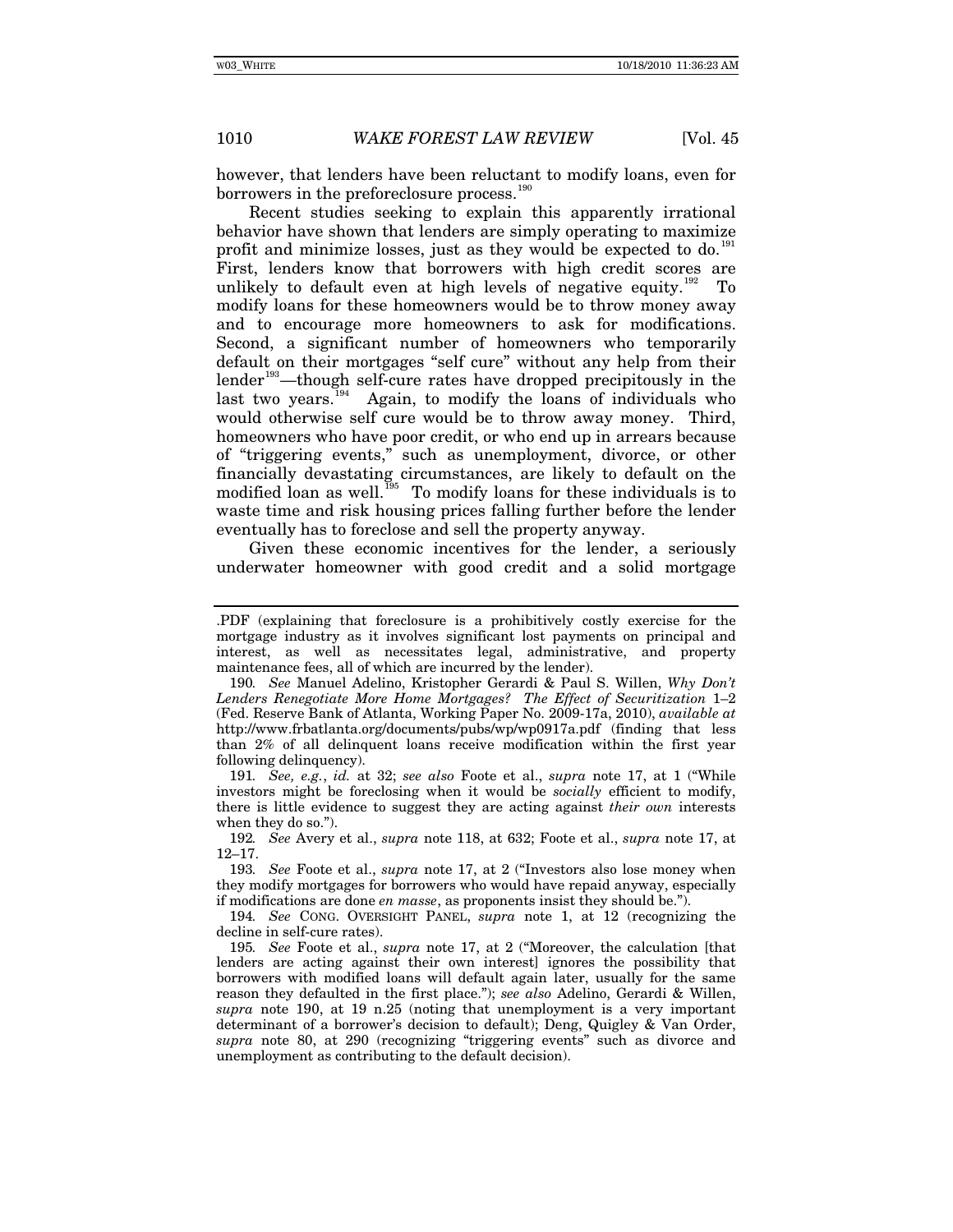however, that lenders have been reluctant to modify loans, even for borrowers in the preforeclosure process.[190]

Recent studies seeking to explain this apparently irrational behavior have shown that lenders are simply operating to maximize profit and minimize losses, just as they would be expected to do.[191] First, lenders know that borrowers with high credit scores are unlikely to default even at high levels of negative equity.[192] To modify loans for these homeowners would be to throw money away and to encourage more homeowners to ask for modifications. Second, a significant number of homeowners who temporarily default on their mortgages "self cure" without any help from their lender[193]—though self-cure rates have dropped precipitously in the last two years.[194] Again, to modify the loans of individuals who would otherwise self cure would be to throw away money. Third, homeowners who have poor credit, or who end up in arrears because of "triggering events," such as unemployment, divorce, or other financially devastating circumstances, are likely to default on the modified loan as well.[195] To modify loans for these individuals is to waste time and risk housing prices falling further before the lender eventually has to foreclose and sell the property anyway.

Given these economic incentives for the lender, a seriously underwater homeowner with good credit and a solid mortgage

---

.PDF (explaining that foreclosure is a prohibitively costly exercise for the mortgage industry as it involves significant lost payments on principal and interest, as well as necessitates legal, administrative, and property maintenance fees, all of which are incurred by the lender).

190. *See* Manuel Adelino, Kristopher Gerardi & Paul S. Willen, *Why Don't Lenders Renegotiate More Home Mortgages? The Effect of Securitization* 1–2 (Fed. Reserve Bank of Atlanta, Working Paper No. 2009-17a, 2010), *available at* http://www.frbatlanta.org/documents/pubs/wp/wp0917a.pdf (finding that less than 2% of all delinquent loans receive modification within the first year following delinquency).

191. *See, e.g.*, *id.* at 32; *see also* Foote et al., *supra* note 17, at 1 ("While investors might be foreclosing when it would be *socially* efficient to modify, there is little evidence to suggest they are acting against *their own* interests when they do so.").

192. *See* Avery et al., *supra* note 118, at 632; Foote et al., *supra* note 17, at 12–17.

193. *See* Foote et al., *supra* note 17, at 2 ("Investors also lose money when they modify mortgages for borrowers who would have repaid anyway, especially if modifications are done *en masse*, as proponents insist they should be.").

194. *See* CONG. OVERSIGHT PANEL, *supra* note 1, at 12 (recognizing the decline in self-cure rates).

195. *See* Foote et al., *supra* note 17, at 2 ("Moreover, the calculation [that lenders are acting against their own interest] ignores the possibility that borrowers with modified loans will default again later, usually for the same reason they defaulted in the first place."); *see also* Adelino, Gerardi & Willen, *supra* note 190, at 19 n.25 (noting that unemployment is a very important determinant of a borrower's decision to default); Deng, Quigley & Van Order, *supra* note 80, at 290 (recognizing "triggering events" such as divorce and unemployment as contributing to the default decision).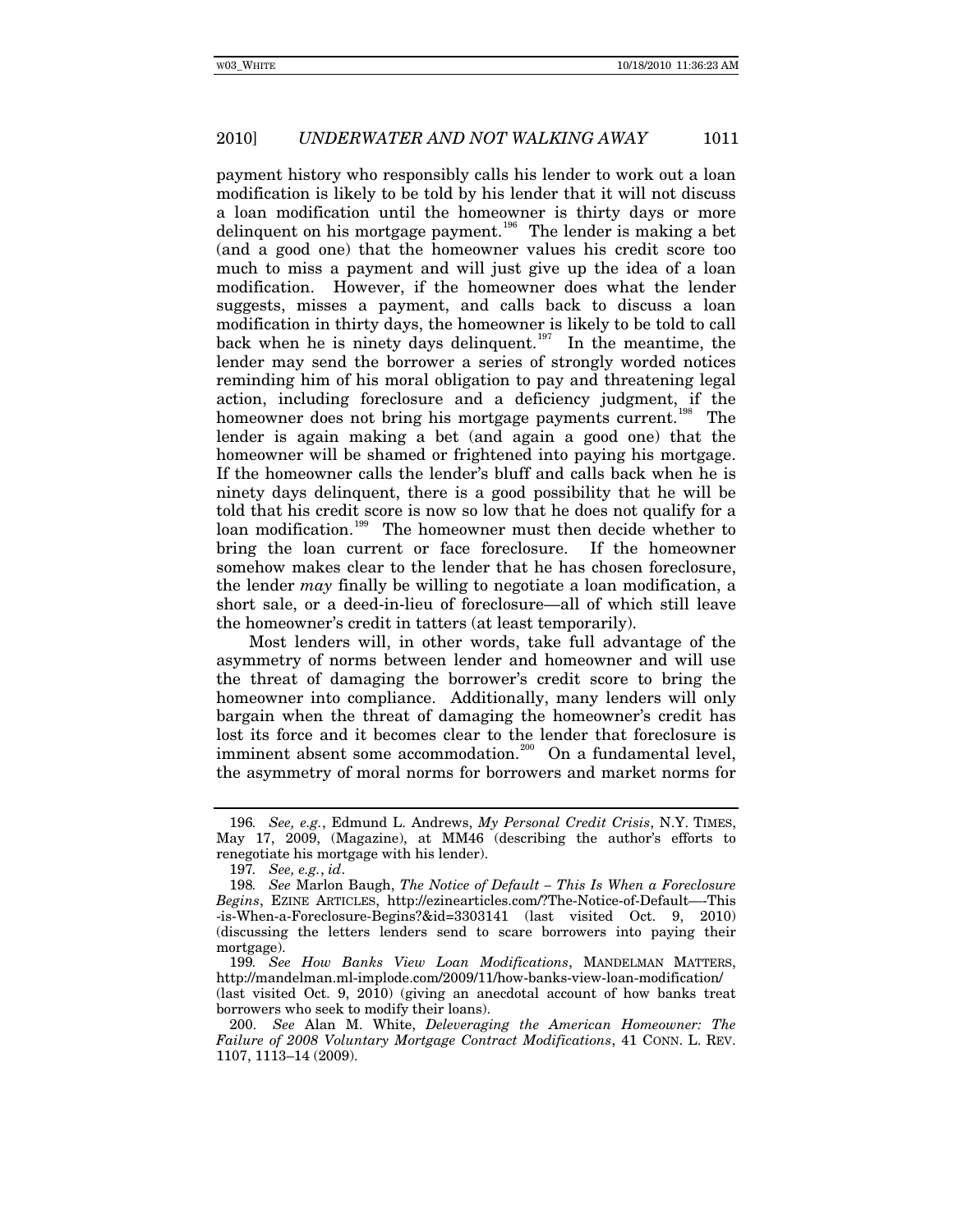payment history who responsibly calls his lender to work out a loan modification is likely to be told by his lender that it will not discuss a loan modification until the homeowner is thirty days or more delinquent on his mortgage payment.[196] The lender is making a bet (and a good one) that the homeowner values his credit score too much to miss a payment and will just give up the idea of a loan modification. However, if the homeowner does what the lender suggests, misses a payment, and calls back to discuss a loan modification in thirty days, the homeowner is likely to be told to call back when he is ninety days delinquent.[197] In the meantime, the lender may send the borrower a series of strongly worded notices reminding him of his moral obligation to pay and threatening legal action, including foreclosure and a deficiency judgment, if the homeowner does not bring his mortgage payments current.[198] The lender is again making a bet (and again a good one) that the homeowner will be shamed or frightened into paying his mortgage. If the homeowner calls the lender's bluff and calls back when he is ninety days delinquent, there is a good possibility that he will be told that his credit score is now so low that he does not qualify for a loan modification.[199] The homeowner must then decide whether to bring the loan current or face foreclosure. If the homeowner somehow makes clear to the lender that he has chosen foreclosure, the lender *may* finally be willing to negotiate a loan modification, a short sale, or a deed-in-lieu of foreclosure—all of which still leave the homeowner's credit in tatters (at least temporarily).

Most lenders will, in other words, take full advantage of the asymmetry of norms between lender and homeowner and will use the threat of damaging the borrower's credit score to bring the homeowner into compliance. Additionally, many lenders will only bargain when the threat of damaging the homeowner's credit has lost its force and it becomes clear to the lender that foreclosure is imminent absent some accommodation.[200] On a fundamental level, the asymmetry of moral norms for borrowers and market norms for

---

196. *See, e.g.*, Edmund L. Andrews, *My Personal Credit Crisis*, N.Y. TIMES, May 17, 2009, (Magazine), at MM46 (describing the author's efforts to renegotiate his mortgage with his lender).

197. *See, e.g.*, *id*.

198. *See* Marlon Baugh, *The Notice of Default – This Is When a Foreclosure Begins*, EZINE ARTICLES, http://ezinearticles.com/?The-Notice-of-Default—-This-is-When-a-Foreclosure-Begins?&id=3303141 (last visited Oct. 9, 2010) (discussing the letters lenders send to scare borrowers into paying their mortgage).

199. *See How Banks View Loan Modifications*, MANDELMAN MATTERS, http://mandelman.ml-implode.com/2009/11/how-banks-view-loan-modification/ (last visited Oct. 9, 2010) (giving an anecdotal account of how banks treat borrowers who seek to modify their loans).

200. *See* Alan M. White, *Deleveraging the American Homeowner: The Failure of 2008 Voluntary Mortgage Contract Modifications*, 41 CONN. L. REV. 1107, 1113–14 (2009).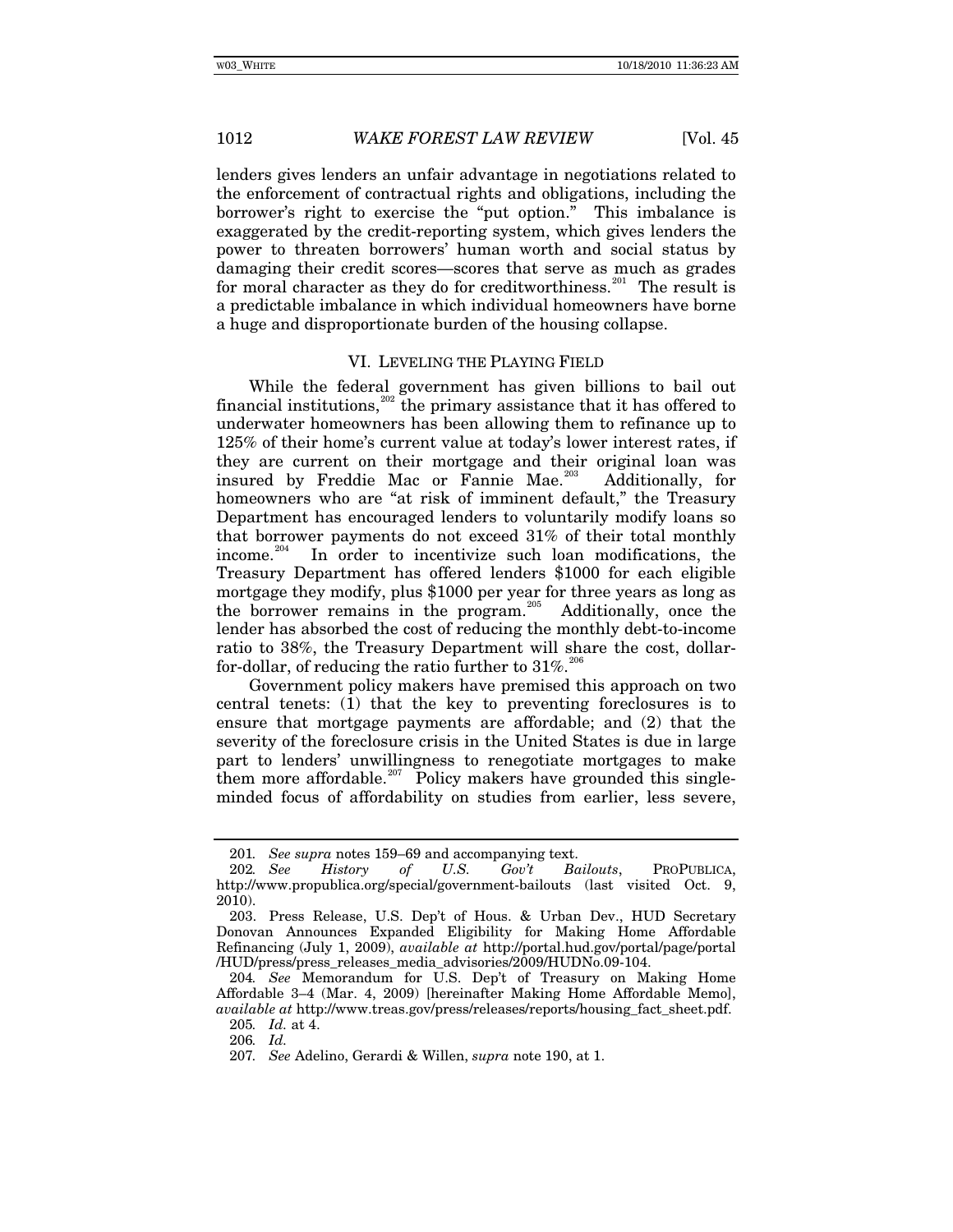lenders gives lenders an unfair advantage in negotiations related to the enforcement of contractual rights and obligations, including the borrower's right to exercise the "put option." This imbalance is exaggerated by the credit-reporting system, which gives lenders the power to threaten borrowers' human worth and social status by damaging their credit scores—scores that serve as much as grades for moral character as they do for creditworthiness.[201] The result is a predictable imbalance in which individual homeowners have borne a huge and disproportionate burden of the housing collapse.

## VI. LEVELING THE PLAYING FIELD

While the federal government has given billions to bail out financial institutions,[202] the primary assistance that it has offered to underwater homeowners has been allowing them to refinance up to 125% of their home's current value at today's lower interest rates, if they are current on their mortgage and their original loan was insured by Freddie Mac or Fannie Mae.[203] Additionally, for homeowners who are "at risk of imminent default," the Treasury Department has encouraged lenders to voluntarily modify loans so that borrower payments do not exceed 31% of their total monthly income.[204] In order to incentivize such loan modifications, the Treasury Department has offered lenders $1000 for each eligible mortgage they modify, plus $1000 per year for three years as long as the borrower remains in the program.[205] Additionally, once the lender has absorbed the cost of reducing the monthly debt-to-income ratio to 38%, the Treasury Department will share the cost, dollar-for-dollar, of reducing the ratio further to 31%.[206]

Government policy makers have premised this approach on two central tenets: (1) that the key to preventing foreclosures is to ensure that mortgage payments are affordable; and (2) that the severity of the foreclosure crisis in the United States is due in large part to lenders' unwillingness to renegotiate mortgages to make them more affordable.[207] Policy makers have grounded this single-minded focus of affordability on studies from earlier, less severe,

---

201. *See supra* notes 159–69 and accompanying text.

202. *See History of U.S. Gov't Bailouts*, PROPUBLICA, http://www.propublica.org/special/government-bailouts (last visited Oct. 9, 2010).

203. Press Release, U.S. Dep't of Hous. & Urban Dev., HUD Secretary Donovan Announces Expanded Eligibility for Making Home Affordable Refinancing (July 1, 2009), *available at* http://portal.hud.gov/portal/page/portal/HUD/press/press_releases_media_advisories/2009/HUDNo.09-104.

204. *See* Memorandum for U.S. Dep't of Treasury on Making Home Affordable 3–4 (Mar. 4, 2009) [hereinafter Making Home Affordable Memo], *available at* http://www.treas.gov/press/releases/reports/housing_fact_sheet.pdf.

205. *Id.* at 4.

206. *Id.*

207. *See* Adelino, Gerardi & Willen, *supra* note 190, at 1.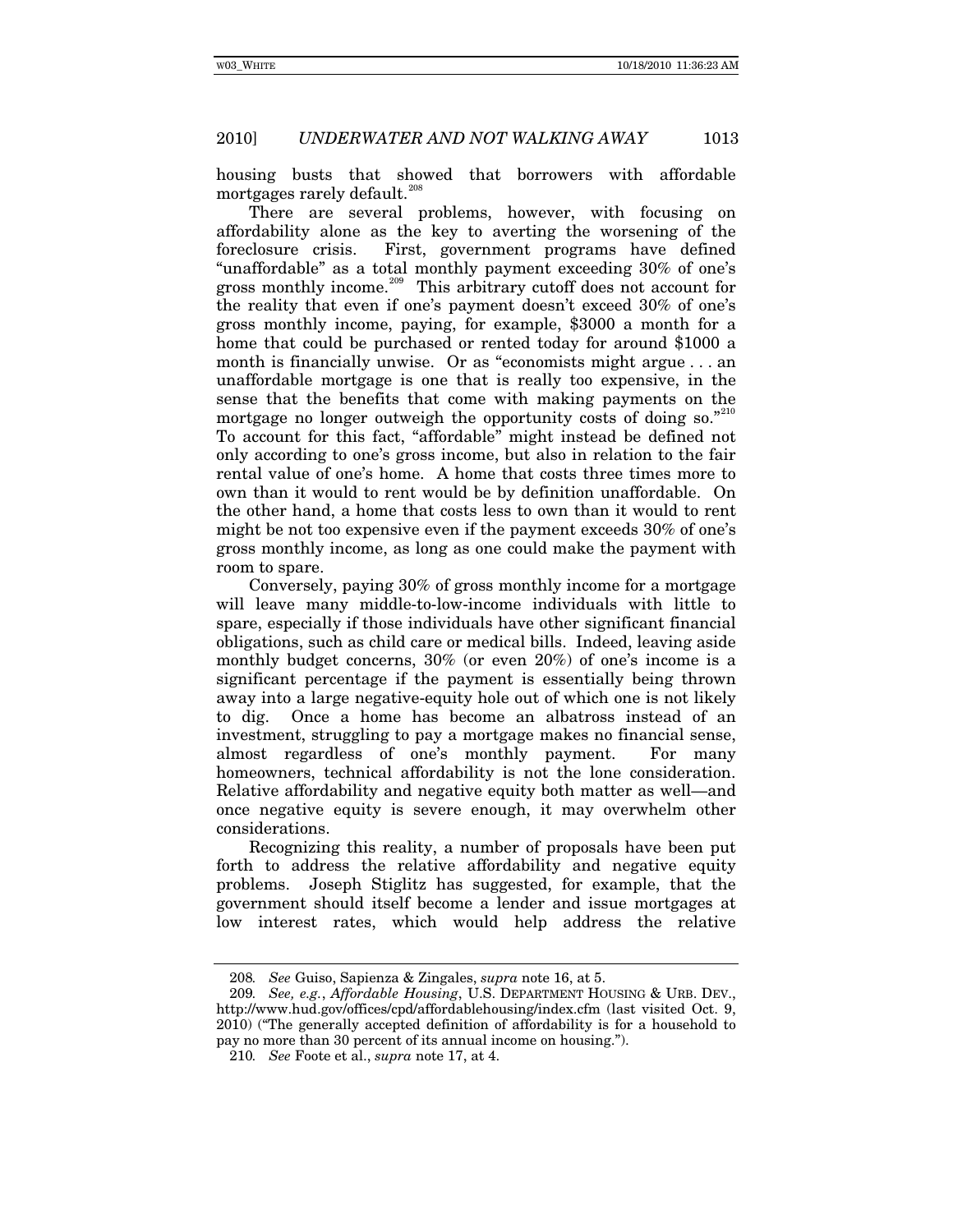housing busts that showed that borrowers with affordable mortgages rarely default.[208]

There are several problems, however, with focusing on affordability alone as the key to averting the worsening of the foreclosure crisis. First, government programs have defined "unaffordable" as a total monthly payment exceeding 30% of one's gross monthly income.[209] This arbitrary cutoff does not account for the reality that even if one's payment doesn't exceed 30% of one's gross monthly income, paying, for example, $3000 a month for a home that could be purchased or rented today for around $1000 a month is financially unwise. Or as "economists might argue . . . an unaffordable mortgage is one that is really too expensive, in the sense that the benefits that come with making payments on the mortgage no longer outweigh the opportunity costs of doing so."[210] To account for this fact, "affordable" might instead be defined not only according to one's gross income, but also in relation to the fair rental value of one's home. A home that costs three times more to own than it would to rent would be by definition unaffordable. On the other hand, a home that costs less to own than it would to rent might be not too expensive even if the payment exceeds 30% of one's gross monthly income, as long as one could make the payment with room to spare.

Conversely, paying 30% of gross monthly income for a mortgage will leave many middle-to-low-income individuals with little to spare, especially if those individuals have other significant financial obligations, such as child care or medical bills. Indeed, leaving aside monthly budget concerns, 30% (or even 20%) of one's income is a significant percentage if the payment is essentially being thrown away into a large negative-equity hole out of which one is not likely to dig. Once a home has become an albatross instead of an investment, struggling to pay a mortgage makes no financial sense, almost regardless of one's monthly payment. For many homeowners, technical affordability is not the lone consideration. Relative affordability and negative equity both matter as well—and once negative equity is severe enough, it may overwhelm other considerations.

Recognizing this reality, a number of proposals have been put forth to address the relative affordability and negative equity problems. Joseph Stiglitz has suggested, for example, that the government should itself become a lender and issue mortgages at low interest rates, which would help address the relative

---

208. *See* Guiso, Sapienza & Zingales, *supra* note 16, at 5.

209. *See, e.g.*, *Affordable Housing*, U.S. DEPARTMENT HOUSING & URB. DEV., http://www.hud.gov/offices/cpd/affordablehousing/index.cfm (last visited Oct. 9, 2010) ("The generally accepted definition of affordability is for a household to pay no more than 30 percent of its annual income on housing.").

210. *See* Foote et al., *supra* note 17, at 4.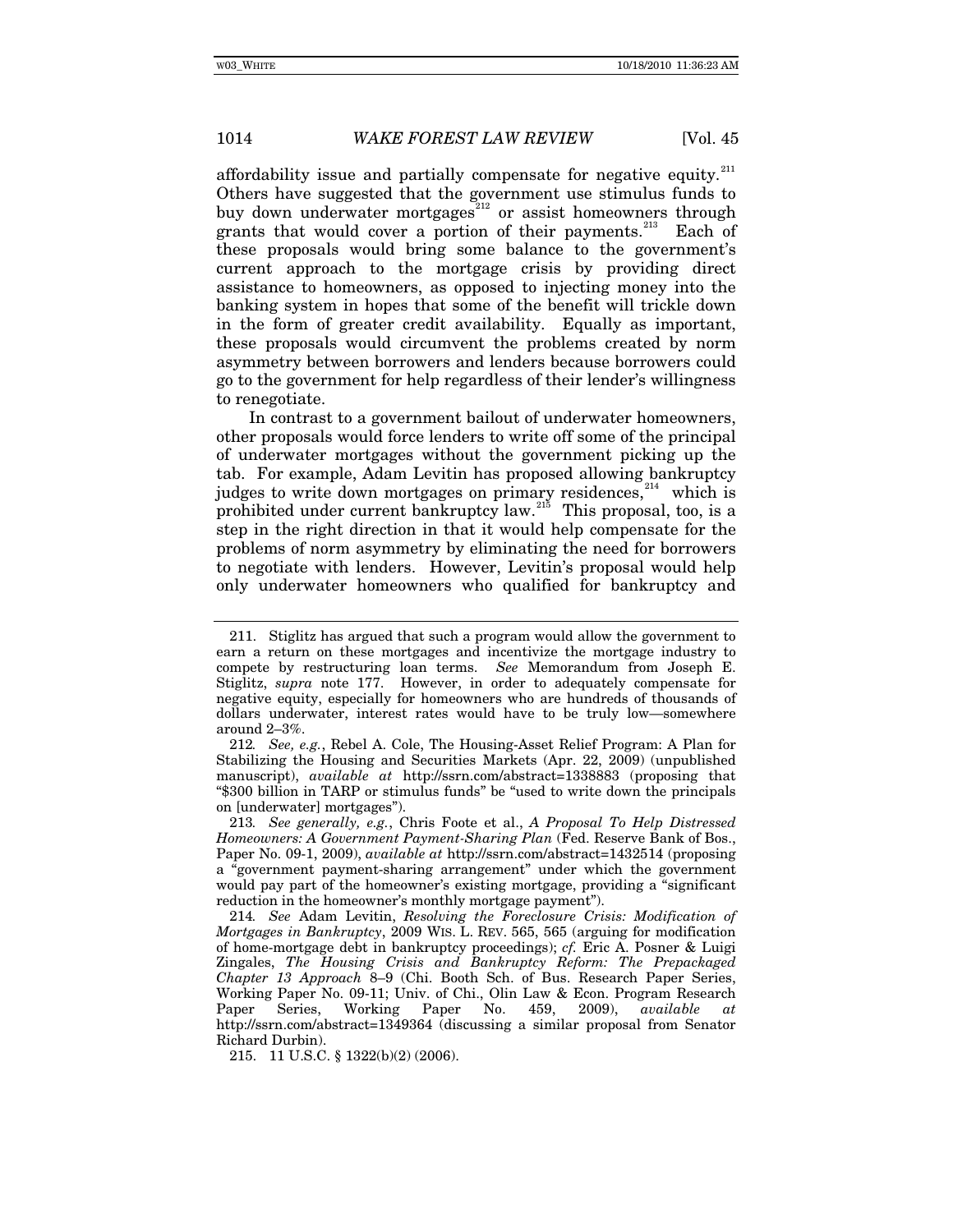affordability issue and partially compensate for negative equity.[211] Others have suggested that the government use stimulus funds to buy down underwater mortgages[212] or assist homeowners through grants that would cover a portion of their payments.[213] Each of these proposals would bring some balance to the government's current approach to the mortgage crisis by providing direct assistance to homeowners, as opposed to injecting money into the banking system in hopes that some of the benefit will trickle down in the form of greater credit availability. Equally as important, these proposals would circumvent the problems created by norm asymmetry between borrowers and lenders because borrowers could go to the government for help regardless of their lender's willingness to renegotiate.

In contrast to a government bailout of underwater homeowners, other proposals would force lenders to write off some of the principal of underwater mortgages without the government picking up the tab. For example, Adam Levitin has proposed allowing bankruptcy judges to write down mortgages on primary residences,[214] which is prohibited under current bankruptcy law.[215] This proposal, too, is a step in the right direction in that it would help compensate for the problems of norm asymmetry by eliminating the need for borrowers to negotiate with lenders. However, Levitin's proposal would help only underwater homeowners who qualified for bankruptcy and

---

211. Stiglitz has argued that such a program would allow the government to earn a return on these mortgages and incentivize the mortgage industry to compete by restructuring loan terms. *See* Memorandum from Joseph E. Stiglitz, *supra* note 177. However, in order to adequately compensate for negative equity, especially for homeowners who are hundreds of thousands of dollars underwater, interest rates would have to be truly low—somewhere around 2–3%.

212. *See, e.g.*, Rebel A. Cole, The Housing-Asset Relief Program: A Plan for Stabilizing the Housing and Securities Markets (Apr. 22, 2009) (unpublished manuscript), *available at* http://ssrn.com/abstract=1338883 (proposing that "$300 billion in TARP or stimulus funds" be "used to write down the principals on [underwater] mortgages").

213. *See generally, e.g.*, Chris Foote et al., *A Proposal To Help Distressed Homeowners: A Government Payment-Sharing Plan* (Fed. Reserve Bank of Bos., Paper No. 09-1, 2009), *available at* http://ssrn.com/abstract=1432514 (proposing a "government payment-sharing arrangement" under which the government would pay part of the homeowner's existing mortgage, providing a "significant reduction in the homeowner's monthly mortgage payment").

214. *See* Adam Levitin, *Resolving the Foreclosure Crisis: Modification of Mortgages in Bankruptcy*, 2009 WIS. L. REV. 565, 565 (arguing for modification of home-mortgage debt in bankruptcy proceedings); *cf.* Eric A. Posner & Luigi Zingales, *The Housing Crisis and Bankruptcy Reform: The Prepackaged Chapter 13 Approach* 8–9 (Chi. Booth Sch. of Bus. Research Paper Series, Working Paper No. 09-11; Univ. of Chi., Olin Law & Econ. Program Research Paper Series, Working Paper No. 459, 2009), *available at* http://ssrn.com/abstract=1349364 (discussing a similar proposal from Senator Richard Durbin).

215. 11 U.S.C. § 1322(b)(2) (2006).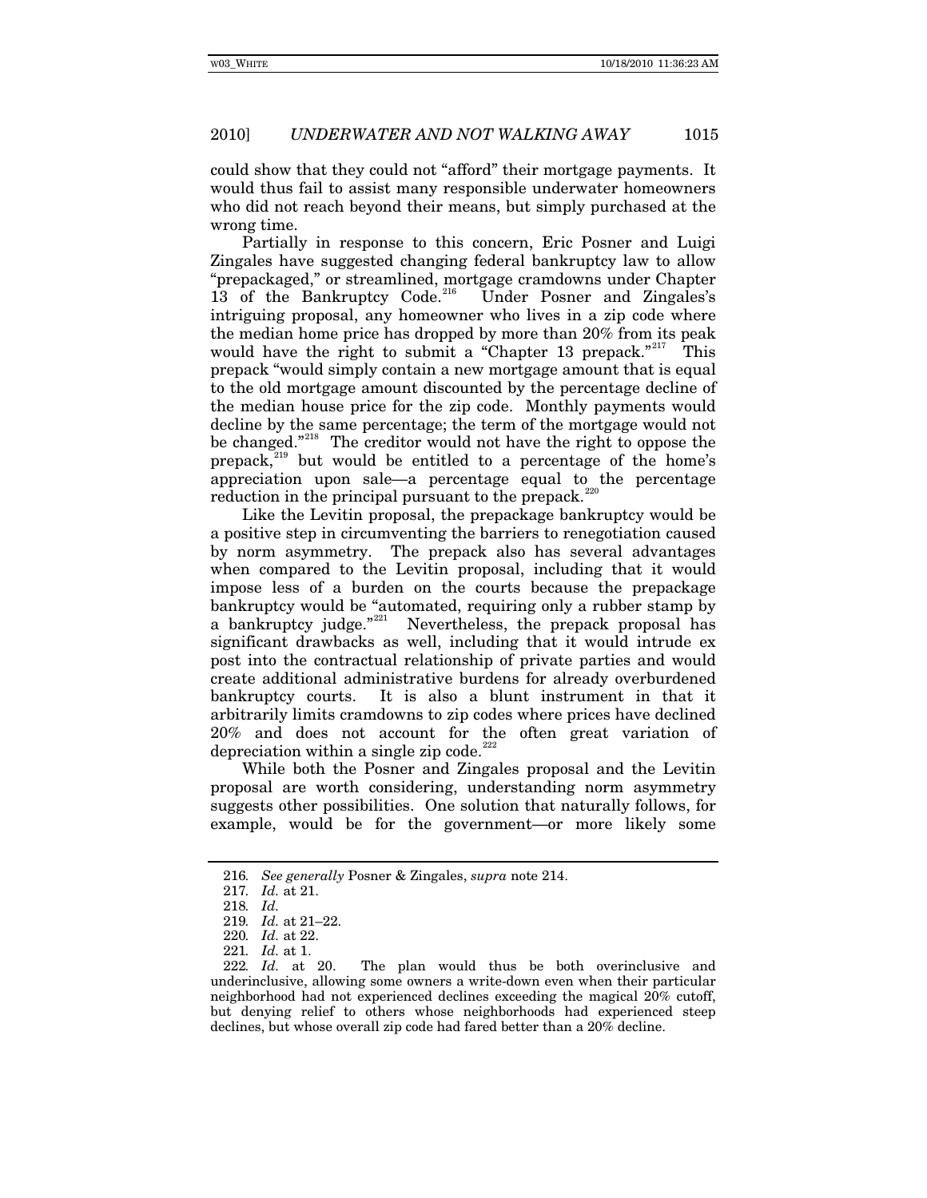could show that they could not "afford" their mortgage payments. It would thus fail to assist many responsible underwater homeowners who did not reach beyond their means, but simply purchased at the wrong time.

Partially in response to this concern, Eric Posner and Luigi Zingales have suggested changing federal bankruptcy law to allow "prepackaged," or streamlined, mortgage cramdowns under Chapter 13 of the Bankruptcy Code.[216] Under Posner and Zingales's intriguing proposal, any homeowner who lives in a zip code where the median home price has dropped by more than 20% from its peak would have the right to submit a "Chapter 13 prepack."[217] This prepack "would simply contain a new mortgage amount that is equal to the old mortgage amount discounted by the percentage decline of the median house price for the zip code. Monthly payments would decline by the same percentage; the term of the mortgage would not be changed."[218] The creditor would not have the right to oppose the prepack,[219] but would be entitled to a percentage of the home's appreciation upon sale—a percentage equal to the percentage reduction in the principal pursuant to the prepack.[220]

Like the Levitin proposal, the prepackage bankruptcy would be a positive step in circumventing the barriers to renegotiation caused by norm asymmetry. The prepack also has several advantages when compared to the Levitin proposal, including that it would impose less of a burden on the courts because the prepackage bankruptcy would be "automated, requiring only a rubber stamp by a bankruptcy judge."[221] Nevertheless, the prepack proposal has significant drawbacks as well, including that it would intrude ex post into the contractual relationship of private parties and would create additional administrative burdens for already overburdened bankruptcy courts. It is also a blunt instrument in that it arbitrarily limits cramdowns to zip codes where prices have declined 20% and does not account for the often great variation of depreciation within a single zip code.[222]

While both the Posner and Zingales proposal and the Levitin proposal are worth considering, understanding norm asymmetry suggests other possibilities. One solution that naturally follows, for example, would be for the government—or more likely some

---

216. *See generally* Posner & Zingales, *supra* note 214.

217. *Id.* at 21.

218. *Id.*

219. *Id.* at 21–22.

220. *Id.* at 22.

221. *Id.* at 1.

222. *Id.* at 20. The plan would thus be both overinclusive and underinclusive, allowing some owners a write-down even when their particular neighborhood had not experienced declines exceeding the magical 20% cutoff, but denying relief to others whose neighborhoods had experienced steep declines, but whose overall zip code had fared better than a 20% decline.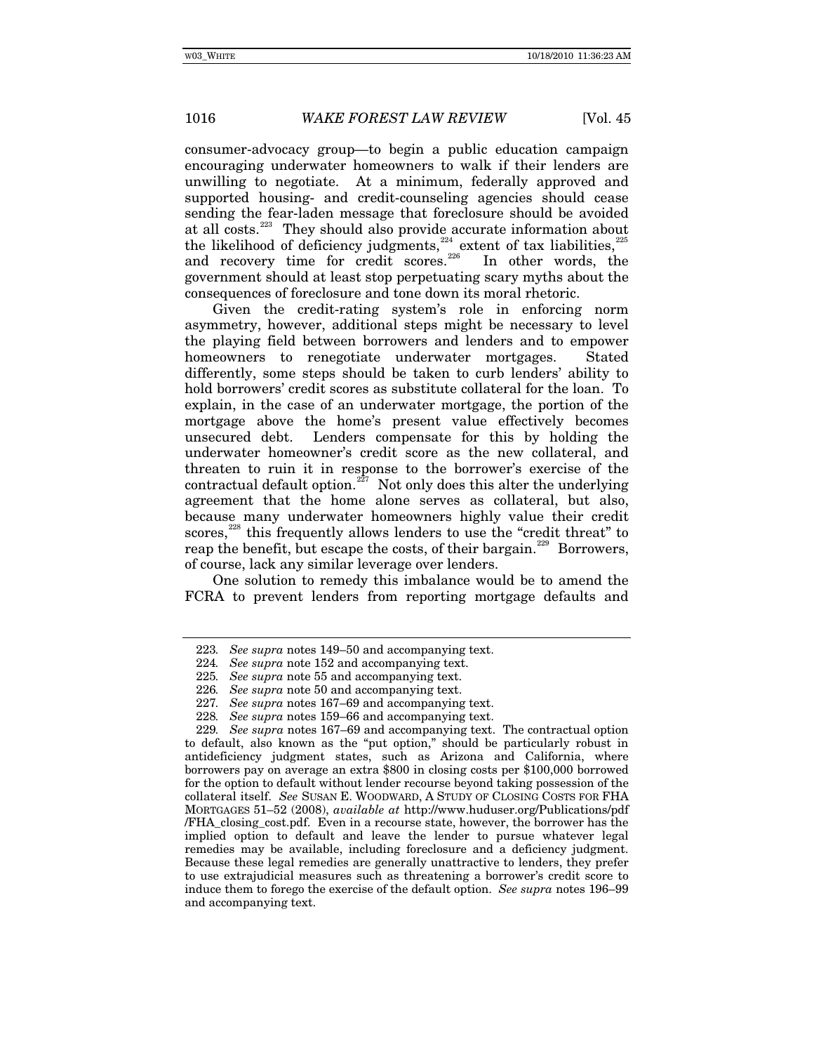consumer-advocacy group—to begin a public education campaign encouraging underwater homeowners to walk if their lenders are unwilling to negotiate. At a minimum, federally approved and supported housing- and credit-counseling agencies should cease sending the fear-laden message that foreclosure should be avoided at all costs.[223] They should also provide accurate information about the likelihood of deficiency judgments,[224] extent of tax liabilities,[225] and recovery time for credit scores.[226] In other words, the government should at least stop perpetuating scary myths about the consequences of foreclosure and tone down its moral rhetoric.

Given the credit-rating system's role in enforcing norm asymmetry, however, additional steps might be necessary to level the playing field between borrowers and lenders and to empower homeowners to renegotiate underwater mortgages. Stated differently, some steps should be taken to curb lenders' ability to hold borrowers' credit scores as substitute collateral for the loan. To explain, in the case of an underwater mortgage, the portion of the mortgage above the home's present value effectively becomes unsecured debt. Lenders compensate for this by holding the underwater homeowner's credit score as the new collateral, and threaten to ruin it in response to the borrower's exercise of the contractual default option.[227] Not only does this alter the underlying agreement that the home alone serves as collateral, but also, because many underwater homeowners highly value their credit scores,[228] this frequently allows lenders to use the "credit threat" to reap the benefit, but escape the costs, of their bargain.[229] Borrowers, of course, lack any similar leverage over lenders.

One solution to remedy this imbalance would be to amend the FCRA to prevent lenders from reporting mortgage defaults and

---

223. *See supra* notes 149–50 and accompanying text.

224. *See supra* note 152 and accompanying text.

225. *See supra* note 55 and accompanying text.

226. *See supra* note 50 and accompanying text.

227. *See supra* notes 167–69 and accompanying text.

228. *See supra* notes 159–66 and accompanying text.

229. *See supra* notes 167–69 and accompanying text. The contractual option to default, also known as the "put option," should be particularly robust in antideficiency judgment states, such as Arizona and California, where borrowers pay on average an extra $800 in closing costs per $100,000 borrowed for the option to default without lender recourse beyond taking possession of the collateral itself. *See* SUSAN E. WOODWARD, A STUDY OF CLOSING COSTS FOR FHA MORTGAGES 51–52 (2008), *available at* http://www.huduser.org/Publications/pdf/FHA_closing_cost.pdf. Even in a recourse state, however, the borrower has the implied option to default and leave the lender to pursue whatever legal remedies may be available, including foreclosure and a deficiency judgment. Because these legal remedies are generally unattractive to lenders, they prefer to use extrajudicial measures such as threatening a borrower's credit score to induce them to forego the exercise of the default option. *See supra* notes 196–99 and accompanying text.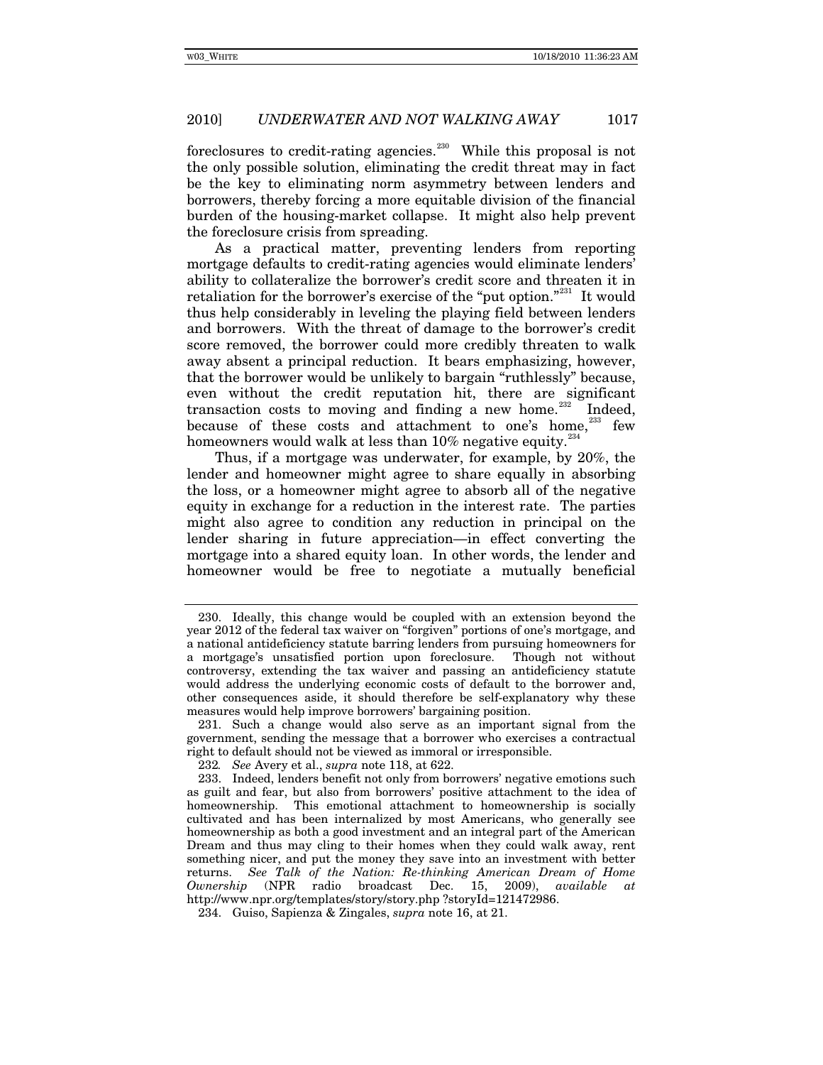foreclosures to credit-rating agencies.[230] While this proposal is not the only possible solution, eliminating the credit threat may in fact be the key to eliminating norm asymmetry between lenders and borrowers, thereby forcing a more equitable division of the financial burden of the housing-market collapse. It might also help prevent the foreclosure crisis from spreading.

As a practical matter, preventing lenders from reporting mortgage defaults to credit-rating agencies would eliminate lenders' ability to collateralize the borrower's credit score and threaten it in retaliation for the borrower's exercise of the "put option."[231] It would thus help considerably in leveling the playing field between lenders and borrowers. With the threat of damage to the borrower's credit score removed, the borrower could more credibly threaten to walk away absent a principal reduction. It bears emphasizing, however, that the borrower would be unlikely to bargain "ruthlessly" because, even without the credit reputation hit, there are significant transaction costs to moving and finding a new home.[232] Indeed, because of these costs and attachment to one's home,[233] few homeowners would walk at less than 10% negative equity.[234]

Thus, if a mortgage was underwater, for example, by 20%, the lender and homeowner might agree to share equally in absorbing the loss, or a homeowner might agree to absorb all of the negative equity in exchange for a reduction in the interest rate. The parties might also agree to condition any reduction in principal on the lender sharing in future appreciation—in effect converting the mortgage into a shared equity loan. In other words, the lender and homeowner would be free to negotiate a mutually beneficial

---

230. Ideally, this change would be coupled with an extension beyond the year 2012 of the federal tax waiver on "forgiven" portions of one's mortgage, and a national antideficiency statute barring lenders from pursuing homeowners for a mortgage's unsatisfied portion upon foreclosure. Though not without controversy, extending the tax waiver and passing an antideficiency statute would address the underlying economic costs of default to the borrower and, other consequences aside, it should therefore be self-explanatory why these measures would help improve borrowers' bargaining position.

231. Such a change would also serve as an important signal from the government, sending the message that a borrower who exercises a contractual right to default should not be viewed as immoral or irresponsible.

232. *See* Avery et al., *supra* note 118, at 622.

233. Indeed, lenders benefit not only from borrowers' negative emotions such as guilt and fear, but also from borrowers' positive attachment to the idea of homeownership. This emotional attachment to homeownership is socially cultivated and has been internalized by most Americans, who generally see homeownership as both a good investment and an integral part of the American Dream and thus may cling to their homes when they could walk away, rent something nicer, and put the money they save into an investment with better returns. *See Talk of the Nation: Re-thinking American Dream of Home Ownership* (NPR radio broadcast Dec. 15, 2009), *available at* http://www.npr.org/templates/story/story.php ?storyId=121472986.

234. Guiso, Sapienza & Zingales, *supra* note 16, at 21.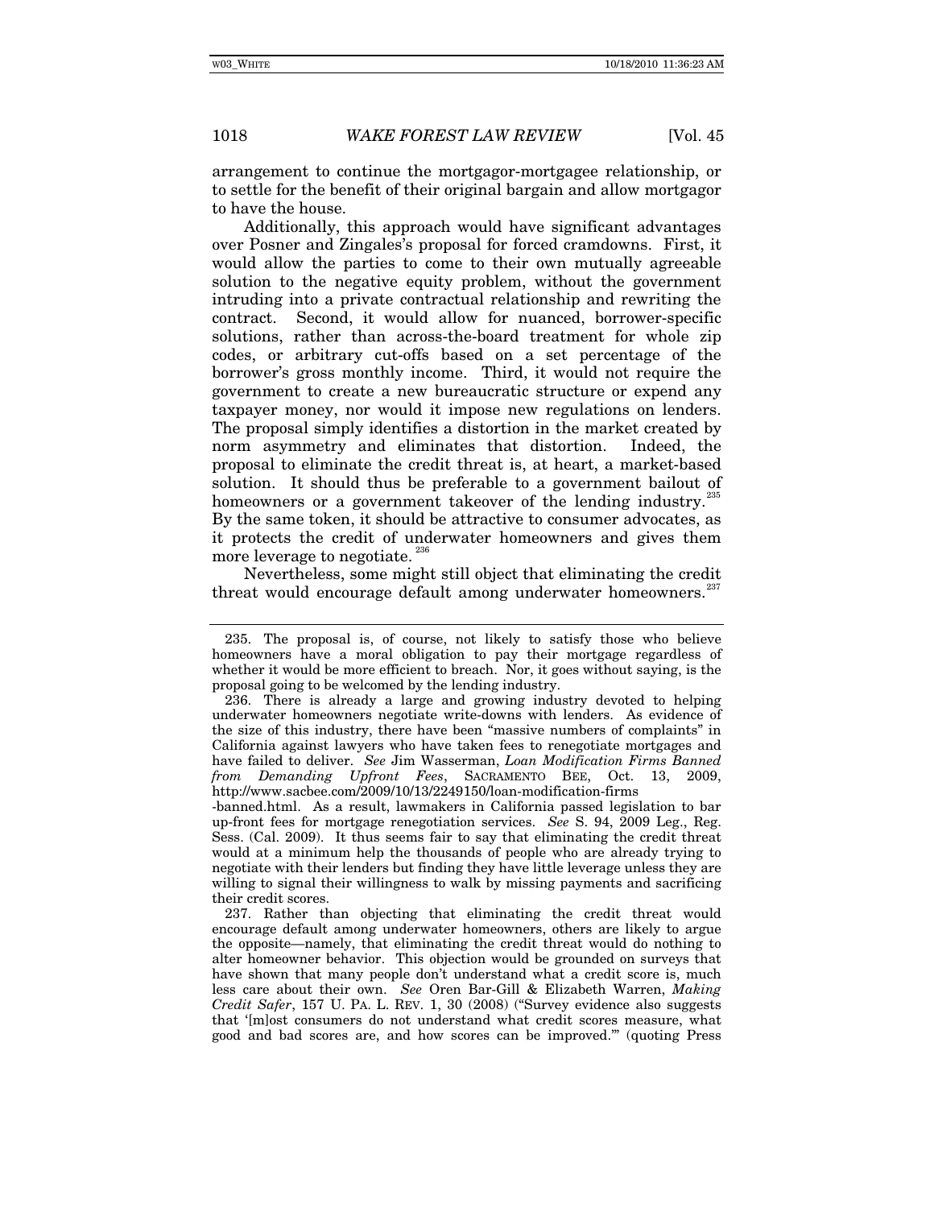arrangement to continue the mortgagor-mortgagee relationship, or to settle for the benefit of their original bargain and allow mortgagor to have the house.

Additionally, this approach would have significant advantages over Posner and Zingales's proposal for forced cramdowns. First, it would allow the parties to come to their own mutually agreeable solution to the negative equity problem, without the government intruding into a private contractual relationship and rewriting the contract. Second, it would allow for nuanced, borrower-specific solutions, rather than across-the-board treatment for whole zip codes, or arbitrary cut-offs based on a set percentage of the borrower's gross monthly income. Third, it would not require the government to create a new bureaucratic structure or expend any taxpayer money, nor would it impose new regulations on lenders. The proposal simply identifies a distortion in the market created by norm asymmetry and eliminates that distortion. Indeed, the proposal to eliminate the credit threat is, at heart, a market-based solution. It should thus be preferable to a government bailout of homeowners or a government takeover of the lending industry.[235] By the same token, it should be attractive to consumer advocates, as it protects the credit of underwater homeowners and gives them more leverage to negotiate.[236]

Nevertheless, some might still object that eliminating the credit threat would encourage default among underwater homeowners.[237]

---

235. The proposal is, of course, not likely to satisfy those who believe homeowners have a moral obligation to pay their mortgage regardless of whether it would be more efficient to breach. Nor, it goes without saying, is the proposal going to be welcomed by the lending industry.

236. There is already a large and growing industry devoted to helping underwater homeowners negotiate write-downs with lenders. As evidence of the size of this industry, there have been "massive numbers of complaints" in California against lawyers who have taken fees to renegotiate mortgages and have failed to deliver. *See* Jim Wasserman, *Loan Modification Firms Banned from Demanding Upfront Fees*, SACRAMENTO BEE, Oct. 13, 2009, http://www.sacbee.com/2009/10/13/2249150/loan-modification-firms-banned.html. As a result, lawmakers in California passed legislation to bar up-front fees for mortgage renegotiation services. *See* S. 94, 2009 Leg., Reg. Sess. (Cal. 2009). It thus seems fair to say that eliminating the credit threat would at a minimum help the thousands of people who are already trying to negotiate with their lenders but finding they have little leverage unless they are willing to signal their willingness to walk by missing payments and sacrificing their credit scores.

237. Rather than objecting that eliminating the credit threat would encourage default among underwater homeowners, others are likely to argue the opposite—namely, that eliminating the credit threat would do nothing to alter homeowner behavior. This objection would be grounded on surveys that have shown that many people don't understand what a credit score is, much less care about their own. *See* Oren Bar-Gill & Elizabeth Warren, *Making Credit Safer*, 157 U. PA. L. REV. 1, 30 (2008) ("Survey evidence also suggests that '[m]ost consumers do not understand what credit scores measure, what good and bad scores are, and how scores can be improved.'" (quoting Press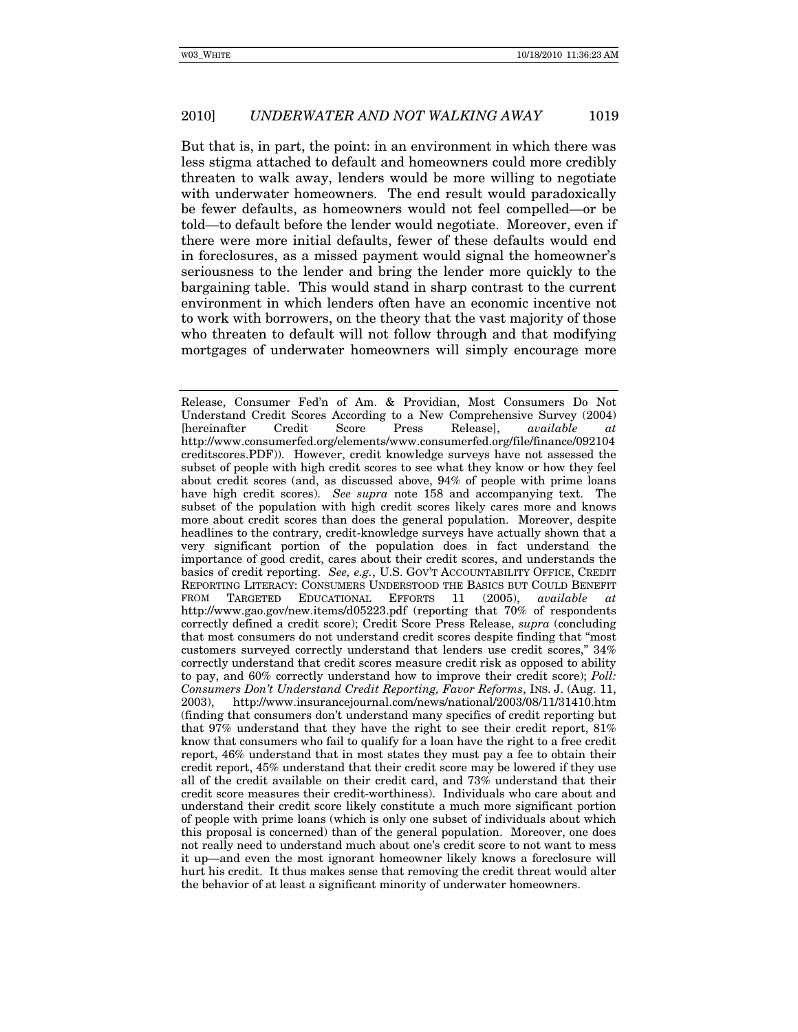But that is, in part, the point: in an environment in which there was less stigma attached to default and homeowners could more credibly threaten to walk away, lenders would be more willing to negotiate with underwater homeowners. The end result would paradoxically be fewer defaults, as homeowners would not feel compelled—or be told—to default before the lender would negotiate. Moreover, even if there were more initial defaults, fewer of these defaults would end in foreclosures, as a missed payment would signal the homeowner's seriousness to the lender and bring the lender more quickly to the bargaining table. This would stand in sharp contrast to the current environment in which lenders often have an economic incentive not to work with borrowers, on the theory that the vast majority of those who threaten to default will not follow through and that modifying mortgages of underwater homeowners will simply encourage more

---

Release, Consumer Fed'n of Am. & Providian, Most Consumers Do Not Understand Credit Scores According to a New Comprehensive Survey (2004) [hereinafter Credit Score Press Release], *available at* http://www.consumerfed.org/elements/www.consumerfed.org/file/finance/092104creditscores.PDF)). However, credit knowledge surveys have not assessed the subset of people with high credit scores to see what they know or how they feel about credit scores (and, as discussed above, 94% of people with prime loans have high credit scores). *See supra* note 158 and accompanying text. The subset of the population with high credit scores likely cares more and knows more about credit scores than does the general population. Moreover, despite headlines to the contrary, credit-knowledge surveys have actually shown that a very significant portion of the population does in fact understand the importance of good credit, cares about their credit scores, and understands the basics of credit reporting. *See, e.g.*, U.S. GOV'T ACCOUNTABILITY OFFICE, CREDIT REPORTING LITERACY: CONSUMERS UNDERSTOOD THE BASICS BUT COULD BENEFIT FROM TARGETED EDUCATIONAL EFFORTS 11 (2005), *available at* http://www.gao.gov/new.items/d05223.pdf (reporting that 70% of respondents correctly defined a credit score); Credit Score Press Release, *supra* (concluding that most consumers do not understand credit scores despite finding that "most customers surveyed correctly understand that lenders use credit scores," 34% correctly understand that credit scores measure credit risk as opposed to ability to pay, and 60% correctly understand how to improve their credit score); *Poll: Consumers Don't Understand Credit Reporting, Favor Reforms*, INS. J. (Aug. 11, 2003), http://www.insurancejournal.com/news/national/2003/08/11/31410.htm (finding that consumers don't understand many specifics of credit reporting but that 97% understand that they have the right to see their credit report, 81% know that consumers who fail to qualify for a loan have the right to a free credit report, 46% understand that in most states they must pay a fee to obtain their credit report, 45% understand that their credit score may be lowered if they use all of the credit available on their credit card, and 73% understand that their credit score measures their credit-worthiness). Individuals who care about and understand their credit score likely constitute a much more significant portion of people with prime loans (which is only one subset of individuals about which this proposal is concerned) than of the general population. Moreover, one does not really need to understand much about one's credit score to not want to mess it up—and even the most ignorant homeowner likely knows a foreclosure will hurt his credit. It thus makes sense that removing the credit threat would alter the behavior of at least a significant minority of underwater homeowners.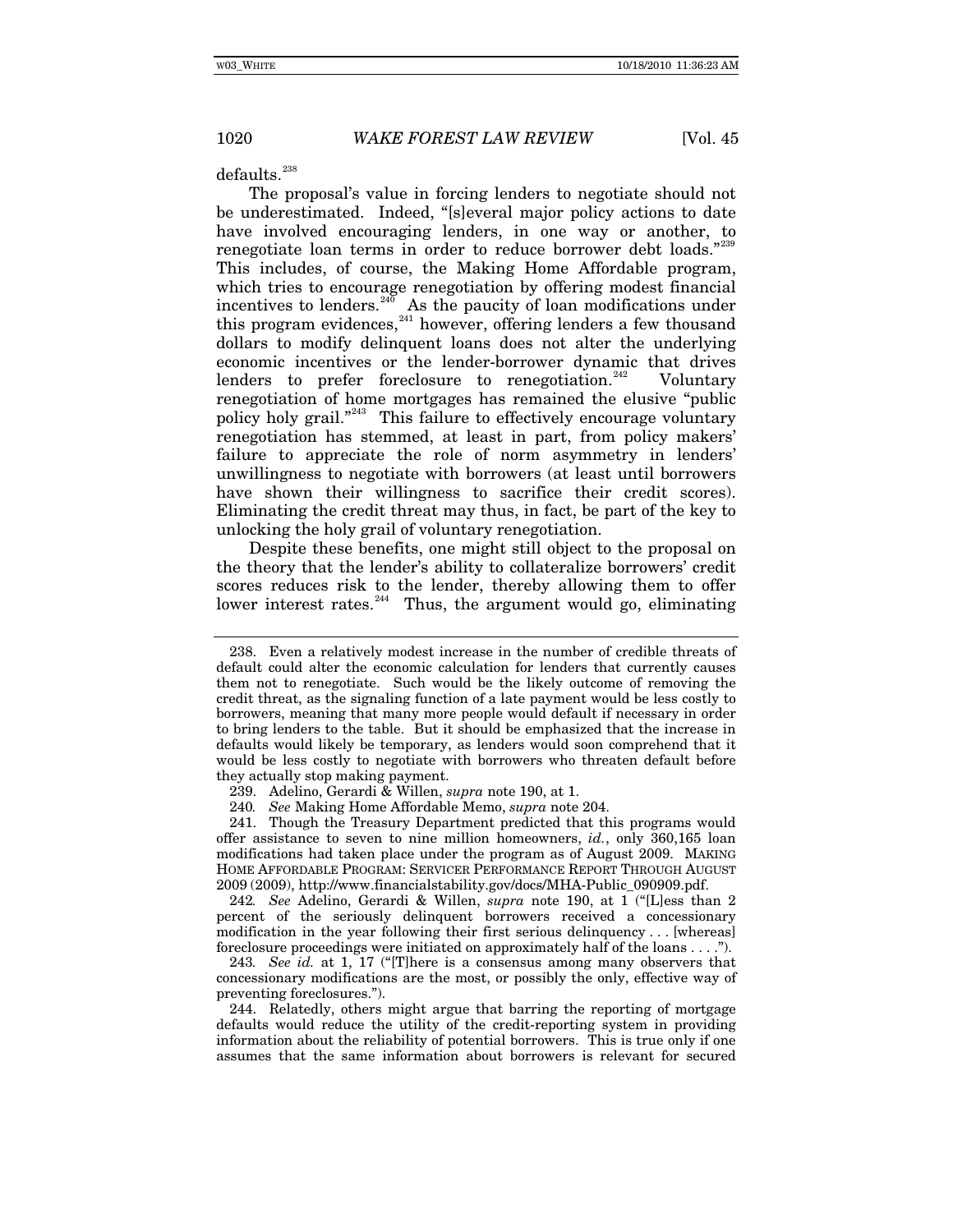defaults.[238]

The proposal's value in forcing lenders to negotiate should not be underestimated. Indeed, "[s]everal major policy actions to date have involved encouraging lenders, in one way or another, to renegotiate loan terms in order to reduce borrower debt loads."[239] This includes, of course, the Making Home Affordable program, which tries to encourage renegotiation by offering modest financial incentives to lenders.[240] As the paucity of loan modifications under this program evidences,[241] however, offering lenders a few thousand dollars to modify delinquent loans does not alter the underlying economic incentives or the lender-borrower dynamic that drives lenders to prefer foreclosure to renegotiation.[242] Voluntary renegotiation of home mortgages has remained the elusive "public policy holy grail."[243] This failure to effectively encourage voluntary renegotiation has stemmed, at least in part, from policy makers' failure to appreciate the role of norm asymmetry in lenders' unwillingness to negotiate with borrowers (at least until borrowers have shown their willingness to sacrifice their credit scores). Eliminating the credit threat may thus, in fact, be part of the key to unlocking the holy grail of voluntary renegotiation.

Despite these benefits, one might still object to the proposal on the theory that the lender's ability to collateralize borrowers' credit scores reduces risk to the lender, thereby allowing them to offer lower interest rates.[244] Thus, the argument would go, eliminating

---

238. Even a relatively modest increase in the number of credible threats of default could alter the economic calculation for lenders that currently causes them not to renegotiate. Such would be the likely outcome of removing the credit threat, as the signaling function of a late payment would be less costly to borrowers, meaning that many more people would default if necessary in order to bring lenders to the table. But it should be emphasized that the increase in defaults would likely be temporary, as lenders would soon comprehend that it would be less costly to negotiate with borrowers who threaten default before they actually stop making payment.

239. Adelino, Gerardi & Willen, *supra* note 190, at 1.

240. *See* Making Home Affordable Memo, *supra* note 204.

241. Though the Treasury Department predicted that this programs would offer assistance to seven to nine million homeowners, *id.*, only 360,165 loan modifications had taken place under the program as of August 2009. MAKING HOME AFFORDABLE PROGRAM: SERVICER PERFORMANCE REPORT THROUGH AUGUST 2009 (2009), http://www.financialstability.gov/docs/MHA-Public_090909.pdf.

242. *See* Adelino, Gerardi & Willen, *supra* note 190, at 1 ("[L]ess than 2 percent of the seriously delinquent borrowers received a concessionary modification in the year following their first serious delinquency . . . [whereas] foreclosure proceedings were initiated on approximately half of the loans . . . .").

243. *See id.* at 1, 17 ("[T]here is a consensus among many observers that concessionary modifications are the most, or possibly the only, effective way of preventing foreclosures.").

244. Relatedly, others might argue that barring the reporting of mortgage defaults would reduce the utility of the credit-reporting system in providing information about the reliability of potential borrowers. This is true only if one assumes that the same information about borrowers is relevant for secured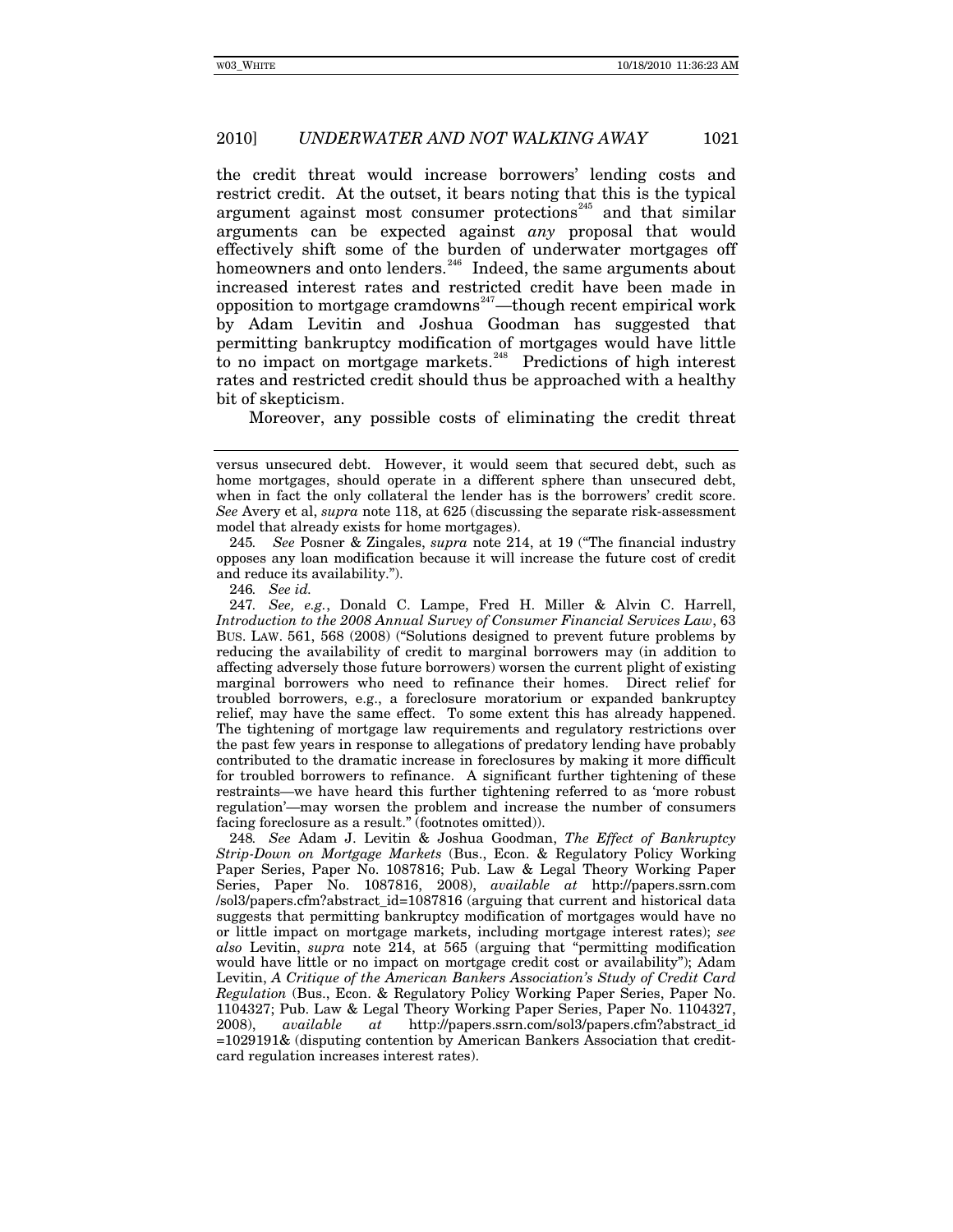the credit threat would increase borrowers' lending costs and restrict credit. At the outset, it bears noting that this is the typical argument against most consumer protections[245] and that similar arguments can be expected against *any* proposal that would effectively shift some of the burden of underwater mortgages off homeowners and onto lenders.[246] Indeed, the same arguments about increased interest rates and restricted credit have been made in opposition to mortgage cramdowns[247]—though recent empirical work by Adam Levitin and Joshua Goodman has suggested that permitting bankruptcy modification of mortgages would have little to no impact on mortgage markets.[248] Predictions of high interest rates and restricted credit should thus be approached with a healthy bit of skepticism.

Moreover, any possible costs of eliminating the credit threat

---

versus unsecured debt. However, it would seem that secured debt, such as home mortgages, should operate in a different sphere than unsecured debt, when in fact the only collateral the lender has is the borrowers' credit score. *See* Avery et al, *supra* note 118, at 625 (discussing the separate risk-assessment model that already exists for home mortgages).

245. *See* Posner & Zingales, *supra* note 214, at 19 ("The financial industry opposes any loan modification because it will increase the future cost of credit and reduce its availability.").

246. *See id.*

247. *See, e.g.*, Donald C. Lampe, Fred H. Miller & Alvin C. Harrell, *Introduction to the 2008 Annual Survey of Consumer Financial Services Law*, 63 BUS. LAW. 561, 568 (2008) ("Solutions designed to prevent future problems by reducing the availability of credit to marginal borrowers may (in addition to affecting adversely those future borrowers) worsen the current plight of existing marginal borrowers who need to refinance their homes. Direct relief for troubled borrowers, e.g., a foreclosure moratorium or expanded bankruptcy relief, may have the same effect. To some extent this has already happened. The tightening of mortgage law requirements and regulatory restrictions over the past few years in response to allegations of predatory lending have probably contributed to the dramatic increase in foreclosures by making it more difficult for troubled borrowers to refinance. A significant further tightening of these restraints—we have heard this further tightening referred to as 'more robust regulation'—may worsen the problem and increase the number of consumers facing foreclosure as a result." (footnotes omitted)).

248. *See* Adam J. Levitin & Joshua Goodman, *The Effect of Bankruptcy Strip-Down on Mortgage Markets* (Bus., Econ. & Regulatory Policy Working Paper Series, Paper No. 1087816; Pub. Law & Legal Theory Working Paper Series, Paper No. 1087816, 2008), *available at* http://papers.ssrn.com/sol3/papers.cfm?abstract_id=1087816 (arguing that current and historical data suggests that permitting bankruptcy modification of mortgages would have no or little impact on mortgage markets, including mortgage interest rates); *see also* Levitin, *supra* note 214, at 565 (arguing that "permitting modification would have little or no impact on mortgage credit cost or availability"); Adam Levitin, *A Critique of the American Bankers Association's Study of Credit Card Regulation* (Bus., Econ. & Regulatory Policy Working Paper Series, Paper No. 1104327; Pub. Law & Legal Theory Working Paper Series, Paper No. 1104327, 2008), *available at* http://papers.ssrn.com/sol3/papers.cfm?abstract_id=1029191& (disputing contention by American Bankers Association that credit-card regulation increases interest rates).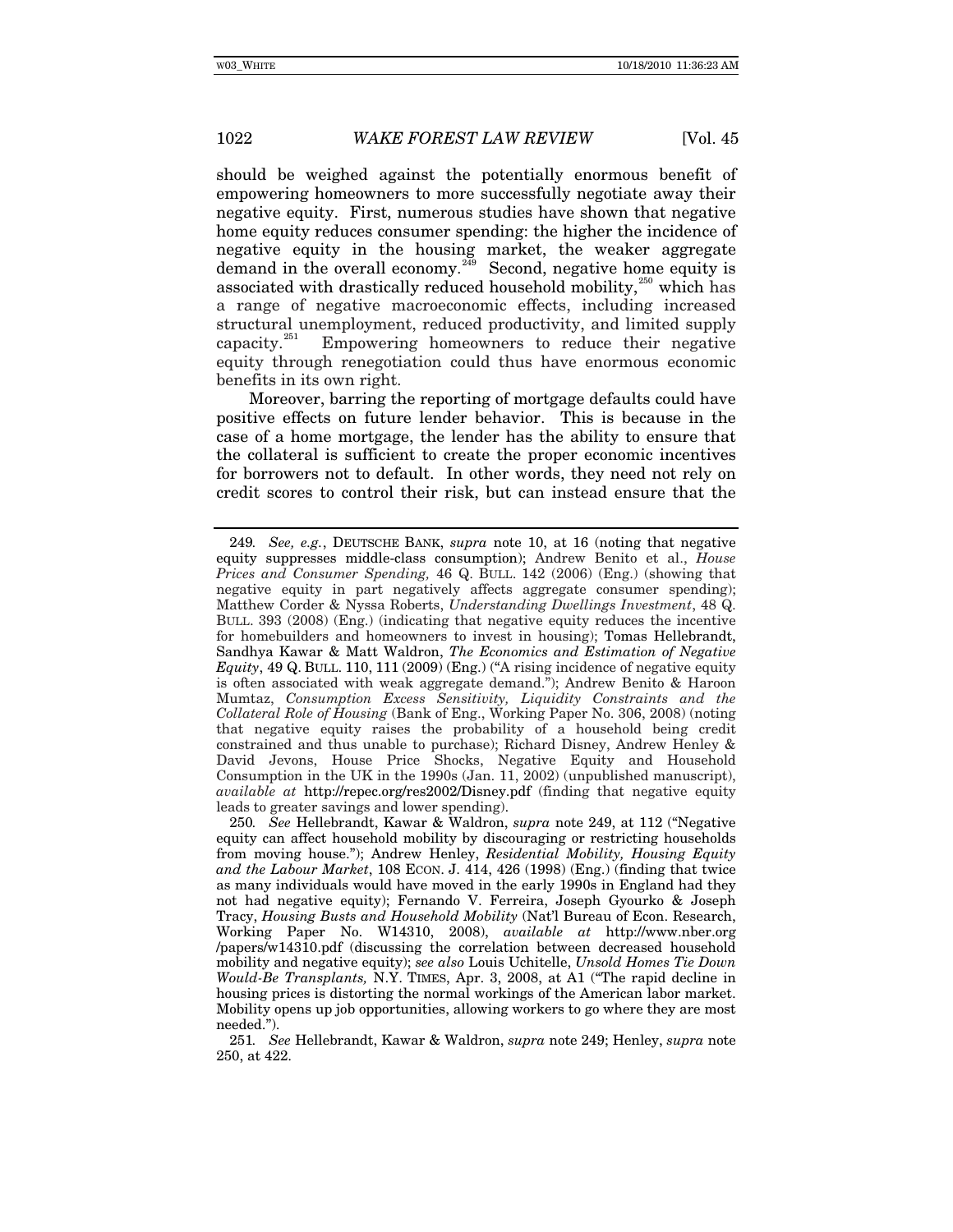should be weighed against the potentially enormous benefit of empowering homeowners to more successfully negotiate away their negative equity. First, numerous studies have shown that negative home equity reduces consumer spending: the higher the incidence of negative equity in the housing market, the weaker aggregate demand in the overall economy.[249] Second, negative home equity is associated with drastically reduced household mobility,[250] which has a range of negative macroeconomic effects, including increased structural unemployment, reduced productivity, and limited supply capacity.[251] Empowering homeowners to reduce their negative equity through renegotiation could thus have enormous economic benefits in its own right.

Moreover, barring the reporting of mortgage defaults could have positive effects on future lender behavior. This is because in the case of a home mortgage, the lender has the ability to ensure that the collateral is sufficient to create the proper economic incentives for borrowers not to default. In other words, they need not rely on credit scores to control their risk, but can instead ensure that the

---

249. *See, e.g.*, DEUTSCHE BANK, *supra* note 10, at 16 (noting that negative equity suppresses middle-class consumption); Andrew Benito et al., *House Prices and Consumer Spending,* 46 Q. BULL. 142 (2006) (Eng.) (showing that negative equity in part negatively affects aggregate consumer spending); Matthew Corder & Nyssa Roberts, *Understanding Dwellings Investment*, 48 Q. BULL. 393 (2008) (Eng.) (indicating that negative equity reduces the incentive for homebuilders and homeowners to invest in housing); Tomas Hellebrandt, Sandhya Kawar & Matt Waldron, *The Economics and Estimation of Negative Equity*, 49 Q. BULL. 110, 111 (2009) (Eng.) ("A rising incidence of negative equity is often associated with weak aggregate demand."); Andrew Benito & Haroon Mumtaz, *Consumption Excess Sensitivity, Liquidity Constraints and the Collateral Role of Housing* (Bank of Eng., Working Paper No. 306, 2008) (noting that negative equity raises the probability of a household being credit constrained and thus unable to purchase); Richard Disney, Andrew Henley & David Jevons, House Price Shocks, Negative Equity and Household Consumption in the UK in the 1990s (Jan. 11, 2002) (unpublished manuscript), *available at* http://repec.org/res2002/Disney.pdf (finding that negative equity leads to greater savings and lower spending).

250. *See* Hellebrandt, Kawar & Waldron, *supra* note 249, at 112 ("Negative equity can affect household mobility by discouraging or restricting households from moving house."); Andrew Henley, *Residential Mobility, Housing Equity and the Labour Market*, 108 ECON. J. 414, 426 (1998) (Eng.) (finding that twice as many individuals would have moved in the early 1990s in England had they not had negative equity); Fernando V. Ferreira, Joseph Gyourko & Joseph Tracy, *Housing Busts and Household Mobility* (Nat'l Bureau of Econ. Research, Working Paper No. W14310, 2008), *available at* http://www.nber.org/papers/w14310.pdf (discussing the correlation between decreased household mobility and negative equity); *see also* Louis Uchitelle, *Unsold Homes Tie Down Would-Be Transplants,* N.Y. TIMES, Apr. 3, 2008, at A1 ("The rapid decline in housing prices is distorting the normal workings of the American labor market. Mobility opens up job opportunities, allowing workers to go where they are most needed.").

251. *See* Hellebrandt, Kawar & Waldron, *supra* note 249; Henley, *supra* note 250, at 422.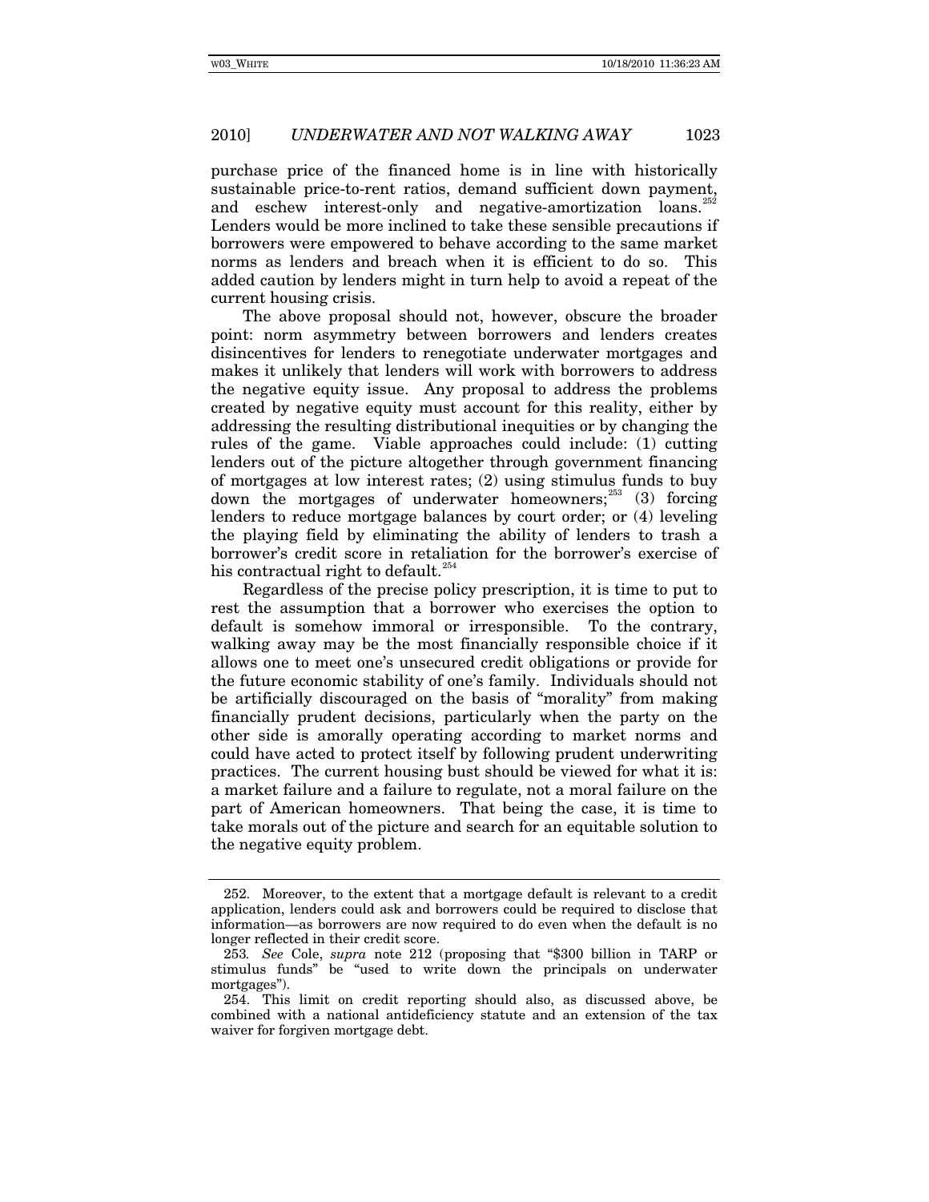purchase price of the financed home is in line with historically sustainable price-to-rent ratios, demand sufficient down payment, and eschew interest-only and negative-amortization loans.[252] Lenders would be more inclined to take these sensible precautions if borrowers were empowered to behave according to the same market norms as lenders and breach when it is efficient to do so. This added caution by lenders might in turn help to avoid a repeat of the current housing crisis.

The above proposal should not, however, obscure the broader point: norm asymmetry between borrowers and lenders creates disincentives for lenders to renegotiate underwater mortgages and makes it unlikely that lenders will work with borrowers to address the negative equity issue. Any proposal to address the problems created by negative equity must account for this reality, either by addressing the resulting distributional inequities or by changing the rules of the game. Viable approaches could include: (1) cutting lenders out of the picture altogether through government financing of mortgages at low interest rates; (2) using stimulus funds to buy down the mortgages of underwater homeowners;[253] (3) forcing lenders to reduce mortgage balances by court order; or (4) leveling the playing field by eliminating the ability of lenders to trash a borrower's credit score in retaliation for the borrower's exercise of his contractual right to default.[254]

Regardless of the precise policy prescription, it is time to put to rest the assumption that a borrower who exercises the option to default is somehow immoral or irresponsible. To the contrary, walking away may be the most financially responsible choice if it allows one to meet one's unsecured credit obligations or provide for the future economic stability of one's family. Individuals should not be artificially discouraged on the basis of "morality" from making financially prudent decisions, particularly when the party on the other side is amorally operating according to market norms and could have acted to protect itself by following prudent underwriting practices. The current housing bust should be viewed for what it is: a market failure and a failure to regulate, not a moral failure on the part of American homeowners. That being the case, it is time to take morals out of the picture and search for an equitable solution to the negative equity problem.

---

252. Moreover, to the extent that a mortgage default is relevant to a credit application, lenders could ask and borrowers could be required to disclose that information—as borrowers are now required to do even when the default is no longer reflected in their credit score.

253. *See* Cole, *supra* note 212 (proposing that "$300 billion in TARP or stimulus funds" be "used to write down the principals on underwater mortgages").

254. This limit on credit reporting should also, as discussed above, be combined with a national antideficiency statute and an extension of the tax waiver for forgiven mortgage debt.